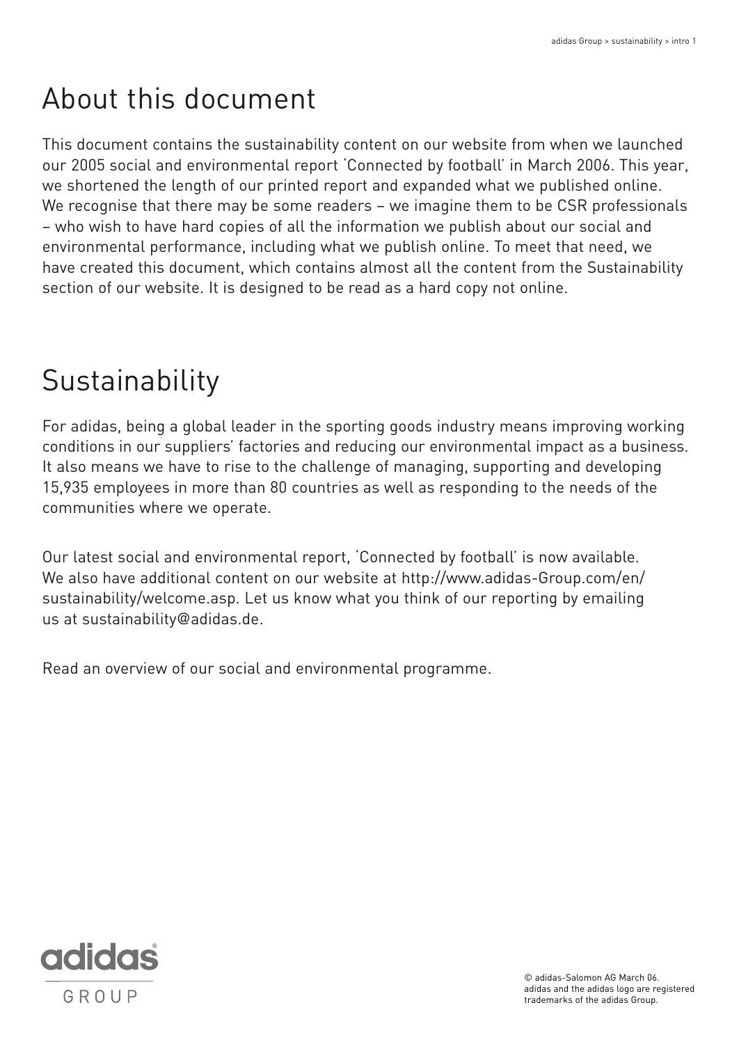# About this document

This document contains the sustainability content on our website from when we launched our 2005 social and environmental report 'Connected by football' in March 2006. This year, we shortened the length of our printed report and expanded what we published online. We recognise that there may be some readers – we imagine them to be CSR professionals – who wish to have hard copies of all the information we publish about our social and environmental performance, including what we publish online. To meet that need, we have created this document, which contains almost all the content from the Sustainability section of our website. It is designed to be read as a hard copy not online.

# Sustainability

For adidas, being a global leader in the sporting goods industry means improving working conditions in our suppliers' factories and reducing our environmental impact as a business. It also means we have to rise to the challenge of managing, supporting and developing 15,935 employees in more than 80 countries as well as responding to the needs of the communities where we operate.

Our latest social and environmental report, 'Connected by football' is now available. We also have additional content on our website at http://www.adidas-Group.com/en/sustainability/welcome.asp. Let us know what you think of our reporting by emailing us at sustainability@adidas.de.

Read an overview of our social and environmental programme.

adidas GROUP

© adidas-Salomon AG March 06.
adidas and the adidas logo are registered trademarks of the adidas Group.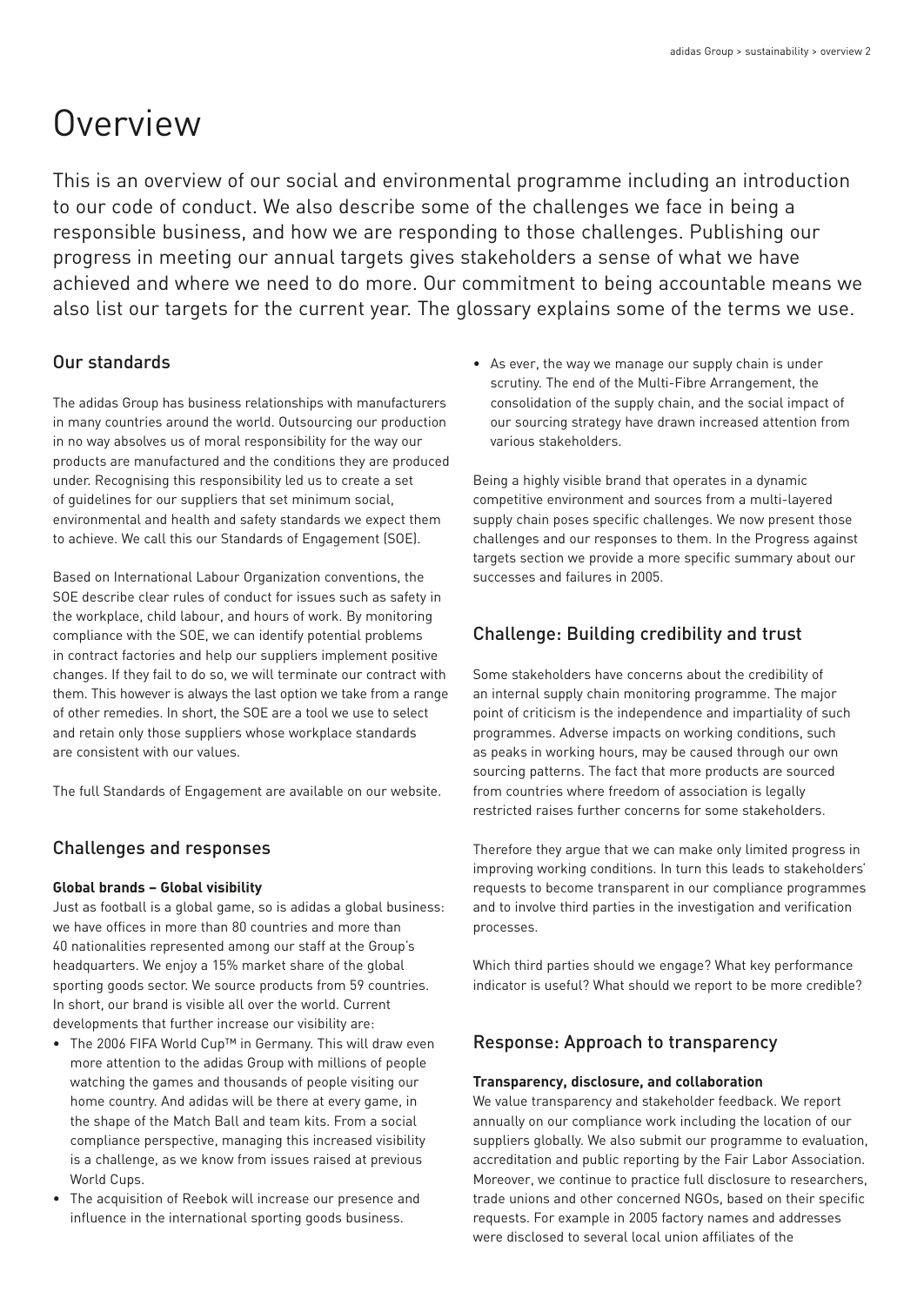# Overview

This is an overview of our social and environmental programme including an introduction to our code of conduct. We also describe some of the challenges we face in being a responsible business, and how we are responding to those challenges. Publishing our progress in meeting our annual targets gives stakeholders a sense of what we have achieved and where we need to do more. Our commitment to being accountable means we also list our targets for the current year. The glossary explains some of the terms we use.

## Our standards

The adidas Group has business relationships with manufacturers in many countries around the world. Outsourcing our production in no way absolves us of moral responsibility for the way our products are manufactured and the conditions they are produced under. Recognising this responsibility led us to create a set of guidelines for our suppliers that set minimum social, environmental and health and safety standards we expect them to achieve. We call this our Standards of Engagement (SOE).

Based on International Labour Organization conventions, the SOE describe clear rules of conduct for issues such as safety in the workplace, child labour, and hours of work. By monitoring compliance with the SOE, we can identify potential problems in contract factories and help our suppliers implement positive changes. If they fail to do so, we will terminate our contract with them. This however is always the last option we take from a range of other remedies. In short, the SOE are a tool we use to select and retain only those suppliers whose workplace standards are consistent with our values.

The full Standards of Engagement are available on our website.

## Challenges and responses

**Global brands – Global visibility**

Just as football is a global game, so is adidas a global business: we have offices in more than 80 countries and more than 40 nationalities represented among our staff at the Group's headquarters. We enjoy a 15% market share of the global sporting goods sector. We source products from 59 countries. In short, our brand is visible all over the world. Current developments that further increase our visibility are:

- The 2006 FIFA World Cup™ in Germany. This will draw even more attention to the adidas Group with millions of people watching the games and thousands of people visiting our home country. And adidas will be there at every game, in the shape of the Match Ball and team kits. From a social compliance perspective, managing this increased visibility is a challenge, as we know from issues raised at previous World Cups.
- The acquisition of Reebok will increase our presence and influence in the international sporting goods business.
- As ever, the way we manage our supply chain is under scrutiny. The end of the Multi-Fibre Arrangement, the consolidation of the supply chain, and the social impact of our sourcing strategy have drawn increased attention from various stakeholders.

Being a highly visible brand that operates in a dynamic competitive environment and sources from a multi-layered supply chain poses specific challenges. We now present those challenges and our responses to them. In the Progress against targets section we provide a more specific summary about our successes and failures in 2005.

## Challenge: Building credibility and trust

Some stakeholders have concerns about the credibility of an internal supply chain monitoring programme. The major point of criticism is the independence and impartiality of such programmes. Adverse impacts on working conditions, such as peaks in working hours, may be caused through our own sourcing patterns. The fact that more products are sourced from countries where freedom of association is legally restricted raises further concerns for some stakeholders.

Therefore they argue that we can make only limited progress in improving working conditions. In turn this leads to stakeholders' requests to become transparent in our compliance programmes and to involve third parties in the investigation and verification processes.

Which third parties should we engage? What key performance indicator is useful? What should we report to be more credible?

## Response: Approach to transparency

**Transparency, disclosure, and collaboration**

We value transparency and stakeholder feedback. We report annually on our compliance work including the location of our suppliers globally. We also submit our programme to evaluation, accreditation and public reporting by the Fair Labor Association. Moreover, we continue to practice full disclosure to researchers, trade unions and other concerned NGOs, based on their specific requests. For example in 2005 factory names and addresses were disclosed to several local union affiliates of the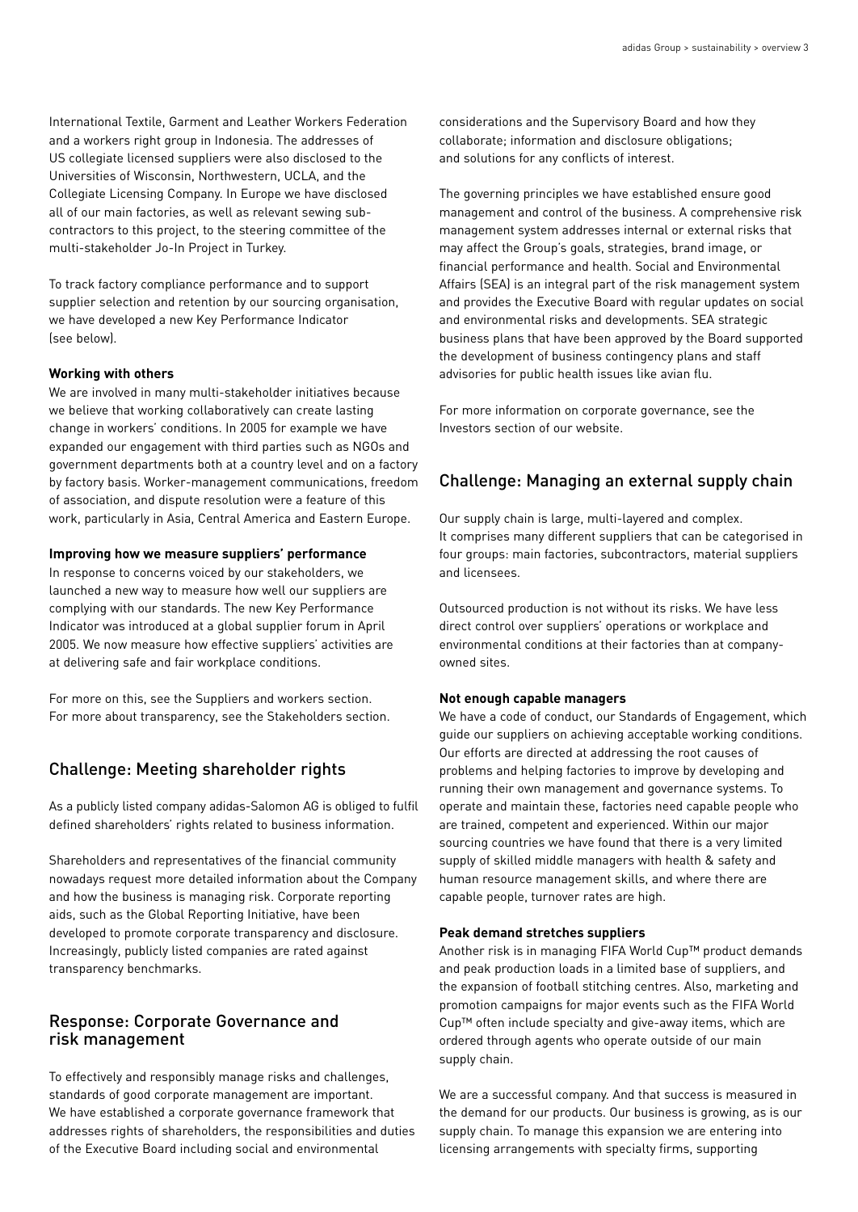International Textile, Garment and Leather Workers Federation and a workers right group in Indonesia. The addresses of US collegiate licensed suppliers were also disclosed to the Universities of Wisconsin, Northwestern, UCLA, and the Collegiate Licensing Company. In Europe we have disclosed all of our main factories, as well as relevant sewing subcontractors to this project, to the steering committee of the multi-stakeholder Jo-In Project in Turkey.

To track factory compliance performance and to support supplier selection and retention by our sourcing organisation, we have developed a new Key Performance Indicator (see below).

**Working with others**

We are involved in many multi-stakeholder initiatives because we believe that working collaboratively can create lasting change in workers' conditions. In 2005 for example we have expanded our engagement with third parties such as NGOs and government departments both at a country level and on a factory by factory basis. Worker-management communications, freedom of association, and dispute resolution were a feature of this work, particularly in Asia, Central America and Eastern Europe.

**Improving how we measure suppliers' performance**

In response to concerns voiced by our stakeholders, we launched a new way to measure how well our suppliers are complying with our standards. The new Key Performance Indicator was introduced at a global supplier forum in April 2005. We now measure how effective suppliers' activities are at delivering safe and fair workplace conditions.

For more on this, see the Suppliers and workers section. For more about transparency, see the Stakeholders section.

## Challenge: Meeting shareholder rights

As a publicly listed company adidas-Salomon AG is obliged to fulfil defined shareholders' rights related to business information.

Shareholders and representatives of the financial community nowadays request more detailed information about the Company and how the business is managing risk. Corporate reporting aids, such as the Global Reporting Initiative, have been developed to promote corporate transparency and disclosure. Increasingly, publicly listed companies are rated against transparency benchmarks.

## Response: Corporate Governance and risk management

To effectively and responsibly manage risks and challenges, standards of good corporate management are important. We have established a corporate governance framework that addresses rights of shareholders, the responsibilities and duties of the Executive Board including social and environmental considerations and the Supervisory Board and how they collaborate; information and disclosure obligations; and solutions for any conflicts of interest.

The governing principles we have established ensure good management and control of the business. A comprehensive risk management system addresses internal or external risks that may affect the Group's goals, strategies, brand image, or financial performance and health. Social and Environmental Affairs (SEA) is an integral part of the risk management system and provides the Executive Board with regular updates on social and environmental risks and developments. SEA strategic business plans that have been approved by the Board supported the development of business contingency plans and staff advisories for public health issues like avian flu.

For more information on corporate governance, see the Investors section of our website.

## Challenge: Managing an external supply chain

Our supply chain is large, multi-layered and complex. It comprises many different suppliers that can be categorised in four groups: main factories, subcontractors, material suppliers and licensees.

Outsourced production is not without its risks. We have less direct control over suppliers' operations or workplace and environmental conditions at their factories than at company-owned sites.

**Not enough capable managers**

We have a code of conduct, our Standards of Engagement, which guide our suppliers on achieving acceptable working conditions. Our efforts are directed at addressing the root causes of problems and helping factories to improve by developing and running their own management and governance systems. To operate and maintain these, factories need capable people who are trained, competent and experienced. Within our major sourcing countries we have found that there is a very limited supply of skilled middle managers with health & safety and human resource management skills, and where there are capable people, turnover rates are high.

**Peak demand stretches suppliers**

Another risk is in managing FIFA World Cup™ product demands and peak production loads in a limited base of suppliers, and the expansion of football stitching centres. Also, marketing and promotion campaigns for major events such as the FIFA World Cup™ often include specialty and give-away items, which are ordered through agents who operate outside of our main supply chain.

We are a successful company. And that success is measured in the demand for our products. Our business is growing, as is our supply chain. To manage this expansion we are entering into licensing arrangements with specialty firms, supporting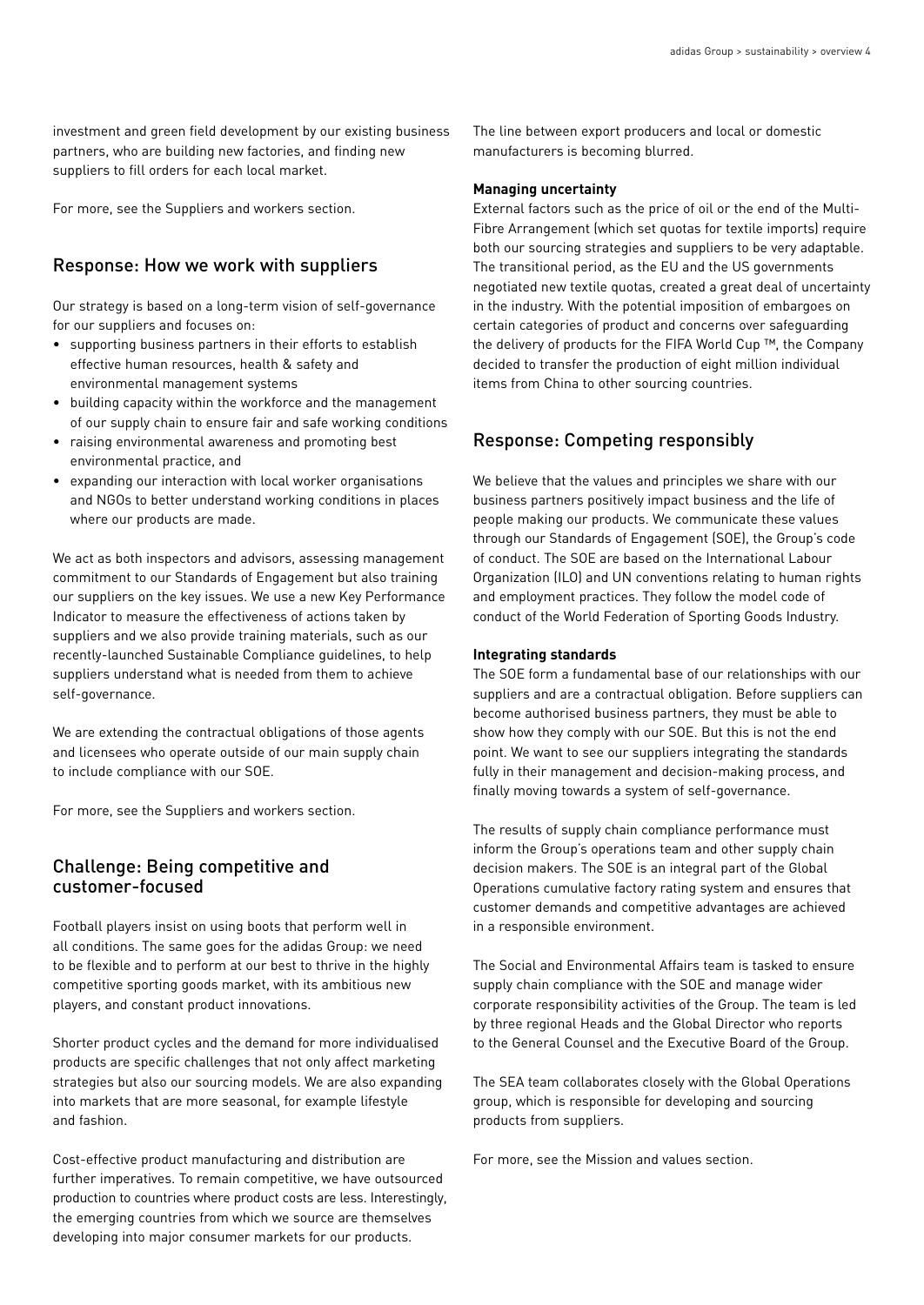investment and green field development by our existing business partners, who are building new factories, and finding new suppliers to fill orders for each local market.

For more, see the Suppliers and workers section.

## Response: How we work with suppliers

Our strategy is based on a long-term vision of self-governance for our suppliers and focuses on:

- supporting business partners in their efforts to establish effective human resources, health & safety and environmental management systems
- building capacity within the workforce and the management of our supply chain to ensure fair and safe working conditions
- raising environmental awareness and promoting best environmental practice, and
- expanding our interaction with local worker organisations and NGOs to better understand working conditions in places where our products are made.

We act as both inspectors and advisors, assessing management commitment to our Standards of Engagement but also training our suppliers on the key issues. We use a new Key Performance Indicator to measure the effectiveness of actions taken by suppliers and we also provide training materials, such as our recently-launched Sustainable Compliance guidelines, to help suppliers understand what is needed from them to achieve self-governance.

We are extending the contractual obligations of those agents and licensees who operate outside of our main supply chain to include compliance with our SOE.

For more, see the Suppliers and workers section.

## Challenge: Being competitive and customer-focused

Football players insist on using boots that perform well in all conditions. The same goes for the adidas Group: we need to be flexible and to perform at our best to thrive in the highly competitive sporting goods market, with its ambitious new players, and constant product innovations.

Shorter product cycles and the demand for more individualised products are specific challenges that not only affect marketing strategies but also our sourcing models. We are also expanding into markets that are more seasonal, for example lifestyle and fashion.

Cost-effective product manufacturing and distribution are further imperatives. To remain competitive, we have outsourced production to countries where product costs are less. Interestingly, the emerging countries from which we source are themselves developing into major consumer markets for our products. The line between export producers and local or domestic manufacturers is becoming blurred.

**Managing uncertainty**

External factors such as the price of oil or the end of the Multi-Fibre Arrangement (which set quotas for textile imports) require both our sourcing strategies and suppliers to be very adaptable. The transitional period, as the EU and the US governments negotiated new textile quotas, created a great deal of uncertainty in the industry. With the potential imposition of embargoes on certain categories of product and concerns over safeguarding the delivery of products for the FIFA World Cup ™, the Company decided to transfer the production of eight million individual items from China to other sourcing countries.

## Response: Competing responsibly

We believe that the values and principles we share with our business partners positively impact business and the life of people making our products. We communicate these values through our Standards of Engagement (SOE), the Group's code of conduct. The SOE are based on the International Labour Organization (ILO) and UN conventions relating to human rights and employment practices. They follow the model code of conduct of the World Federation of Sporting Goods Industry.

**Integrating standards**

The SOE form a fundamental base of our relationships with our suppliers and are a contractual obligation. Before suppliers can become authorised business partners, they must be able to show how they comply with our SOE. But this is not the end point. We want to see our suppliers integrating the standards fully in their management and decision-making process, and finally moving towards a system of self-governance.

The results of supply chain compliance performance must inform the Group's operations team and other supply chain decision makers. The SOE is an integral part of the Global Operations cumulative factory rating system and ensures that customer demands and competitive advantages are achieved in a responsible environment.

The Social and Environmental Affairs team is tasked to ensure supply chain compliance with the SOE and manage wider corporate responsibility activities of the Group. The team is led by three regional Heads and the Global Director who reports to the General Counsel and the Executive Board of the Group.

The SEA team collaborates closely with the Global Operations group, which is responsible for developing and sourcing products from suppliers.

For more, see the Mission and values section.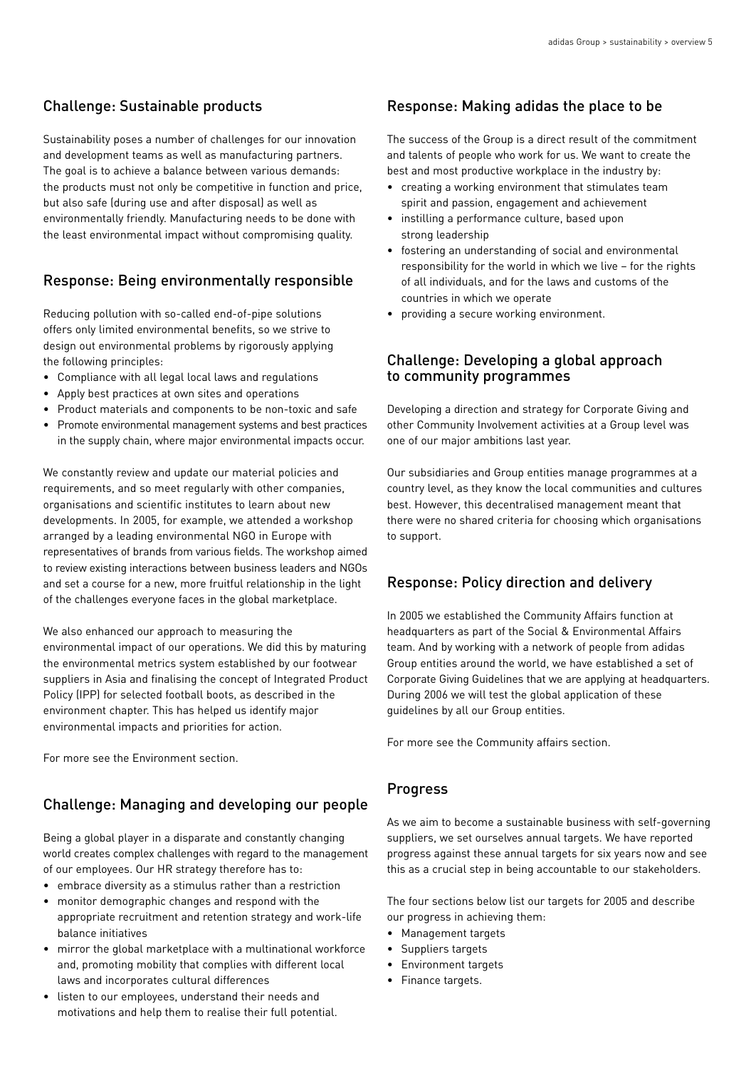## Challenge: Sustainable products

Sustainability poses a number of challenges for our innovation and development teams as well as manufacturing partners. The goal is to achieve a balance between various demands: the products must not only be competitive in function and price, but also safe (during use and after disposal) as well as environmentally friendly. Manufacturing needs to be done with the least environmental impact without compromising quality.

## Response: Being environmentally responsible

Reducing pollution with so-called end-of-pipe solutions offers only limited environmental benefits, so we strive to design out environmental problems by rigorously applying the following principles:

- Compliance with all legal local laws and regulations
- Apply best practices at own sites and operations
- Product materials and components to be non-toxic and safe
- Promote environmental management systems and best practices in the supply chain, where major environmental impacts occur.

We constantly review and update our material policies and requirements, and so meet regularly with other companies, organisations and scientific institutes to learn about new developments. In 2005, for example, we attended a workshop arranged by a leading environmental NGO in Europe with representatives of brands from various fields. The workshop aimed to review existing interactions between business leaders and NGOs and set a course for a new, more fruitful relationship in the light of the challenges everyone faces in the global marketplace.

We also enhanced our approach to measuring the environmental impact of our operations. We did this by maturing the environmental metrics system established by our footwear suppliers in Asia and finalising the concept of Integrated Product Policy (IPP) for selected football boots, as described in the environment chapter. This has helped us identify major environmental impacts and priorities for action.

For more see the Environment section.

## Challenge: Managing and developing our people

Being a global player in a disparate and constantly changing world creates complex challenges with regard to the management of our employees. Our HR strategy therefore has to:

- embrace diversity as a stimulus rather than a restriction
- monitor demographic changes and respond with the appropriate recruitment and retention strategy and work-life balance initiatives
- mirror the global marketplace with a multinational workforce and, promoting mobility that complies with different local laws and incorporates cultural differences
- listen to our employees, understand their needs and motivations and help them to realise their full potential.

## Response: Making adidas the place to be

The success of the Group is a direct result of the commitment and talents of people who work for us. We want to create the best and most productive workplace in the industry by:

- creating a working environment that stimulates team spirit and passion, engagement and achievement
- instilling a performance culture, based upon strong leadership
- fostering an understanding of social and environmental responsibility for the world in which we live – for the rights of all individuals, and for the laws and customs of the countries in which we operate
- providing a secure working environment.

## Challenge: Developing a global approach to community programmes

Developing a direction and strategy for Corporate Giving and other Community Involvement activities at a Group level was one of our major ambitions last year.

Our subsidiaries and Group entities manage programmes at a country level, as they know the local communities and cultures best. However, this decentralised management meant that there were no shared criteria for choosing which organisations to support.

## Response: Policy direction and delivery

In 2005 we established the Community Affairs function at headquarters as part of the Social & Environmental Affairs team. And by working with a network of people from adidas Group entities around the world, we have established a set of Corporate Giving Guidelines that we are applying at headquarters. During 2006 we will test the global application of these guidelines by all our Group entities.

For more see the Community affairs section.

## Progress

As we aim to become a sustainable business with self-governing suppliers, we set ourselves annual targets. We have reported progress against these annual targets for six years now and see this as a crucial step in being accountable to our stakeholders.

The four sections below list our targets for 2005 and describe our progress in achieving them:

- Management targets
- Suppliers targets
- Environment targets
- Finance targets.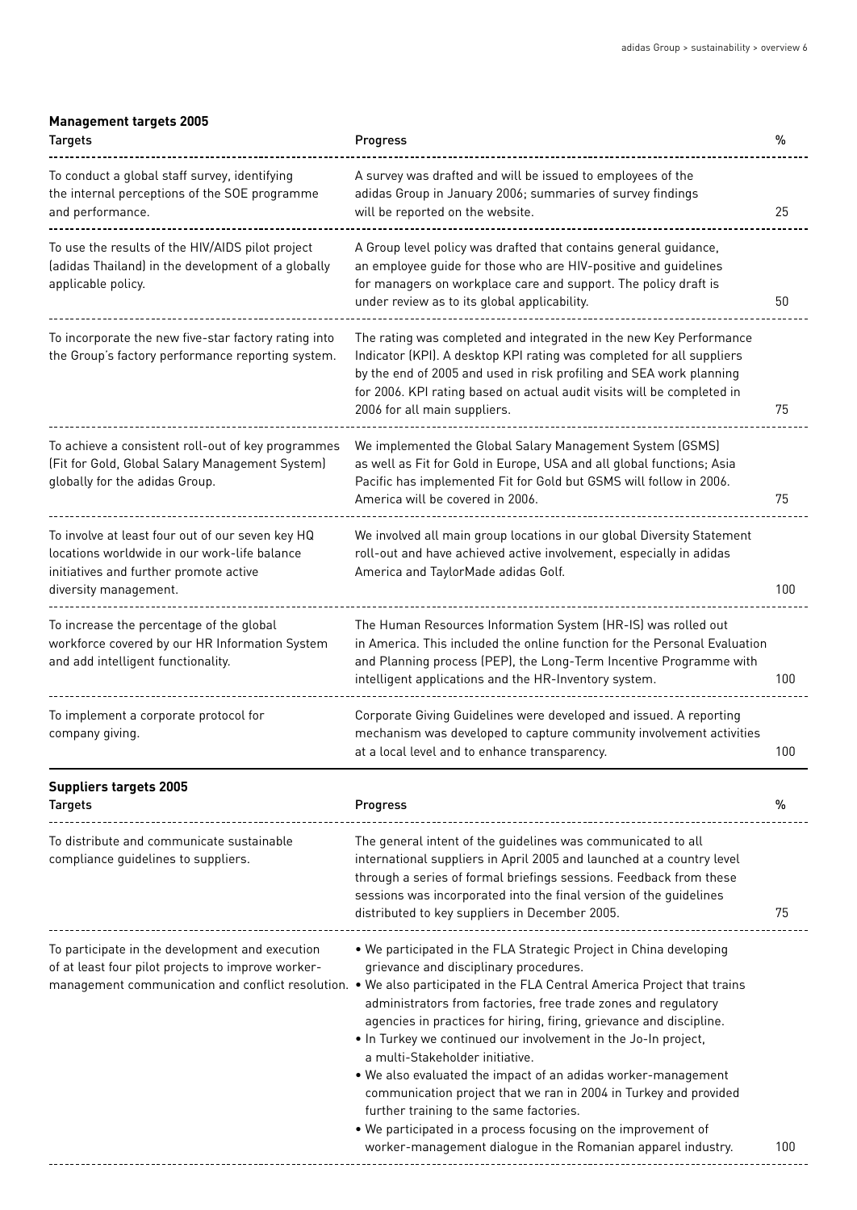**Management targets 2005**

| Targets | Progress | % |
|---|---|---|
| To conduct a global staff survey, identifying the internal perceptions of the SOE programme and performance. | A survey was drafted and will be issued to employees of the adidas Group in January 2006; summaries of survey findings will be reported on the website. | 25 |
| To use the results of the HIV/AIDS pilot project (adidas Thailand) in the development of a globally applicable policy. | A Group level policy was drafted that contains general guidance, an employee guide for those who are HIV-positive and guidelines for managers on workplace care and support. The policy draft is under review as to its global applicability. | 50 |
| To incorporate the new five-star factory rating into the Group's factory performance reporting system. | The rating was completed and integrated in the new Key Performance Indicator (KPI). A desktop KPI rating was completed for all suppliers by the end of 2005 and used in risk profiling and SEA work planning for 2006. KPI rating based on actual audit visits will be completed in 2006 for all main suppliers. | 75 |
| To achieve a consistent roll-out of key programmes (Fit for Gold, Global Salary Management System) globally for the adidas Group. | We implemented the Global Salary Management System (GSMS) as well as Fit for Gold in Europe, USA and all global functions; Asia Pacific has implemented Fit for Gold but GSMS will follow in 2006. America will be covered in 2006. | 75 |
| To involve at least four out of our seven key HQ locations worldwide in our work-life balance initiatives and further promote active diversity management. | We involved all main group locations in our global Diversity Statement roll-out and have achieved active involvement, especially in adidas America and TaylorMade adidas Golf. | 100 |
| To increase the percentage of the global workforce covered by our HR Information System and add intelligent functionality. | The Human Resources Information System (HR-IS) was rolled out in America. This included the online function for the Personal Evaluation and Planning process (PEP), the Long-Term Incentive Programme with intelligent applications and the HR-Inventory system. | 100 |
| To implement a corporate protocol for company giving. | Corporate Giving Guidelines were developed and issued. A reporting mechanism was developed to capture community involvement activities at a local level and to enhance transparency. | 100 |

**Suppliers targets 2005**

| Targets | Progress | % |
|---|---|---|
| To distribute and communicate sustainable compliance guidelines to suppliers. | The general intent of the guidelines was communicated to all international suppliers in April 2005 and launched at a country level through a series of formal briefings sessions. Feedback from these sessions was incorporated into the final version of the guidelines distributed to key suppliers in December 2005. | 75 |
| To participate in the development and execution of at least four pilot projects to improve worker-management communication and conflict resolution. | • We participated in the FLA Strategic Project in China developing grievance and disciplinary procedures.<br>• We also participated in the FLA Central America Project that trains administrators from factories, free trade zones and regulatory agencies in practices for hiring, firing, grievance and discipline.<br>• In Turkey we continued our involvement in the Jo-In project, a multi-Stakeholder initiative.<br>• We also evaluated the impact of an adidas worker-management communication project that we ran in 2004 in Turkey and provided further training to the same factories.<br>• We participated in a process focusing on the improvement of worker-management dialogue in the Romanian apparel industry. | 100 |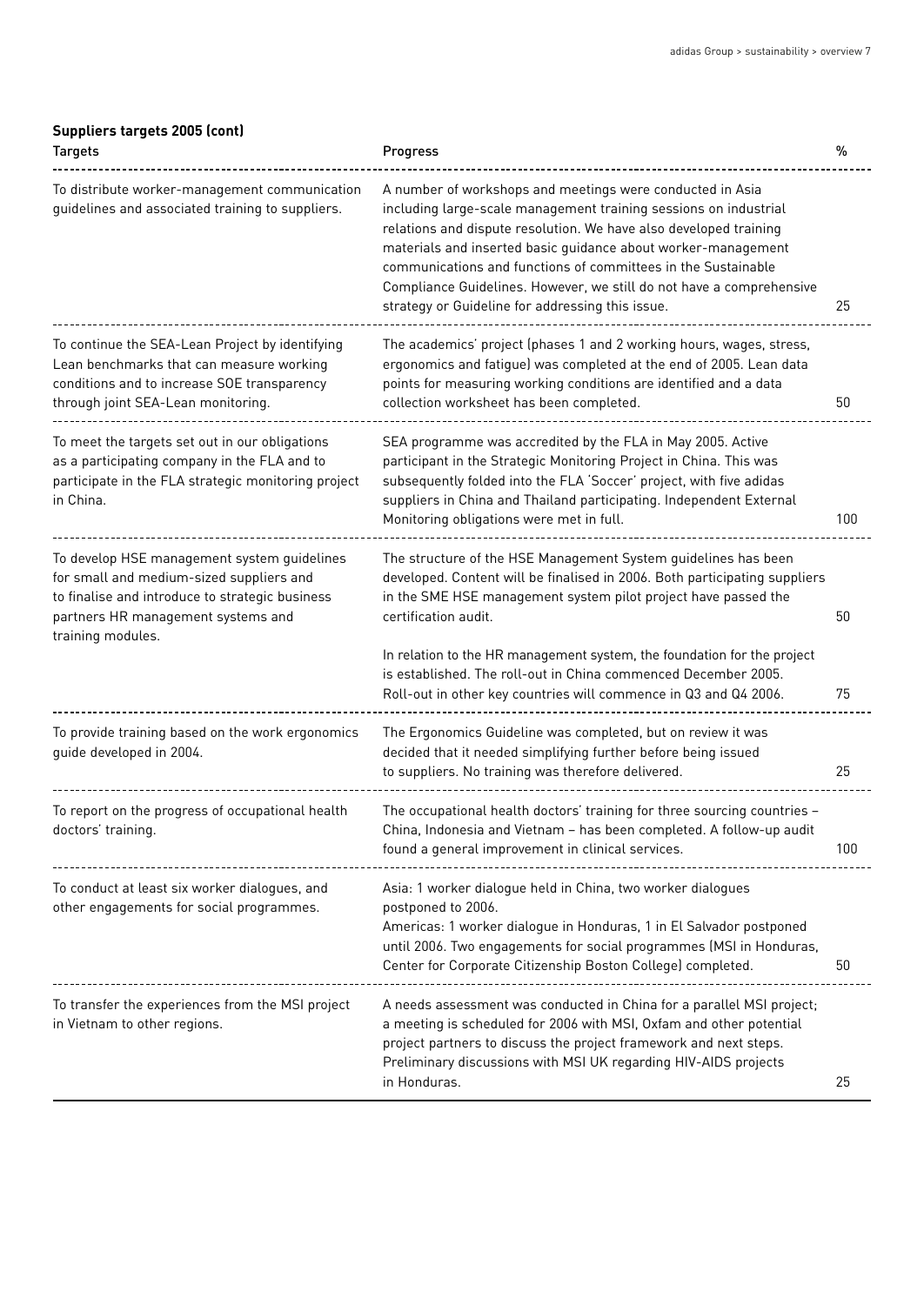**Suppliers targets 2005 (cont)**

| Targets | Progress | % |
|---|---|---|
| To distribute worker-management communication guidelines and associated training to suppliers. | A number of workshops and meetings were conducted in Asia including large-scale management training sessions on industrial relations and dispute resolution. We have also developed training materials and inserted basic guidance about worker-management communications and functions of committees in the Sustainable Compliance Guidelines. However, we still do not have a comprehensive strategy or Guideline for addressing this issue. | 25 |
| To continue the SEA-Lean Project by identifying Lean benchmarks that can measure working conditions and to increase SOE transparency through joint SEA-Lean monitoring. | The academics' project (phases 1 and 2 working hours, wages, stress, ergonomics and fatigue) was completed at the end of 2005. Lean data points for measuring working conditions are identified and a data collection worksheet has been completed. | 50 |
| To meet the targets set out in our obligations as a participating company in the FLA and to participate in the FLA strategic monitoring project in China. | SEA programme was accredited by the FLA in May 2005. Active participant in the Strategic Monitoring Project in China. This was subsequently folded into the FLA 'Soccer' project, with five adidas suppliers in China and Thailand participating. Independent External Monitoring obligations were met in full. | 100 |
| To develop HSE management system guidelines for small and medium-sized suppliers and to finalise and introduce to strategic business partners HR management systems and training modules. | The structure of the HSE Management System guidelines has been developed. Content will be finalised in 2006. Both participating suppliers in the SME HSE management system pilot project have passed the certification audit. | 50 |
| | In relation to the HR management system, the foundation for the project is established. The roll-out in China commenced December 2005. Roll-out in other key countries will commence in Q3 and Q4 2006. | 75 |
| To provide training based on the work ergonomics guide developed in 2004. | The Ergonomics Guideline was completed, but on review it was decided that it needed simplifying further before being issued to suppliers. No training was therefore delivered. | 25 |
| To report on the progress of occupational health doctors' training. | The occupational health doctors' training for three sourcing countries – China, Indonesia and Vietnam – has been completed. A follow-up audit found a general improvement in clinical services. | 100 |
| To conduct at least six worker dialogues, and other engagements for social programmes. | Asia: 1 worker dialogue held in China, two worker dialogues postponed to 2006. Americas: 1 worker dialogue in Honduras, 1 in El Salvador postponed until 2006. Two engagements for social programmes (MSI in Honduras, Center for Corporate Citizenship Boston College) completed. | 50 |
| To transfer the experiences from the MSI project in Vietnam to other regions. | A needs assessment was conducted in China for a parallel MSI project; a meeting is scheduled for 2006 with MSI, Oxfam and other potential project partners to discuss the project framework and next steps. Preliminary discussions with MSI UK regarding HIV-AIDS projects in Honduras. | 25 |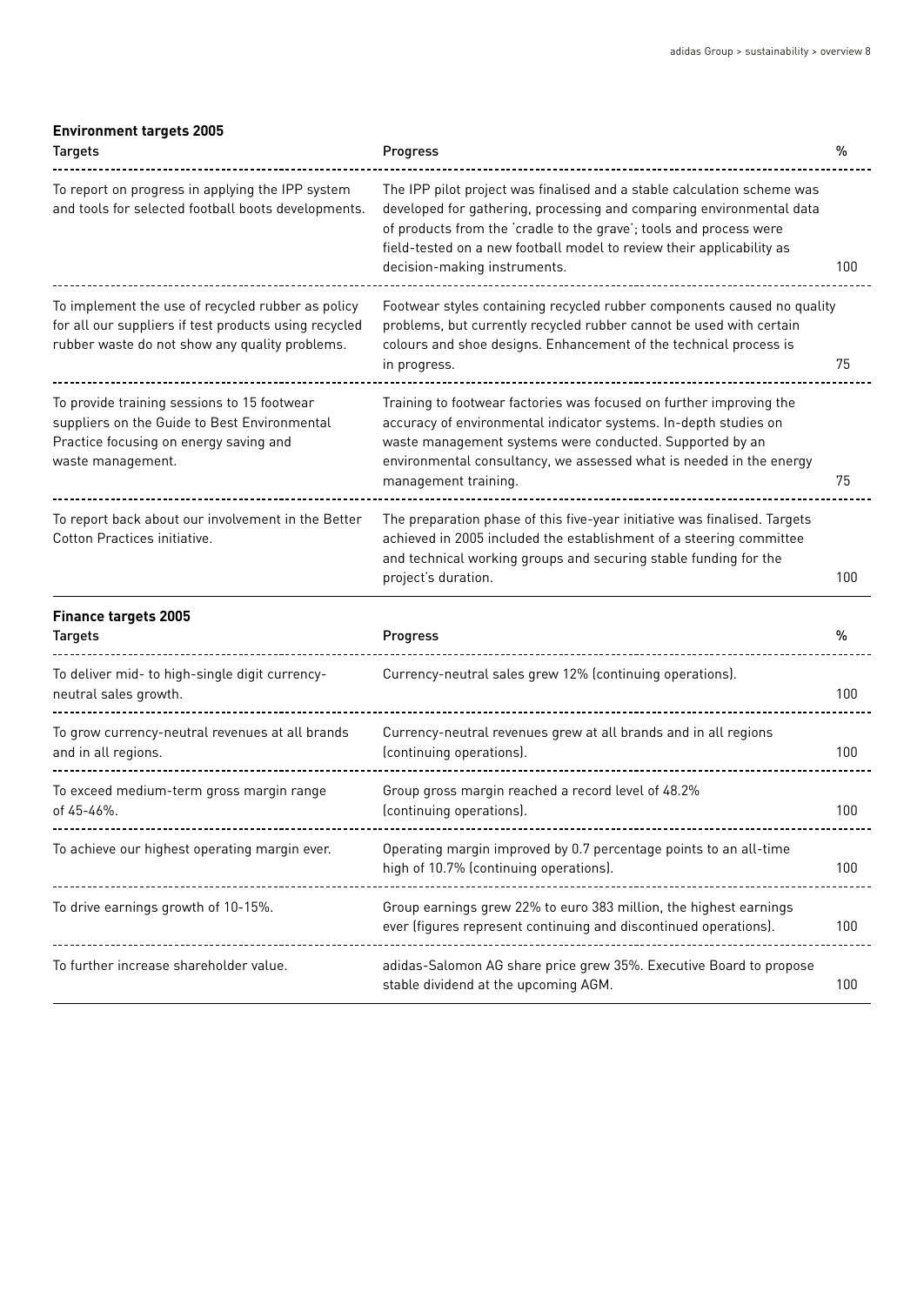**Environment targets 2005**

| Targets | Progress | % |
| --- | --- | --- |
| To report on progress in applying the IPP system and tools for selected football boots developments. | The IPP pilot project was finalised and a stable calculation scheme was developed for gathering, processing and comparing environmental data of products from the 'cradle to the grave'; tools and process were field-tested on a new football model to review their applicability as decision-making instruments. | 100 |
| To implement the use of recycled rubber as policy for all our suppliers if test products using recycled rubber waste do not show any quality problems. | Footwear styles containing recycled rubber components caused no quality problems, but currently recycled rubber cannot be used with certain colours and shoe designs. Enhancement of the technical process is in progress. | 75 |
| To provide training sessions to 15 footwear suppliers on the Guide to Best Environmental Practice focusing on energy saving and waste management. | Training to footwear factories was focused on further improving the accuracy of environmental indicator systems. In-depth studies on waste management systems were conducted. Supported by an environmental consultancy, we assessed what is needed in the energy management training. | 75 |
| To report back about our involvement in the Better Cotton Practices initiative. | The preparation phase of this five-year initiative was finalised. Targets achieved in 2005 included the establishment of a steering committee and technical working groups and securing stable funding for the project's duration. | 100 |

**Finance targets 2005**

| Targets | Progress | % |
| --- | --- | --- |
| To deliver mid- to high-single digit currency-neutral sales growth. | Currency-neutral sales grew 12% (continuing operations). | 100 |
| To grow currency-neutral revenues at all brands and in all regions. | Currency-neutral revenues grew at all brands and in all regions (continuing operations). | 100 |
| To exceed medium-term gross margin range of 45-46%. | Group gross margin reached a record level of 48.2% (continuing operations). | 100 |
| To achieve our highest operating margin ever. | Operating margin improved by 0.7 percentage points to an all-time high of 10.7% (continuing operations). | 100 |
| To drive earnings growth of 10-15%. | Group earnings grew 22% to euro 383 million, the highest earnings ever (figures represent continuing and discontinued operations). | 100 |
| To further increase shareholder value. | adidas-Salomon AG share price grew 35%. Executive Board to propose stable dividend at the upcoming AGM. | 100 |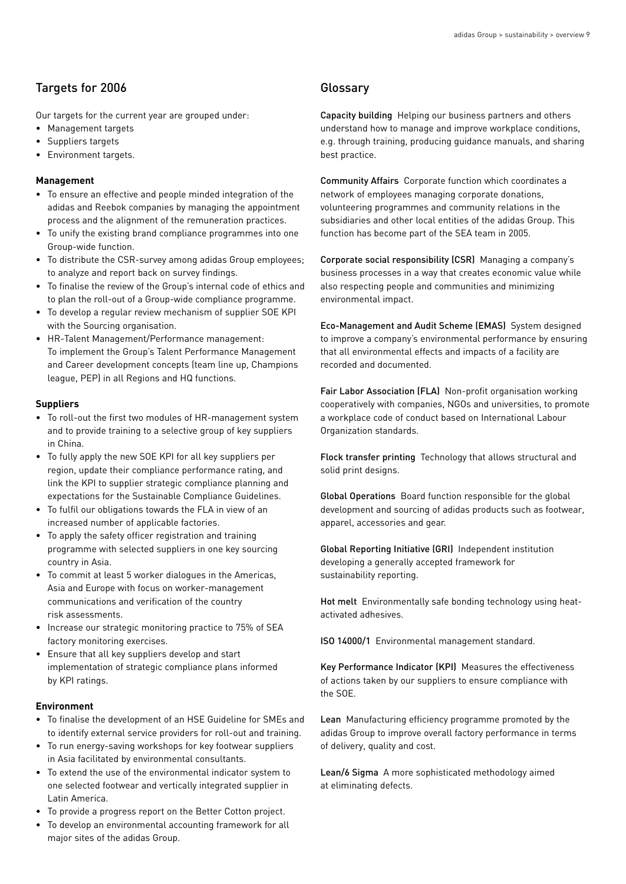## Targets for 2006

Our targets for the current year are grouped under:

- Management targets
- Suppliers targets
- Environment targets.

### Management

- To ensure an effective and people minded integration of the adidas and Reebok companies by managing the appointment process and the alignment of the remuneration practices.
- To unify the existing brand compliance programmes into one Group-wide function.
- To distribute the CSR-survey among adidas Group employees; to analyze and report back on survey findings.
- To finalise the review of the Group's internal code of ethics and to plan the roll-out of a Group-wide compliance programme.
- To develop a regular review mechanism of supplier SOE KPI with the Sourcing organisation.
- HR-Talent Management/Performance management: To implement the Group's Talent Performance Management and Career development concepts (team line up, Champions league, PEP) in all Regions and HQ functions.

### Suppliers

- To roll-out the first two modules of HR-management system and to provide training to a selective group of key suppliers in China.
- To fully apply the new SOE KPI for all key suppliers per region, update their compliance performance rating, and link the KPI to supplier strategic compliance planning and expectations for the Sustainable Compliance Guidelines.
- To fulfil our obligations towards the FLA in view of an increased number of applicable factories.
- To apply the safety officer registration and training programme with selected suppliers in one key sourcing country in Asia.
- To commit at least 5 worker dialogues in the Americas, Asia and Europe with focus on worker-management communications and verification of the country risk assessments.
- Increase our strategic monitoring practice to 75% of SEA factory monitoring exercises.
- Ensure that all key suppliers develop and start implementation of strategic compliance plans informed by KPI ratings.

### Environment

- To finalise the development of an HSE Guideline for SMEs and to identify external service providers for roll-out and training.
- To run energy-saving workshops for key footwear suppliers in Asia facilitated by environmental consultants.
- To extend the use of the environmental indicator system to one selected footwear and vertically integrated supplier in Latin America.
- To provide a progress report on the Better Cotton project.
- To develop an environmental accounting framework for all major sites of the adidas Group.

## Glossary

**Capacity building** Helping our business partners and others understand how to manage and improve workplace conditions, e.g. through training, producing guidance manuals, and sharing best practice.

**Community Affairs** Corporate function which coordinates a network of employees managing corporate donations, volunteering programmes and community relations in the subsidiaries and other local entities of the adidas Group. This function has become part of the SEA team in 2005.

**Corporate social responsibility (CSR)** Managing a company's business processes in a way that creates economic value while also respecting people and communities and minimizing environmental impact.

**Eco-Management and Audit Scheme (EMAS)** System designed to improve a company's environmental performance by ensuring that all environmental effects and impacts of a facility are recorded and documented.

**Fair Labor Association (FLA)** Non-profit organisation working cooperatively with companies, NGOs and universities, to promote a workplace code of conduct based on International Labour Organization standards.

**Flock transfer printing** Technology that allows structural and solid print designs.

**Global Operations** Board function responsible for the global development and sourcing of adidas products such as footwear, apparel, accessories and gear.

**Global Reporting Initiative (GRI)** Independent institution developing a generally accepted framework for sustainability reporting.

**Hot melt** Environmentally safe bonding technology using heat-activated adhesives.

**ISO 14000/1** Environmental management standard.

**Key Performance Indicator (KPI)** Measures the effectiveness of actions taken by our suppliers to ensure compliance with the SOE.

**Lean** Manufacturing efficiency programme promoted by the adidas Group to improve overall factory performance in terms of delivery, quality and cost.

**Lean/6 Sigma** A more sophisticated methodology aimed at eliminating defects.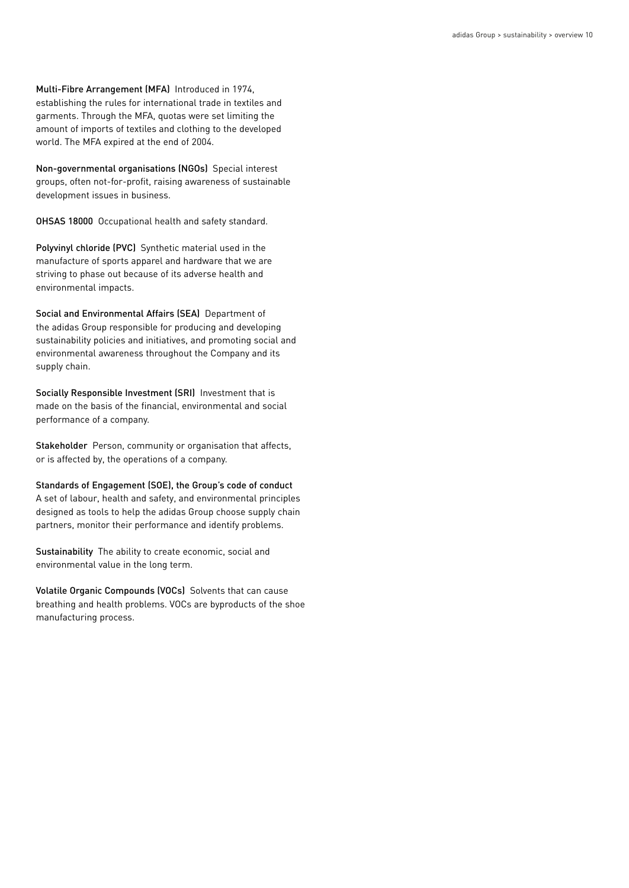**Multi-Fibre Arrangement (MFA)** Introduced in 1974, establishing the rules for international trade in textiles and garments. Through the MFA, quotas were set limiting the amount of imports of textiles and clothing to the developed world. The MFA expired at the end of 2004.

**Non-governmental organisations (NGOs)** Special interest groups, often not-for-profit, raising awareness of sustainable development issues in business.

**OHSAS 18000** Occupational health and safety standard.

**Polyvinyl chloride (PVC)** Synthetic material used in the manufacture of sports apparel and hardware that we are striving to phase out because of its adverse health and environmental impacts.

**Social and Environmental Affairs (SEA)** Department of the adidas Group responsible for producing and developing sustainability policies and initiatives, and promoting social and environmental awareness throughout the Company and its supply chain.

**Socially Responsible Investment (SRI)** Investment that is made on the basis of the financial, environmental and social performance of a company.

**Stakeholder** Person, community or organisation that affects, or is affected by, the operations of a company.

**Standards of Engagement (SOE), the Group's code of conduct**
A set of labour, health and safety, and environmental principles designed as tools to help the adidas Group choose supply chain partners, monitor their performance and identify problems.

**Sustainability** The ability to create economic, social and environmental value in the long term.

**Volatile Organic Compounds (VOCs)** Solvents that can cause breathing and health problems. VOCs are byproducts of the shoe manufacturing process.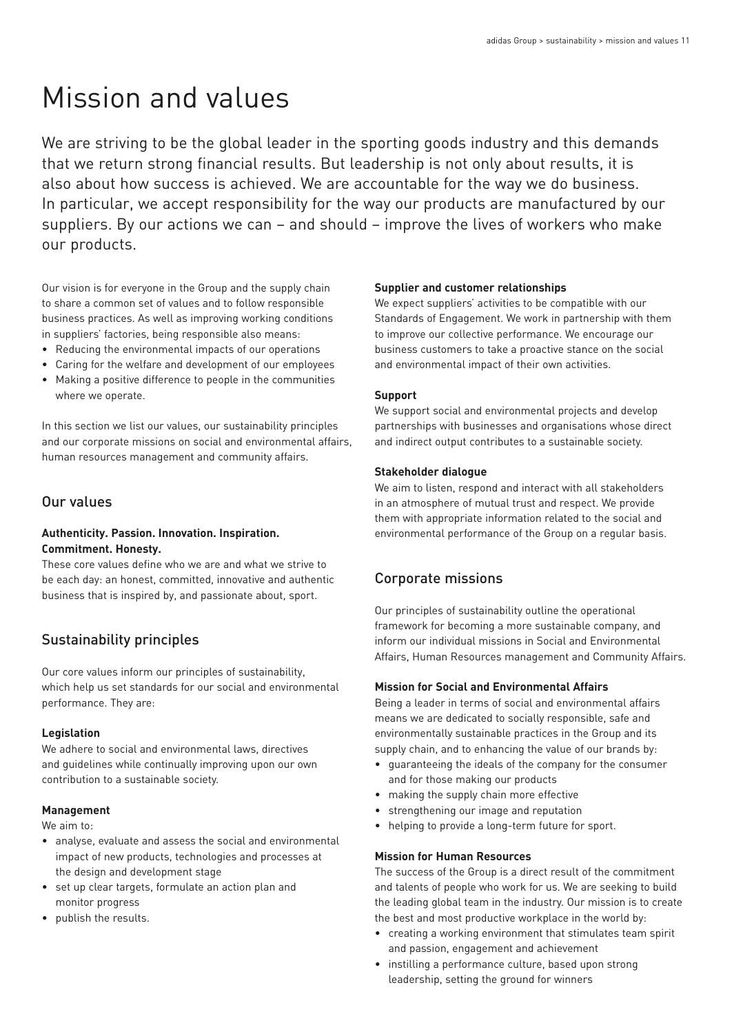# Mission and values

We are striving to be the global leader in the sporting goods industry and this demands that we return strong financial results. But leadership is not only about results, it is also about how success is achieved. We are accountable for the way we do business. In particular, we accept responsibility for the way our products are manufactured by our suppliers. By our actions we can – and should – improve the lives of workers who make our products.

Our vision is for everyone in the Group and the supply chain to share a common set of values and to follow responsible business practices. As well as improving working conditions in suppliers' factories, being responsible also means:

- Reducing the environmental impacts of our operations
- Caring for the welfare and development of our employees
- Making a positive difference to people in the communities where we operate.

In this section we list our values, our sustainability principles and our corporate missions on social and environmental affairs, human resources management and community affairs.

## Our values

**Authenticity. Passion. Innovation. Inspiration. Commitment. Honesty.**

These core values define who we are and what we strive to be each day: an honest, committed, innovative and authentic business that is inspired by, and passionate about, sport.

## Sustainability principles

Our core values inform our principles of sustainability, which help us set standards for our social and environmental performance. They are:

**Legislation**

We adhere to social and environmental laws, directives and guidelines while continually improving upon our own contribution to a sustainable society.

**Management**

We aim to:

- analyse, evaluate and assess the social and environmental impact of new products, technologies and processes at the design and development stage
- set up clear targets, formulate an action plan and monitor progress
- publish the results.

**Supplier and customer relationships**

We expect suppliers' activities to be compatible with our Standards of Engagement. We work in partnership with them to improve our collective performance. We encourage our business customers to take a proactive stance on the social and environmental impact of their own activities.

**Support**

We support social and environmental projects and develop partnerships with businesses and organisations whose direct and indirect output contributes to a sustainable society.

**Stakeholder dialogue**

We aim to listen, respond and interact with all stakeholders in an atmosphere of mutual trust and respect. We provide them with appropriate information related to the social and environmental performance of the Group on a regular basis.

## Corporate missions

Our principles of sustainability outline the operational framework for becoming a more sustainable company, and inform our individual missions in Social and Environmental Affairs, Human Resources management and Community Affairs.

**Mission for Social and Environmental Affairs**

Being a leader in terms of social and environmental affairs means we are dedicated to socially responsible, safe and environmentally sustainable practices in the Group and its supply chain, and to enhancing the value of our brands by:

- guaranteeing the ideals of the company for the consumer and for those making our products
- making the supply chain more effective
- strengthening our image and reputation
- helping to provide a long-term future for sport.

**Mission for Human Resources**

The success of the Group is a direct result of the commitment and talents of people who work for us. We are seeking to build the leading global team in the industry. Our mission is to create the best and most productive workplace in the world by:

- creating a working environment that stimulates team spirit and passion, engagement and achievement
- instilling a performance culture, based upon strong leadership, setting the ground for winners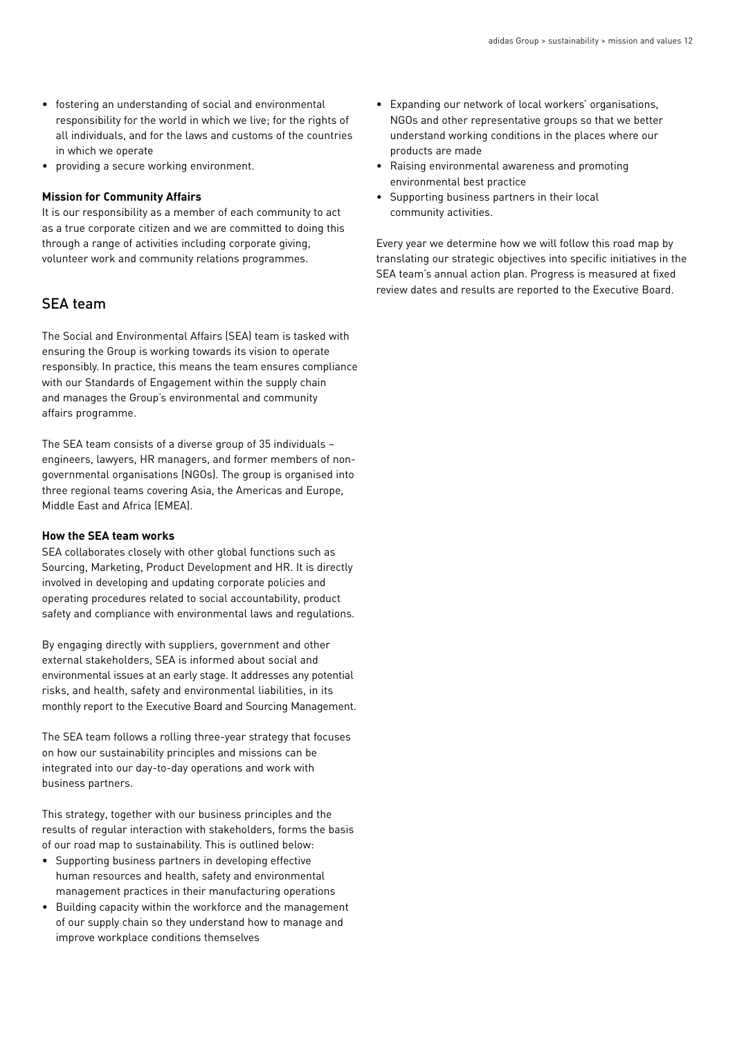- fostering an understanding of social and environmental responsibility for the world in which we live; for the rights of all individuals, and for the laws and customs of the countries in which we operate
- providing a secure working environment.

**Mission for Community Affairs**

It is our responsibility as a member of each community to act as a true corporate citizen and we are committed to doing this through a range of activities including corporate giving, volunteer work and community relations programmes.

## SEA team

The Social and Environmental Affairs (SEA) team is tasked with ensuring the Group is working towards its vision to operate responsibly. In practice, this means the team ensures compliance with our Standards of Engagement within the supply chain and manages the Group's environmental and community affairs programme.

The SEA team consists of a diverse group of 35 individuals – engineers, lawyers, HR managers, and former members of non-governmental organisations (NGOs). The group is organised into three regional teams covering Asia, the Americas and Europe, Middle East and Africa (EMEA).

**How the SEA team works**

SEA collaborates closely with other global functions such as Sourcing, Marketing, Product Development and HR. It is directly involved in developing and updating corporate policies and operating procedures related to social accountability, product safety and compliance with environmental laws and regulations.

By engaging directly with suppliers, government and other external stakeholders, SEA is informed about social and environmental issues at an early stage. It addresses any potential risks, and health, safety and environmental liabilities, in its monthly report to the Executive Board and Sourcing Management.

The SEA team follows a rolling three-year strategy that focuses on how our sustainability principles and missions can be integrated into our day-to-day operations and work with business partners.

This strategy, together with our business principles and the results of regular interaction with stakeholders, forms the basis of our road map to sustainability. This is outlined below:

- Supporting business partners in developing effective human resources and health, safety and environmental management practices in their manufacturing operations
- Building capacity within the workforce and the management of our supply chain so they understand how to manage and improve workplace conditions themselves
- Expanding our network of local workers' organisations, NGOs and other representative groups so that we better understand working conditions in the places where our products are made
- Raising environmental awareness and promoting environmental best practice
- Supporting business partners in their local community activities.

Every year we determine how we will follow this road map by translating our strategic objectives into specific initiatives in the SEA team's annual action plan. Progress is measured at fixed review dates and results are reported to the Executive Board.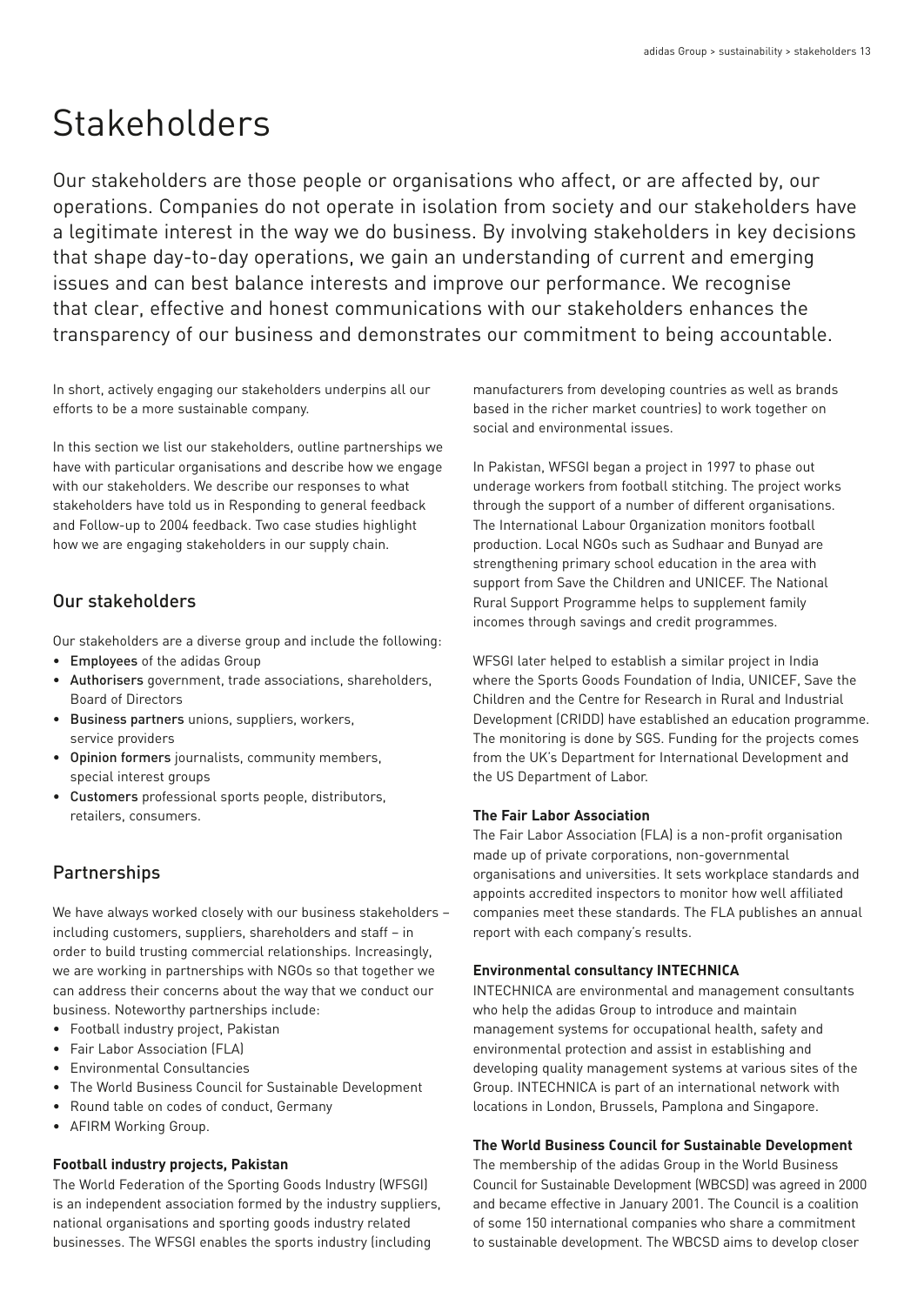# Stakeholders

Our stakeholders are those people or organisations who affect, or are affected by, our operations. Companies do not operate in isolation from society and our stakeholders have a legitimate interest in the way we do business. By involving stakeholders in key decisions that shape day-to-day operations, we gain an understanding of current and emerging issues and can best balance interests and improve our performance. We recognise that clear, effective and honest communications with our stakeholders enhances the transparency of our business and demonstrates our commitment to being accountable.

In short, actively engaging our stakeholders underpins all our efforts to be a more sustainable company.

In this section we list our stakeholders, outline partnerships we have with particular organisations and describe how we engage with our stakeholders. We describe our responses to what stakeholders have told us in Responding to general feedback and Follow-up to 2004 feedback. Two case studies highlight how we are engaging stakeholders in our supply chain.

## Our stakeholders

Our stakeholders are a diverse group and include the following:

- Employees of the adidas Group
- Authorisers government, trade associations, shareholders, Board of Directors
- Business partners unions, suppliers, workers, service providers
- Opinion formers journalists, community members, special interest groups
- Customers professional sports people, distributors, retailers, consumers.

## Partnerships

We have always worked closely with our business stakeholders – including customers, suppliers, shareholders and staff – in order to build trusting commercial relationships. Increasingly, we are working in partnerships with NGOs so that together we can address their concerns about the way that we conduct our business. Noteworthy partnerships include:

- Football industry project, Pakistan
- Fair Labor Association (FLA)
- Environmental Consultancies
- The World Business Council for Sustainable Development
- Round table on codes of conduct, Germany
- AFIRM Working Group.

**Football industry projects, Pakistan**

The World Federation of the Sporting Goods Industry (WFSGI) is an independent association formed by the industry suppliers, national organisations and sporting goods industry related businesses. The WFSGI enables the sports industry (including manufacturers from developing countries as well as brands based in the richer market countries) to work together on social and environmental issues.

In Pakistan, WFSGI began a project in 1997 to phase out underage workers from football stitching. The project works through the support of a number of different organisations. The International Labour Organization monitors football production. Local NGOs such as Sudhaar and Bunyad are strengthening primary school education in the area with support from Save the Children and UNICEF. The National Rural Support Programme helps to supplement family incomes through savings and credit programmes.

WFSGI later helped to establish a similar project in India where the Sports Goods Foundation of India, UNICEF, Save the Children and the Centre for Research in Rural and Industrial Development (CRIDD) have established an education programme. The monitoring is done by SGS. Funding for the projects comes from the UK's Department for International Development and the US Department of Labor.

**The Fair Labor Association**

The Fair Labor Association (FLA) is a non-profit organisation made up of private corporations, non-governmental organisations and universities. It sets workplace standards and appoints accredited inspectors to monitor how well affiliated companies meet these standards. The FLA publishes an annual report with each company's results.

**Environmental consultancy INTECHNICA**

INTECHNICA are environmental and management consultants who help the adidas Group to introduce and maintain management systems for occupational health, safety and environmental protection and assist in establishing and developing quality management systems at various sites of the Group. INTECHNICA is part of an international network with locations in London, Brussels, Pamplona and Singapore.

**The World Business Council for Sustainable Development**

The membership of the adidas Group in the World Business Council for Sustainable Development (WBCSD) was agreed in 2000 and became effective in January 2001. The Council is a coalition of some 150 international companies who share a commitment to sustainable development. The WBCSD aims to develop closer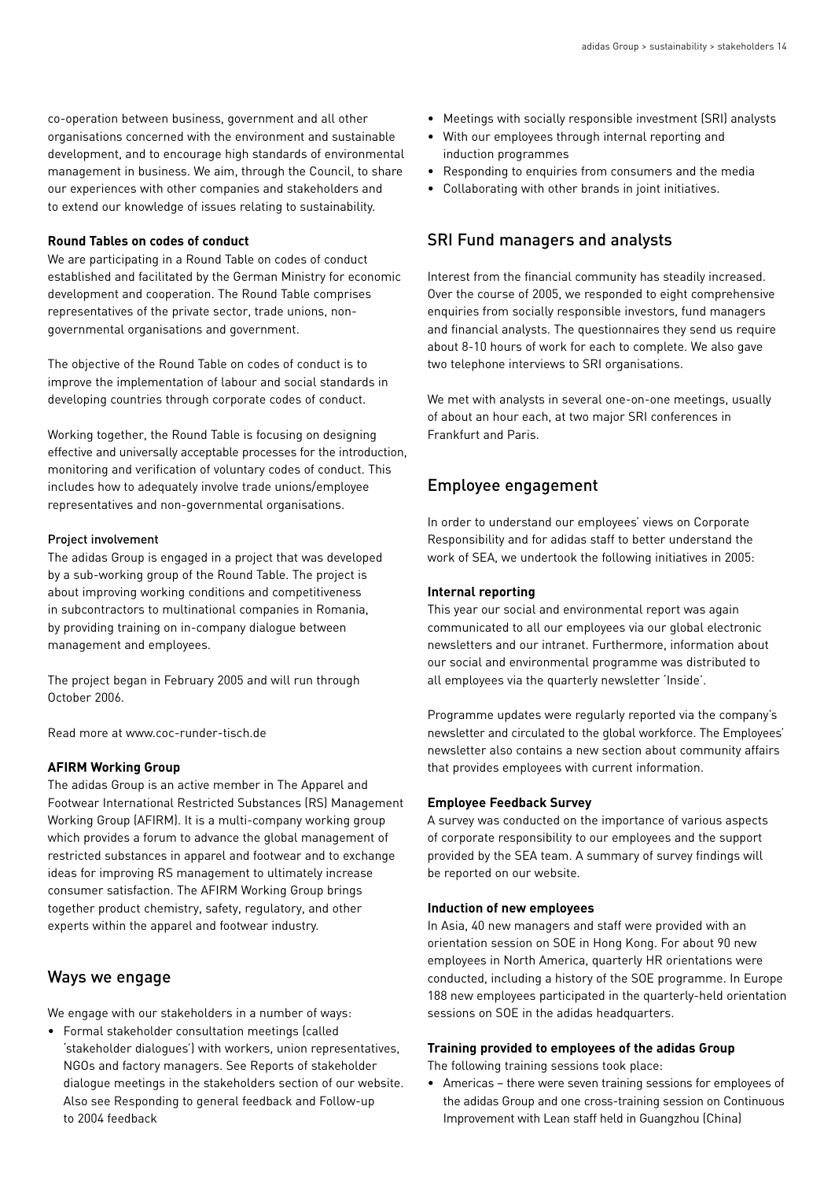co-operation between business, government and all other organisations concerned with the environment and sustainable development, and to encourage high standards of environmental management in business. We aim, through the Council, to share our experiences with other companies and stakeholders and to extend our knowledge of issues relating to sustainability.

**Round Tables on codes of conduct**

We are participating in a Round Table on codes of conduct established and facilitated by the German Ministry for economic development and cooperation. The Round Table comprises representatives of the private sector, trade unions, non-governmental organisations and government.

The objective of the Round Table on codes of conduct is to improve the implementation of labour and social standards in developing countries through corporate codes of conduct.

Working together, the Round Table is focusing on designing effective and universally acceptable processes for the introduction, monitoring and verification of voluntary codes of conduct. This includes how to adequately involve trade unions/employee representatives and non-governmental organisations.

Project involvement

The adidas Group is engaged in a project that was developed by a sub-working group of the Round Table. The project is about improving working conditions and competitiveness in subcontractors to multinational companies in Romania, by providing training on in-company dialogue between management and employees.

The project began in February 2005 and will run through October 2006.

Read more at www.coc-runder-tisch.de

**AFIRM Working Group**

The adidas Group is an active member in The Apparel and Footwear International Restricted Substances (RS) Management Working Group (AFIRM). It is a multi-company working group which provides a forum to advance the global management of restricted substances in apparel and footwear and to exchange ideas for improving RS management to ultimately increase consumer satisfaction. The AFIRM Working Group brings together product chemistry, safety, regulatory, and other experts within the apparel and footwear industry.

## Ways we engage

We engage with our stakeholders in a number of ways:

- Formal stakeholder consultation meetings (called 'stakeholder dialogues') with workers, union representatives, NGOs and factory managers. See Reports of stakeholder dialogue meetings in the stakeholders section of our website. Also see Responding to general feedback and Follow-up to 2004 feedback
- Meetings with socially responsible investment (SRI) analysts
- With our employees through internal reporting and induction programmes
- Responding to enquiries from consumers and the media
- Collaborating with other brands in joint initiatives.

## SRI Fund managers and analysts

Interest from the financial community has steadily increased. Over the course of 2005, we responded to eight comprehensive enquiries from socially responsible investors, fund managers and financial analysts. The questionnaires they send us require about 8-10 hours of work for each to complete. We also gave two telephone interviews to SRI organisations.

We met with analysts in several one-on-one meetings, usually of about an hour each, at two major SRI conferences in Frankfurt and Paris.

## Employee engagement

In order to understand our employees' views on Corporate Responsibility and for adidas staff to better understand the work of SEA, we undertook the following initiatives in 2005:

**Internal reporting**

This year our social and environmental report was again communicated to all our employees via our global electronic newsletters and our intranet. Furthermore, information about our social and environmental programme was distributed to all employees via the quarterly newsletter 'Inside'.

Programme updates were regularly reported via the company's newsletter and circulated to the global workforce. The Employees' newsletter also contains a new section about community affairs that provides employees with current information.

**Employee Feedback Survey**

A survey was conducted on the importance of various aspects of corporate responsibility to our employees and the support provided by the SEA team. A summary of survey findings will be reported on our website.

**Induction of new employees**

In Asia, 40 new managers and staff were provided with an orientation session on SOE in Hong Kong. For about 90 new employees in North America, quarterly HR orientations were conducted, including a history of the SOE programme. In Europe 188 new employees participated in the quarterly-held orientation sessions on SOE in the adidas headquarters.

**Training provided to employees of the adidas Group**

The following training sessions took place:

- Americas – there were seven training sessions for employees of the adidas Group and one cross-training session on Continuous Improvement with Lean staff held in Guangzhou (China)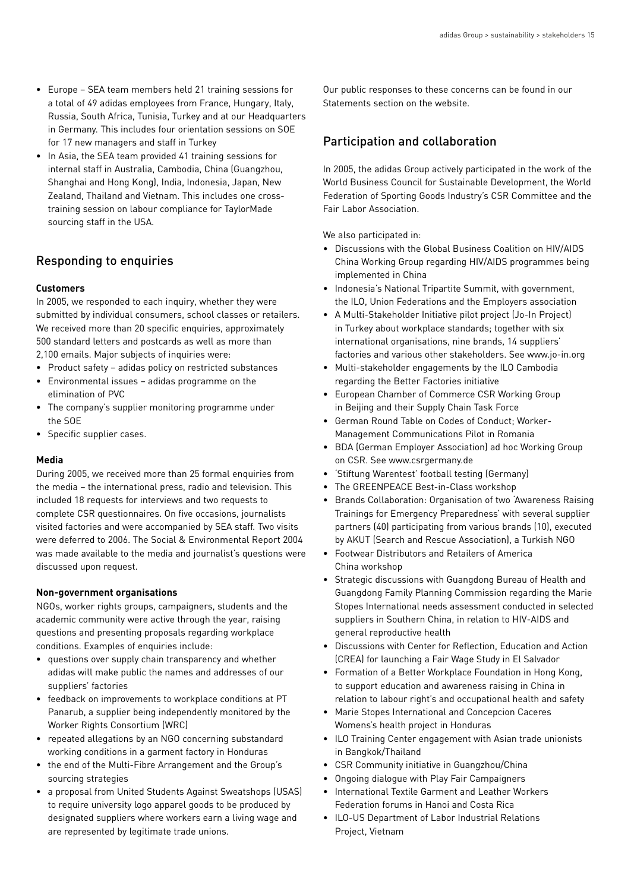- Europe – SEA team members held 21 training sessions for a total of 49 adidas employees from France, Hungary, Italy, Russia, South Africa, Tunisia, Turkey and at our Headquarters in Germany. This includes four orientation sessions on SOE for 17 new managers and staff in Turkey
- In Asia, the SEA team provided 41 training sessions for internal staff in Australia, Cambodia, China (Guangzhou, Shanghai and Hong Kong), India, Indonesia, Japan, New Zealand, Thailand and Vietnam. This includes one cross-training session on labour compliance for TaylorMade sourcing staff in the USA.

## Responding to enquiries

**Customers**

In 2005, we responded to each inquiry, whether they were submitted by individual consumers, school classes or retailers. We received more than 20 specific enquiries, approximately 500 standard letters and postcards as well as more than 2,100 emails. Major subjects of inquiries were:

- Product safety – adidas policy on restricted substances
- Environmental issues – adidas programme on the elimination of PVC
- The company's supplier monitoring programme under the SOE
- Specific supplier cases.

**Media**

During 2005, we received more than 25 formal enquiries from the media – the international press, radio and television. This included 18 requests for interviews and two requests to complete CSR questionnaires. On five occasions, journalists visited factories and were accompanied by SEA staff. Two visits were deferred to 2006. The Social & Environmental Report 2004 was made available to the media and journalist's questions were discussed upon request.

**Non-government organisations**

NGOs, worker rights groups, campaigners, students and the academic community were active through the year, raising questions and presenting proposals regarding workplace conditions. Examples of enquiries include:

- questions over supply chain transparency and whether adidas will make public the names and addresses of our suppliers' factories
- feedback on improvements to workplace conditions at PT Panarub, a supplier being independently monitored by the Worker Rights Consortium (WRC)
- repeated allegations by an NGO concerning substandard working conditions in a garment factory in Honduras
- the end of the Multi-Fibre Arrangement and the Group's sourcing strategies
- a proposal from United Students Against Sweatshops (USAS) to require university logo apparel goods to be produced by designated suppliers where workers earn a living wage and are represented by legitimate trade unions.

Our public responses to these concerns can be found in our Statements section on the website.

## Participation and collaboration

In 2005, the adidas Group actively participated in the work of the World Business Council for Sustainable Development, the World Federation of Sporting Goods Industry's CSR Committee and the Fair Labor Association.

We also participated in:

- Discussions with the Global Business Coalition on HIV/AIDS China Working Group regarding HIV/AIDS programmes being implemented in China
- Indonesia's National Tripartite Summit, with government, the ILO, Union Federations and the Employers association
- A Multi-Stakeholder Initiative pilot project (Jo-In Project) in Turkey about workplace standards; together with six international organisations, nine brands, 14 suppliers' factories and various other stakeholders. See www.jo-in.org
- Multi-stakeholder engagements by the ILO Cambodia regarding the Better Factories initiative
- European Chamber of Commerce CSR Working Group in Beijing and their Supply Chain Task Force
- German Round Table on Codes of Conduct; Worker-Management Communications Pilot in Romania
- BDA (German Employer Association) ad hoc Working Group on CSR. See www.csrgermany.de
- 'Stiftung Warentest' football testing (Germany)
- The GREENPEACE Best-in-Class workshop
- Brands Collaboration: Organisation of two 'Awareness Raising Trainings for Emergency Preparedness' with several supplier partners (40) participating from various brands (10), executed by AKUT (Search and Rescue Association), a Turkish NGO
- Footwear Distributors and Retailers of America China workshop
- Strategic discussions with Guangdong Bureau of Health and Guangdong Family Planning Commission regarding the Marie Stopes International needs assessment conducted in selected suppliers in Southern China, in relation to HIV-AIDS and general reproductive health
- Discussions with Center for Reflection, Education and Action (CREA) for launching a Fair Wage Study in El Salvador
- Formation of a Better Workplace Foundation in Hong Kong, to support education and awareness raising in China in relation to labour right's and occupational health and safety
- Marie Stopes International and Concepcion Caceres Womens's health project in Honduras
- ILO Training Center engagement with Asian trade unionists in Bangkok/Thailand
- CSR Community initiative in Guangzhou/China
- Ongoing dialogue with Play Fair Campaigners
- International Textile Garment and Leather Workers Federation forums in Hanoi and Costa Rica
- ILO-US Department of Labor Industrial Relations Project, Vietnam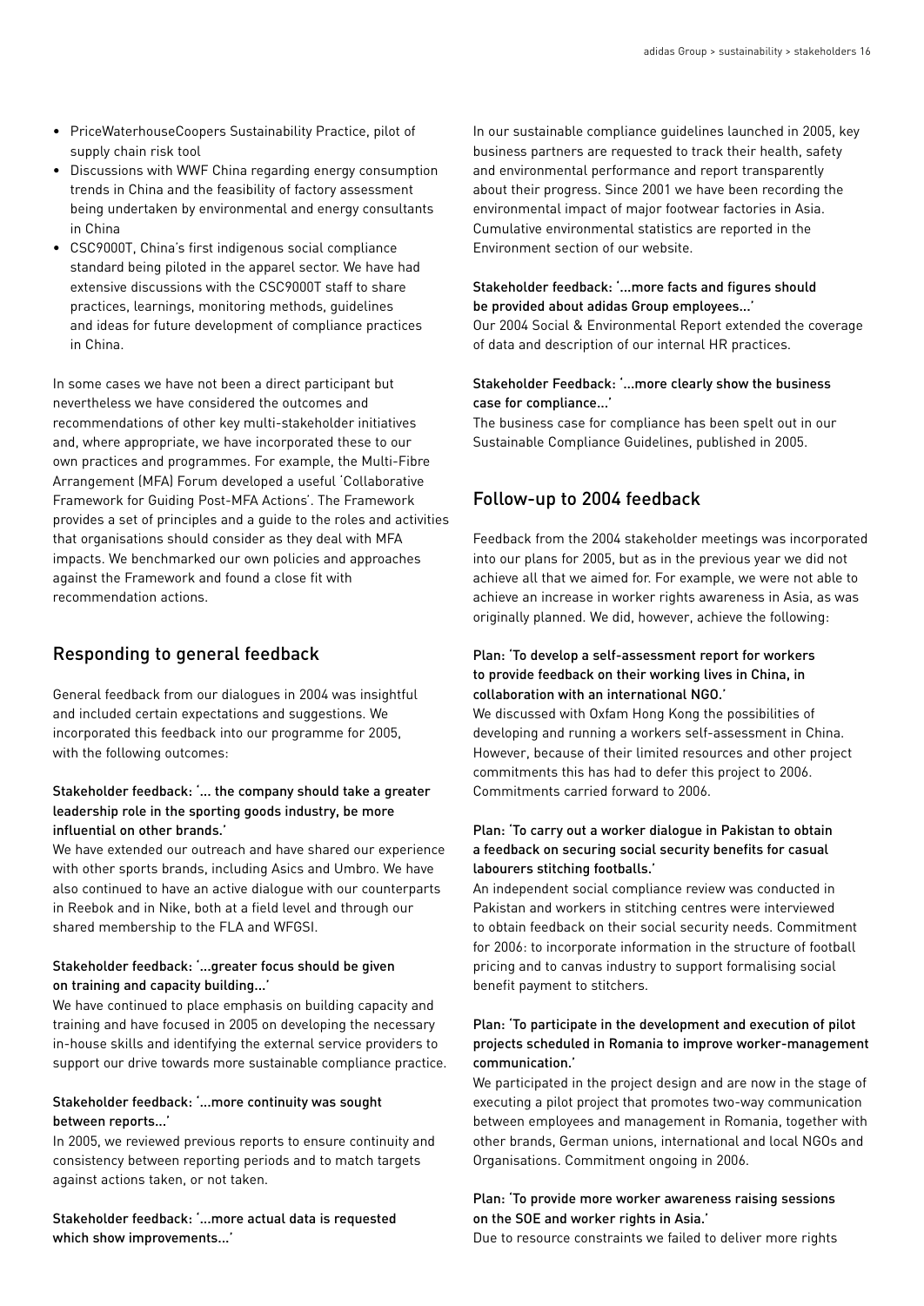- PriceWaterhouseCoopers Sustainability Practice, pilot of supply chain risk tool
- Discussions with WWF China regarding energy consumption trends in China and the feasibility of factory assessment being undertaken by environmental and energy consultants in China
- CSC9000T, China's first indigenous social compliance standard being piloted in the apparel sector. We have had extensive discussions with the CSC9000T staff to share practices, learnings, monitoring methods, guidelines and ideas for future development of compliance practices in China.

In some cases we have not been a direct participant but nevertheless we have considered the outcomes and recommendations of other key multi-stakeholder initiatives and, where appropriate, we have incorporated these to our own practices and programmes. For example, the Multi-Fibre Arrangement (MFA) Forum developed a useful 'Collaborative Framework for Guiding Post-MFA Actions'. The Framework provides a set of principles and a guide to the roles and activities that organisations should consider as they deal with MFA impacts. We benchmarked our own policies and approaches against the Framework and found a close fit with recommendation actions.

## Responding to general feedback

General feedback from our dialogues in 2004 was insightful and included certain expectations and suggestions. We incorporated this feedback into our programme for 2005, with the following outcomes:

**Stakeholder feedback: '... the company should take a greater leadership role in the sporting goods industry, be more influential on other brands.'**
We have extended our outreach and have shared our experience with other sports brands, including Asics and Umbro. We have also continued to have an active dialogue with our counterparts in Reebok and in Nike, both at a field level and through our shared membership to the FLA and WFGSI.

**Stakeholder feedback: '...greater focus should be given on training and capacity building...'**
We have continued to place emphasis on building capacity and training and have focused in 2005 on developing the necessary in-house skills and identifying the external service providers to support our drive towards more sustainable compliance practice.

**Stakeholder feedback: '...more continuity was sought between reports...'**
In 2005, we reviewed previous reports to ensure continuity and consistency between reporting periods and to match targets against actions taken, or not taken.

**Stakeholder feedback: '...more actual data is requested which show improvements...'**
In our sustainable compliance guidelines launched in 2005, key business partners are requested to track their health, safety and environmental performance and report transparently about their progress. Since 2001 we have been recording the environmental impact of major footwear factories in Asia. Cumulative environmental statistics are reported in the Environment section of our website.

**Stakeholder feedback: '...more facts and figures should be provided about adidas Group employees...'**
Our 2004 Social & Environmental Report extended the coverage of data and description of our internal HR practices.

**Stakeholder Feedback: '...more clearly show the business case for compliance...'**
The business case for compliance has been spelt out in our Sustainable Compliance Guidelines, published in 2005.

## Follow-up to 2004 feedback

Feedback from the 2004 stakeholder meetings was incorporated into our plans for 2005, but as in the previous year we did not achieve all that we aimed for. For example, we were not able to achieve an increase in worker rights awareness in Asia, as was originally planned. We did, however, achieve the following:

**Plan: 'To develop a self-assessment report for workers to provide feedback on their working lives in China, in collaboration with an international NGO.'**
We discussed with Oxfam Hong Kong the possibilities of developing and running a workers self-assessment in China. However, because of their limited resources and other project commitments this has had to defer this project to 2006. Commitments carried forward to 2006.

**Plan: 'To carry out a worker dialogue in Pakistan to obtain a feedback on securing social security benefits for casual labourers stitching footballs.'**
An independent social compliance review was conducted in Pakistan and workers in stitching centres were interviewed to obtain feedback on their social security needs. Commitment for 2006: to incorporate information in the structure of football pricing and to canvas industry to support formalising social benefit payment to stitchers.

**Plan: 'To participate in the development and execution of pilot projects scheduled in Romania to improve worker-management communication.'**
We participated in the project design and are now in the stage of executing a pilot project that promotes two-way communication between employees and management in Romania, together with other brands, German unions, international and local NGOs and Organisations. Commitment ongoing in 2006.

**Plan: 'To provide more worker awareness raising sessions on the SOE and worker rights in Asia.'**
Due to resource constraints we failed to deliver more rights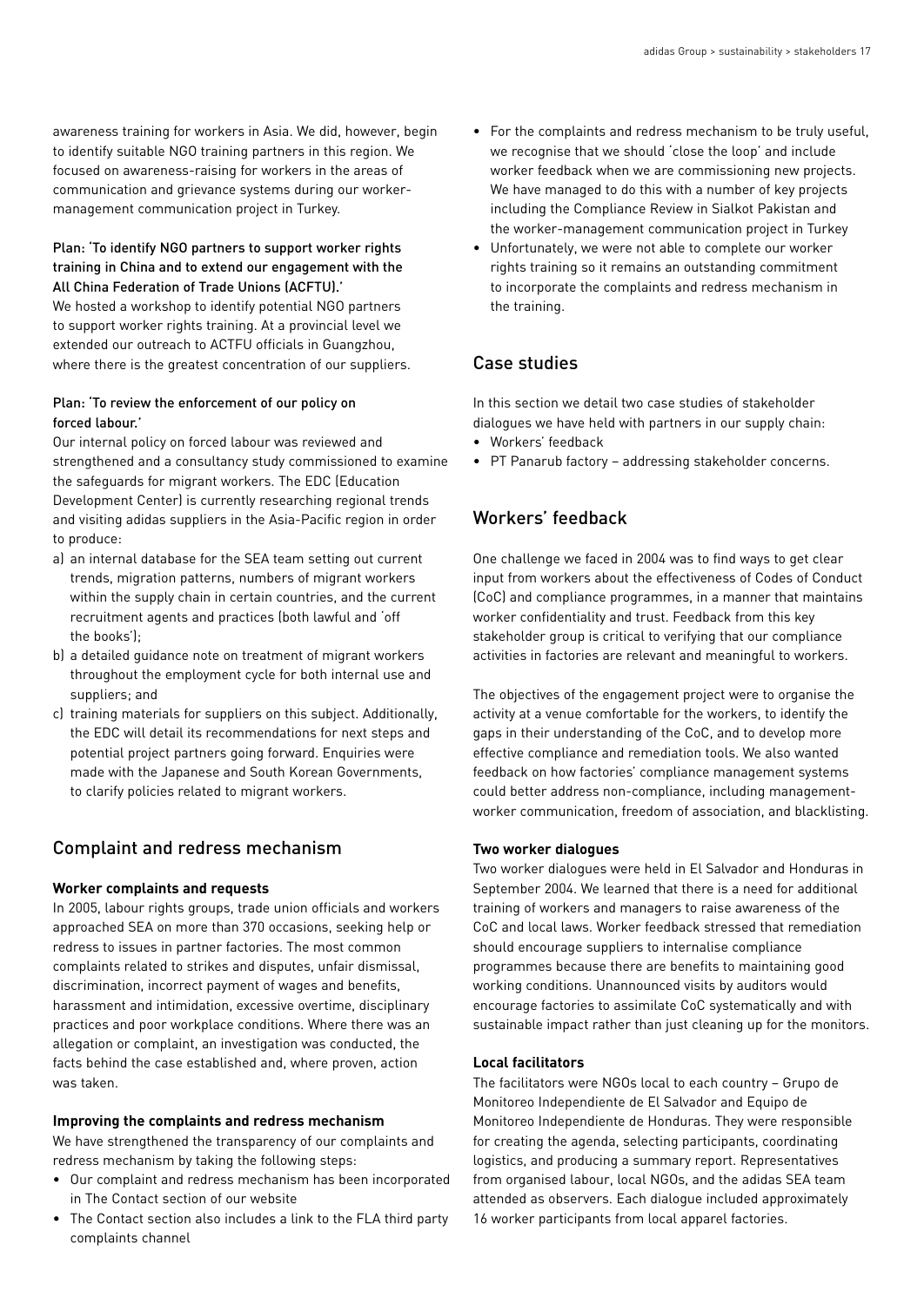awareness training for workers in Asia. We did, however, begin to identify suitable NGO training partners in this region. We focused on awareness-raising for workers in the areas of communication and grievance systems during our worker-management communication project in Turkey.

**Plan: 'To identify NGO partners to support worker rights training in China and to extend our engagement with the All China Federation of Trade Unions (ACFTU).'**

We hosted a workshop to identify potential NGO partners to support worker rights training. At a provincial level we extended our outreach to ACTFU officials in Guangzhou, where there is the greatest concentration of our suppliers.

**Plan: 'To review the enforcement of our policy on forced labour.'**

Our internal policy on forced labour was reviewed and strengthened and a consultancy study commissioned to examine the safeguards for migrant workers. The EDC (Education Development Center) is currently researching regional trends and visiting adidas suppliers in the Asia-Pacific region in order to produce:

a) an internal database for the SEA team setting out current trends, migration patterns, numbers of migrant workers within the supply chain in certain countries, and the current recruitment agents and practices (both lawful and 'off the books');
b) a detailed guidance note on treatment of migrant workers throughout the employment cycle for both internal use and suppliers; and
c) training materials for suppliers on this subject. Additionally, the EDC will detail its recommendations for next steps and potential project partners going forward. Enquiries were made with the Japanese and South Korean Governments, to clarify policies related to migrant workers.

## Complaint and redress mechanism

**Worker complaints and requests**

In 2005, labour rights groups, trade union officials and workers approached SEA on more than 370 occasions, seeking help or redress to issues in partner factories. The most common complaints related to strikes and disputes, unfair dismissal, discrimination, incorrect payment of wages and benefits, harassment and intimidation, excessive overtime, disciplinary practices and poor workplace conditions. Where there was an allegation or complaint, an investigation was conducted, the facts behind the case established and, where proven, action was taken.

**Improving the complaints and redress mechanism**

We have strengthened the transparency of our complaints and redress mechanism by taking the following steps:

- Our complaint and redress mechanism has been incorporated in The Contact section of our website
- The Contact section also includes a link to the FLA third party complaints channel
- For the complaints and redress mechanism to be truly useful, we recognise that we should 'close the loop' and include worker feedback when we are commissioning new projects. We have managed to do this with a number of key projects including the Compliance Review in Sialkot Pakistan and the worker-management communication project in Turkey
- Unfortunately, we were not able to complete our worker rights training so it remains an outstanding commitment to incorporate the complaints and redress mechanism in the training.

## Case studies

In this section we detail two case studies of stakeholder dialogues we have held with partners in our supply chain:

- Workers' feedback
- PT Panarub factory – addressing stakeholder concerns.

## Workers' feedback

One challenge we faced in 2004 was to find ways to get clear input from workers about the effectiveness of Codes of Conduct (CoC) and compliance programmes, in a manner that maintains worker confidentiality and trust. Feedback from this key stakeholder group is critical to verifying that our compliance activities in factories are relevant and meaningful to workers.

The objectives of the engagement project were to organise the activity at a venue comfortable for the workers, to identify the gaps in their understanding of the CoC, and to develop more effective compliance and remediation tools. We also wanted feedback on how factories' compliance management systems could better address non-compliance, including management-worker communication, freedom of association, and blacklisting.

**Two worker dialogues**

Two worker dialogues were held in El Salvador and Honduras in September 2004. We learned that there is a need for additional training of workers and managers to raise awareness of the CoC and local laws. Worker feedback stressed that remediation should encourage suppliers to internalise compliance programmes because there are benefits to maintaining good working conditions. Unannounced visits by auditors would encourage factories to assimilate CoC systematically and with sustainable impact rather than just cleaning up for the monitors.

**Local facilitators**

The facilitators were NGOs local to each country – Grupo de Monitoreo Independiente de El Salvador and Equipo de Monitoreo Independiente de Honduras. They were responsible for creating the agenda, selecting participants, coordinating logistics, and producing a summary report. Representatives from organised labour, local NGOs, and the adidas SEA team attended as observers. Each dialogue included approximately 16 worker participants from local apparel factories.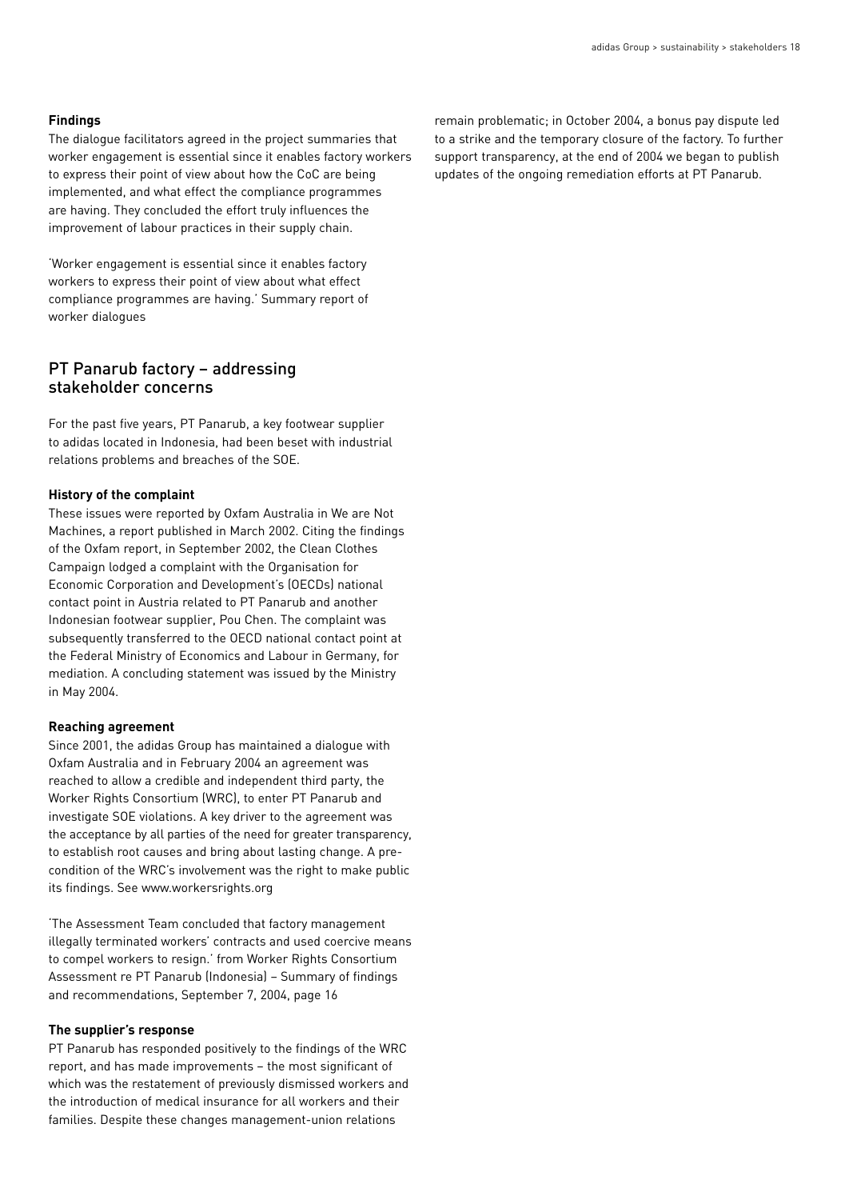#### Findings

The dialogue facilitators agreed in the project summaries that worker engagement is essential since it enables factory workers to express their point of view about how the CoC are being implemented, and what effect the compliance programmes are having. They concluded the effort truly influences the improvement of labour practices in their supply chain.

'Worker engagement is essential since it enables factory workers to express their point of view about what effect compliance programmes are having.' Summary report of worker dialogues

## PT Panarub factory – addressing stakeholder concerns

For the past five years, PT Panarub, a key footwear supplier to adidas located in Indonesia, had been beset with industrial relations problems and breaches of the SOE.

#### History of the complaint

These issues were reported by Oxfam Australia in We are Not Machines, a report published in March 2002. Citing the findings of the Oxfam report, in September 2002, the Clean Clothes Campaign lodged a complaint with the Organisation for Economic Corporation and Development's (OECDs) national contact point in Austria related to PT Panarub and another Indonesian footwear supplier, Pou Chen. The complaint was subsequently transferred to the OECD national contact point at the Federal Ministry of Economics and Labour in Germany, for mediation. A concluding statement was issued by the Ministry in May 2004.

#### Reaching agreement

Since 2001, the adidas Group has maintained a dialogue with Oxfam Australia and in February 2004 an agreement was reached to allow a credible and independent third party, the Worker Rights Consortium (WRC), to enter PT Panarub and investigate SOE violations. A key driver to the agreement was the acceptance by all parties of the need for greater transparency, to establish root causes and bring about lasting change. A pre-condition of the WRC's involvement was the right to make public its findings. See www.workersrights.org

'The Assessment Team concluded that factory management illegally terminated workers' contracts and used coercive means to compel workers to resign.' from Worker Rights Consortium Assessment re PT Panarub (Indonesia) – Summary of findings and recommendations, September 7, 2004, page 16

#### The supplier's response

PT Panarub has responded positively to the findings of the WRC report, and has made improvements – the most significant of which was the restatement of previously dismissed workers and the introduction of medical insurance for all workers and their families. Despite these changes management-union relations remain problematic; in October 2004, a bonus pay dispute led to a strike and the temporary closure of the factory. To further support transparency, at the end of 2004 we began to publish updates of the ongoing remediation efforts at PT Panarub.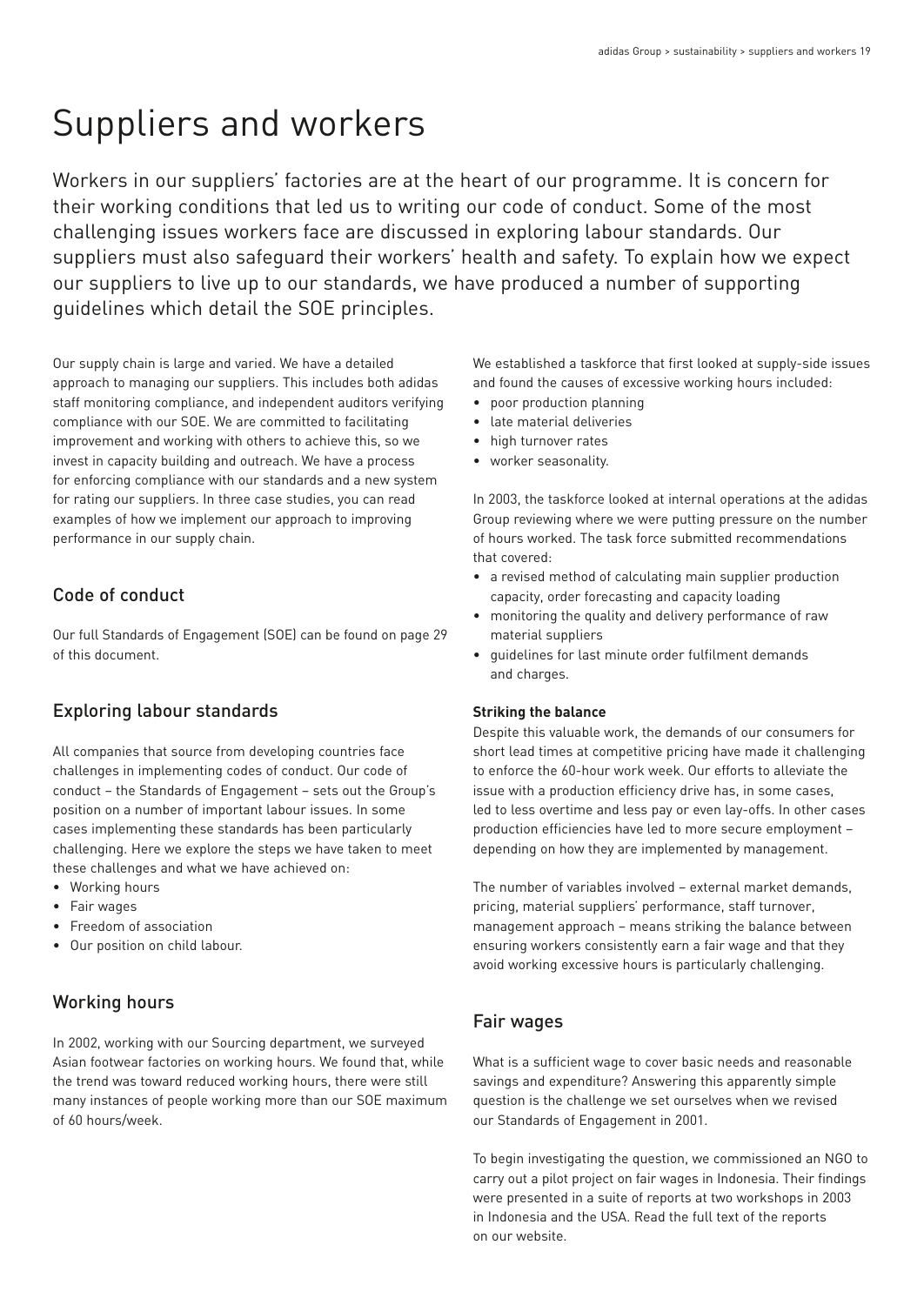# Suppliers and workers

Workers in our suppliers' factories are at the heart of our programme. It is concern for their working conditions that led us to writing our code of conduct. Some of the most challenging issues workers face are discussed in exploring labour standards. Our suppliers must also safeguard their workers' health and safety. To explain how we expect our suppliers to live up to our standards, we have produced a number of supporting guidelines which detail the SOE principles.

Our supply chain is large and varied. We have a detailed approach to managing our suppliers. This includes both adidas staff monitoring compliance, and independent auditors verifying compliance with our SOE. We are committed to facilitating improvement and working with others to achieve this, so we invest in capacity building and outreach. We have a process for enforcing compliance with our standards and a new system for rating our suppliers. In three case studies, you can read examples of how we implement our approach to improving performance in our supply chain.

## Code of conduct

Our full Standards of Engagement (SOE) can be found on page 29 of this document.

## Exploring labour standards

All companies that source from developing countries face challenges in implementing codes of conduct. Our code of conduct – the Standards of Engagement – sets out the Group's position on a number of important labour issues. In some cases implementing these standards has been particularly challenging. Here we explore the steps we have taken to meet these challenges and what we have achieved on:

- Working hours
- Fair wages
- Freedom of association
- Our position on child labour.

## Working hours

In 2002, working with our Sourcing department, we surveyed Asian footwear factories on working hours. We found that, while the trend was toward reduced working hours, there were still many instances of people working more than our SOE maximum of 60 hours/week.

We established a taskforce that first looked at supply-side issues and found the causes of excessive working hours included:

- poor production planning
- late material deliveries
- high turnover rates
- worker seasonality.

In 2003, the taskforce looked at internal operations at the adidas Group reviewing where we were putting pressure on the number of hours worked. The task force submitted recommendations that covered:

- a revised method of calculating main supplier production capacity, order forecasting and capacity loading
- monitoring the quality and delivery performance of raw material suppliers
- guidelines for last minute order fulfilment demands and charges.

**Striking the balance**

Despite this valuable work, the demands of our consumers for short lead times at competitive pricing have made it challenging to enforce the 60-hour work week. Our efforts to alleviate the issue with a production efficiency drive has, in some cases, led to less overtime and less pay or even lay-offs. In other cases production efficiencies have led to more secure employment – depending on how they are implemented by management.

The number of variables involved – external market demands, pricing, material suppliers' performance, staff turnover, management approach – means striking the balance between ensuring workers consistently earn a fair wage and that they avoid working excessive hours is particularly challenging.

## Fair wages

What is a sufficient wage to cover basic needs and reasonable savings and expenditure? Answering this apparently simple question is the challenge we set ourselves when we revised our Standards of Engagement in 2001.

To begin investigating the question, we commissioned an NGO to carry out a pilot project on fair wages in Indonesia. Their findings were presented in a suite of reports at two workshops in 2003 in Indonesia and the USA. Read the full text of the reports on our website.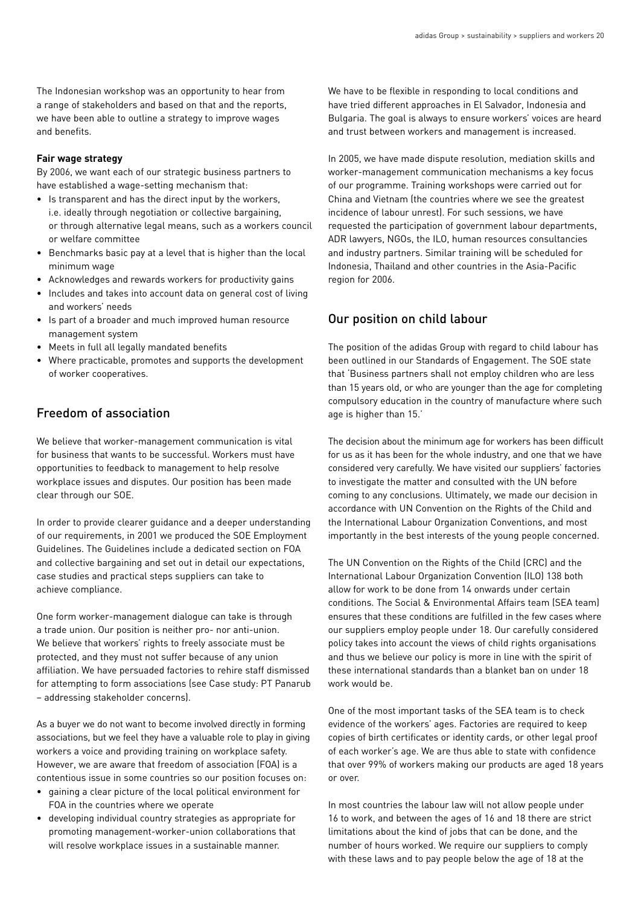The Indonesian workshop was an opportunity to hear from a range of stakeholders and based on that and the reports, we have been able to outline a strategy to improve wages and benefits.

**Fair wage strategy**

By 2006, we want each of our strategic business partners to have established a wage-setting mechanism that:

- Is transparent and has the direct input by the workers, i.e. ideally through negotiation or collective bargaining, or through alternative legal means, such as a workers council or welfare committee
- Benchmarks basic pay at a level that is higher than the local minimum wage
- Acknowledges and rewards workers for productivity gains
- Includes and takes into account data on general cost of living and workers' needs
- Is part of a broader and much improved human resource management system
- Meets in full all legally mandated benefits
- Where practicable, promotes and supports the development of worker cooperatives.

## Freedom of association

We believe that worker-management communication is vital for business that wants to be successful. Workers must have opportunities to feedback to management to help resolve workplace issues and disputes. Our position has been made clear through our SOE.

In order to provide clearer guidance and a deeper understanding of our requirements, in 2001 we produced the SOE Employment Guidelines. The Guidelines include a dedicated section on FOA and collective bargaining and set out in detail our expectations, case studies and practical steps suppliers can take to achieve compliance.

One form worker-management dialogue can take is through a trade union. Our position is neither pro- nor anti-union. We believe that workers' rights to freely associate must be protected, and they must not suffer because of any union affiliation. We have persuaded factories to rehire staff dismissed for attempting to form associations (see Case study: PT Panarub – addressing stakeholder concerns).

As a buyer we do not want to become involved directly in forming associations, but we feel they have a valuable role to play in giving workers a voice and providing training on workplace safety. However, we are aware that freedom of association (FOA) is a contentious issue in some countries so our position focuses on:

- gaining a clear picture of the local political environment for FOA in the countries where we operate
- developing individual country strategies as appropriate for promoting management-worker-union collaborations that will resolve workplace issues in a sustainable manner.

We have to be flexible in responding to local conditions and have tried different approaches in El Salvador, Indonesia and Bulgaria. The goal is always to ensure workers' voices are heard and trust between workers and management is increased.

In 2005, we have made dispute resolution, mediation skills and worker-management communication mechanisms a key focus of our programme. Training workshops were carried out for China and Vietnam (the countries where we see the greatest incidence of labour unrest). For such sessions, we have requested the participation of government labour departments, ADR lawyers, NGOs, the ILO, human resources consultancies and industry partners. Similar training will be scheduled for Indonesia, Thailand and other countries in the Asia-Pacific region for 2006.

## Our position on child labour

The position of the adidas Group with regard to child labour has been outlined in our Standards of Engagement. The SOE state that 'Business partners shall not employ children who are less than 15 years old, or who are younger than the age for completing compulsory education in the country of manufacture where such age is higher than 15.'

The decision about the minimum age for workers has been difficult for us as it has been for the whole industry, and one that we have considered very carefully. We have visited our suppliers' factories to investigate the matter and consulted with the UN before coming to any conclusions. Ultimately, we made our decision in accordance with UN Convention on the Rights of the Child and the International Labour Organization Conventions, and most importantly in the best interests of the young people concerned.

The UN Convention on the Rights of the Child (CRC) and the International Labour Organization Convention (ILO) 138 both allow for work to be done from 14 onwards under certain conditions. The Social & Environmental Affairs team (SEA team) ensures that these conditions are fulfilled in the few cases where our suppliers employ people under 18. Our carefully considered policy takes into account the views of child rights organisations and thus we believe our policy is more in line with the spirit of these international standards than a blanket ban on under 18 work would be.

One of the most important tasks of the SEA team is to check evidence of the workers' ages. Factories are required to keep copies of birth certificates or identity cards, or other legal proof of each worker's age. We are thus able to state with confidence that over 99% of workers making our products are aged 18 years or over.

In most countries the labour law will not allow people under 16 to work, and between the ages of 16 and 18 there are strict limitations about the kind of jobs that can be done, and the number of hours worked. We require our suppliers to comply with these laws and to pay people below the age of 18 at the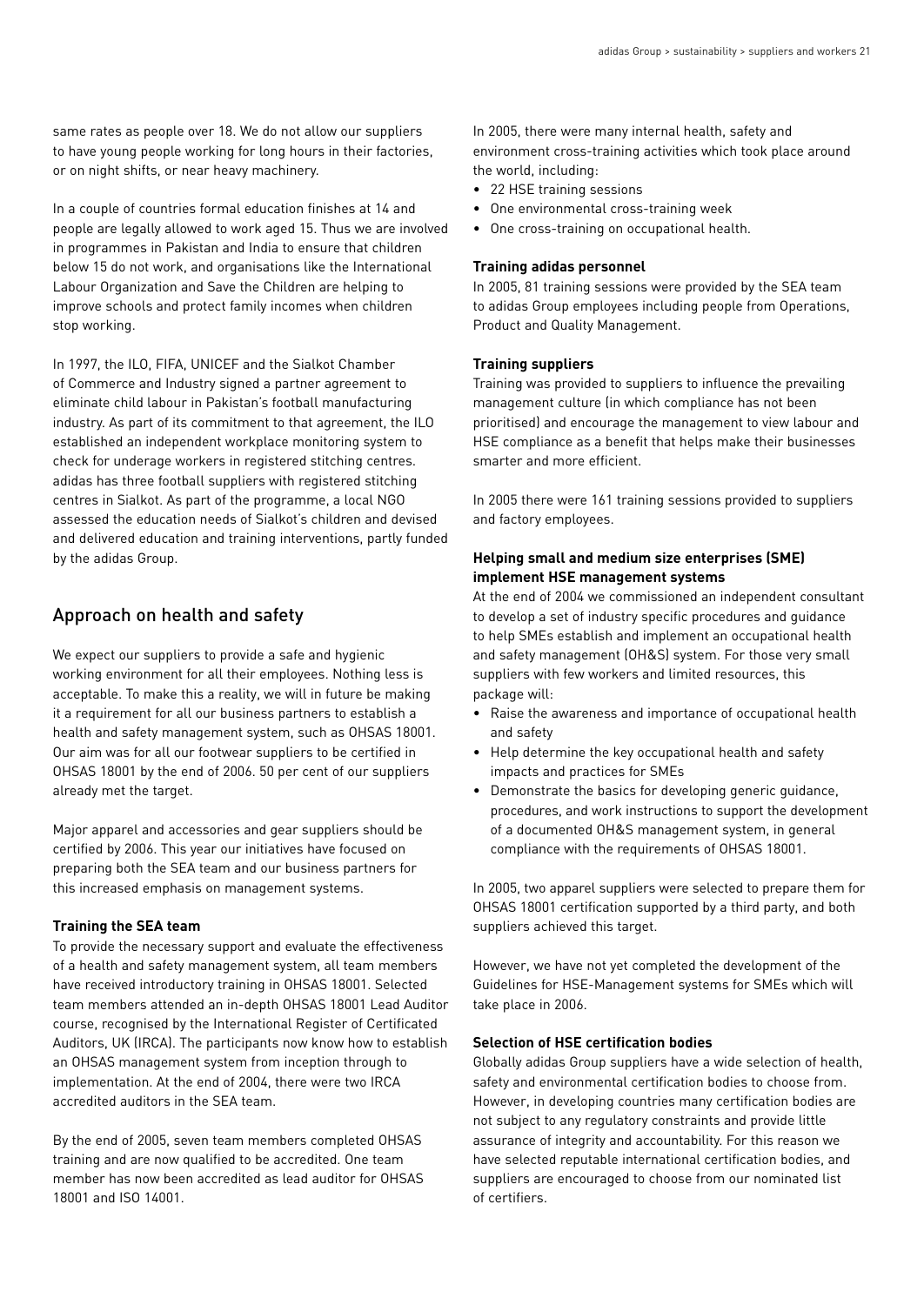same rates as people over 18. We do not allow our suppliers to have young people working for long hours in their factories, or on night shifts, or near heavy machinery.

In a couple of countries formal education finishes at 14 and people are legally allowed to work aged 15. Thus we are involved in programmes in Pakistan and India to ensure that children below 15 do not work, and organisations like the International Labour Organization and Save the Children are helping to improve schools and protect family incomes when children stop working.

In 1997, the ILO, FIFA, UNICEF and the Sialkot Chamber of Commerce and Industry signed a partner agreement to eliminate child labour in Pakistan's football manufacturing industry. As part of its commitment to that agreement, the ILO established an independent workplace monitoring system to check for underage workers in registered stitching centres. adidas has three football suppliers with registered stitching centres in Sialkot. As part of the programme, a local NGO assessed the education needs of Sialkot's children and devised and delivered education and training interventions, partly funded by the adidas Group.

## Approach on health and safety

We expect our suppliers to provide a safe and hygienic working environment for all their employees. Nothing less is acceptable. To make this a reality, we will in future be making it a requirement for all our business partners to establish a health and safety management system, such as OHSAS 18001. Our aim was for all our footwear suppliers to be certified in OHSAS 18001 by the end of 2006. 50 per cent of our suppliers already met the target.

Major apparel and accessories and gear suppliers should be certified by 2006. This year our initiatives have focused on preparing both the SEA team and our business partners for this increased emphasis on management systems.

**Training the SEA team**

To provide the necessary support and evaluate the effectiveness of a health and safety management system, all team members have received introductory training in OHSAS 18001. Selected team members attended an in-depth OHSAS 18001 Lead Auditor course, recognised by the International Register of Certificated Auditors, UK (IRCA). The participants now know how to establish an OHSAS management system from inception through to implementation. At the end of 2004, there were two IRCA accredited auditors in the SEA team.

By the end of 2005, seven team members completed OHSAS training and are now qualified to be accredited. One team member has now been accredited as lead auditor for OHSAS 18001 and ISO 14001.

In 2005, there were many internal health, safety and environment cross-training activities which took place around the world, including:

- 22 HSE training sessions
- One environmental cross-training week
- One cross-training on occupational health.

**Training adidas personnel**

In 2005, 81 training sessions were provided by the SEA team to adidas Group employees including people from Operations, Product and Quality Management.

**Training suppliers**

Training was provided to suppliers to influence the prevailing management culture (in which compliance has not been prioritised) and encourage the management to view labour and HSE compliance as a benefit that helps make their businesses smarter and more efficient.

In 2005 there were 161 training sessions provided to suppliers and factory employees.

**Helping small and medium size enterprises (SME) implement HSE management systems**

At the end of 2004 we commissioned an independent consultant to develop a set of industry specific procedures and guidance to help SMEs establish and implement an occupational health and safety management (OH&S) system. For those very small suppliers with few workers and limited resources, this package will:

- Raise the awareness and importance of occupational health and safety
- Help determine the key occupational health and safety impacts and practices for SMEs
- Demonstrate the basics for developing generic guidance, procedures, and work instructions to support the development of a documented OH&S management system, in general compliance with the requirements of OHSAS 18001.

In 2005, two apparel suppliers were selected to prepare them for OHSAS 18001 certification supported by a third party, and both suppliers achieved this target.

However, we have not yet completed the development of the Guidelines for HSE-Management systems for SMEs which will take place in 2006.

**Selection of HSE certification bodies**

Globally adidas Group suppliers have a wide selection of health, safety and environmental certification bodies to choose from. However, in developing countries many certification bodies are not subject to any regulatory constraints and provide little assurance of integrity and accountability. For this reason we have selected reputable international certification bodies, and suppliers are encouraged to choose from our nominated list of certifiers.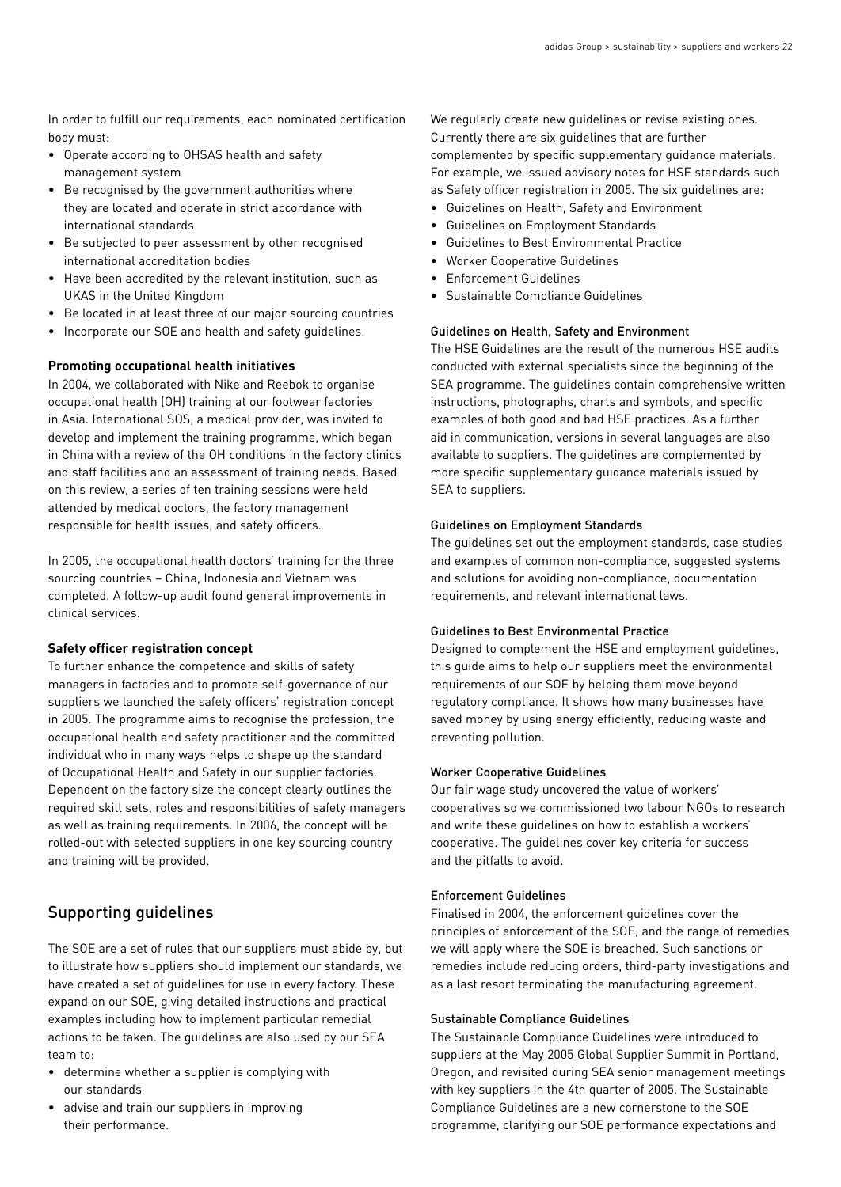In order to fulfill our requirements, each nominated certification body must:

- Operate according to OHSAS health and safety management system
- Be recognised by the government authorities where they are located and operate in strict accordance with international standards
- Be subjected to peer assessment by other recognised international accreditation bodies
- Have been accredited by the relevant institution, such as UKAS in the United Kingdom
- Be located in at least three of our major sourcing countries
- Incorporate our SOE and health and safety guidelines.

**Promoting occupational health initiatives**

In 2004, we collaborated with Nike and Reebok to organise occupational health (OH) training at our footwear factories in Asia. International SOS, a medical provider, was invited to develop and implement the training programme, which began in China with a review of the OH conditions in the factory clinics and staff facilities and an assessment of training needs. Based on this review, a series of ten training sessions were held attended by medical doctors, the factory management responsible for health issues, and safety officers.

In 2005, the occupational health doctors' training for the three sourcing countries – China, Indonesia and Vietnam was completed. A follow-up audit found general improvements in clinical services.

**Safety officer registration concept**

To further enhance the competence and skills of safety managers in factories and to promote self-governance of our suppliers we launched the safety officers' registration concept in 2005. The programme aims to recognise the profession, the occupational health and safety practitioner and the committed individual who in many ways helps to shape up the standard of Occupational Health and Safety in our supplier factories. Dependent on the factory size the concept clearly outlines the required skill sets, roles and responsibilities of safety managers as well as training requirements. In 2006, the concept will be rolled-out with selected suppliers in one key sourcing country and training will be provided.

## Supporting guidelines

The SOE are a set of rules that our suppliers must abide by, but to illustrate how suppliers should implement our standards, we have created a set of guidelines for use in every factory. These expand on our SOE, giving detailed instructions and practical examples including how to implement particular remedial actions to be taken. The guidelines are also used by our SEA team to:

- determine whether a supplier is complying with our standards
- advise and train our suppliers in improving their performance.

We regularly create new guidelines or revise existing ones. Currently there are six guidelines that are further complemented by specific supplementary guidance materials. For example, we issued advisory notes for HSE standards such as Safety officer registration in 2005. The six guidelines are:

- Guidelines on Health, Safety and Environment
- Guidelines on Employment Standards
- Guidelines to Best Environmental Practice
- Worker Cooperative Guidelines
- Enforcement Guidelines
- Sustainable Compliance Guidelines

### Guidelines on Health, Safety and Environment

The HSE Guidelines are the result of the numerous HSE audits conducted with external specialists since the beginning of the SEA programme. The guidelines contain comprehensive written instructions, photographs, charts and symbols, and specific examples of both good and bad HSE practices. As a further aid in communication, versions in several languages are also available to suppliers. The guidelines are complemented by more specific supplementary guidance materials issued by SEA to suppliers.

### Guidelines on Employment Standards

The guidelines set out the employment standards, case studies and examples of common non-compliance, suggested systems and solutions for avoiding non-compliance, documentation requirements, and relevant international laws.

### Guidelines to Best Environmental Practice

Designed to complement the HSE and employment guidelines, this guide aims to help our suppliers meet the environmental requirements of our SOE by helping them move beyond regulatory compliance. It shows how many businesses have saved money by using energy efficiently, reducing waste and preventing pollution.

### Worker Cooperative Guidelines

Our fair wage study uncovered the value of workers' cooperatives so we commissioned two labour NGOs to research and write these guidelines on how to establish a workers' cooperative. The guidelines cover key criteria for success and the pitfalls to avoid.

### Enforcement Guidelines

Finalised in 2004, the enforcement guidelines cover the principles of enforcement of the SOE, and the range of remedies we will apply where the SOE is breached. Such sanctions or remedies include reducing orders, third-party investigations and as a last resort terminating the manufacturing agreement.

### Sustainable Compliance Guidelines

The Sustainable Compliance Guidelines were introduced to suppliers at the May 2005 Global Supplier Summit in Portland, Oregon, and revisited during SEA senior management meetings with key suppliers in the 4th quarter of 2005. The Sustainable Compliance Guidelines are a new cornerstone to the SOE programme, clarifying our SOE performance expectations and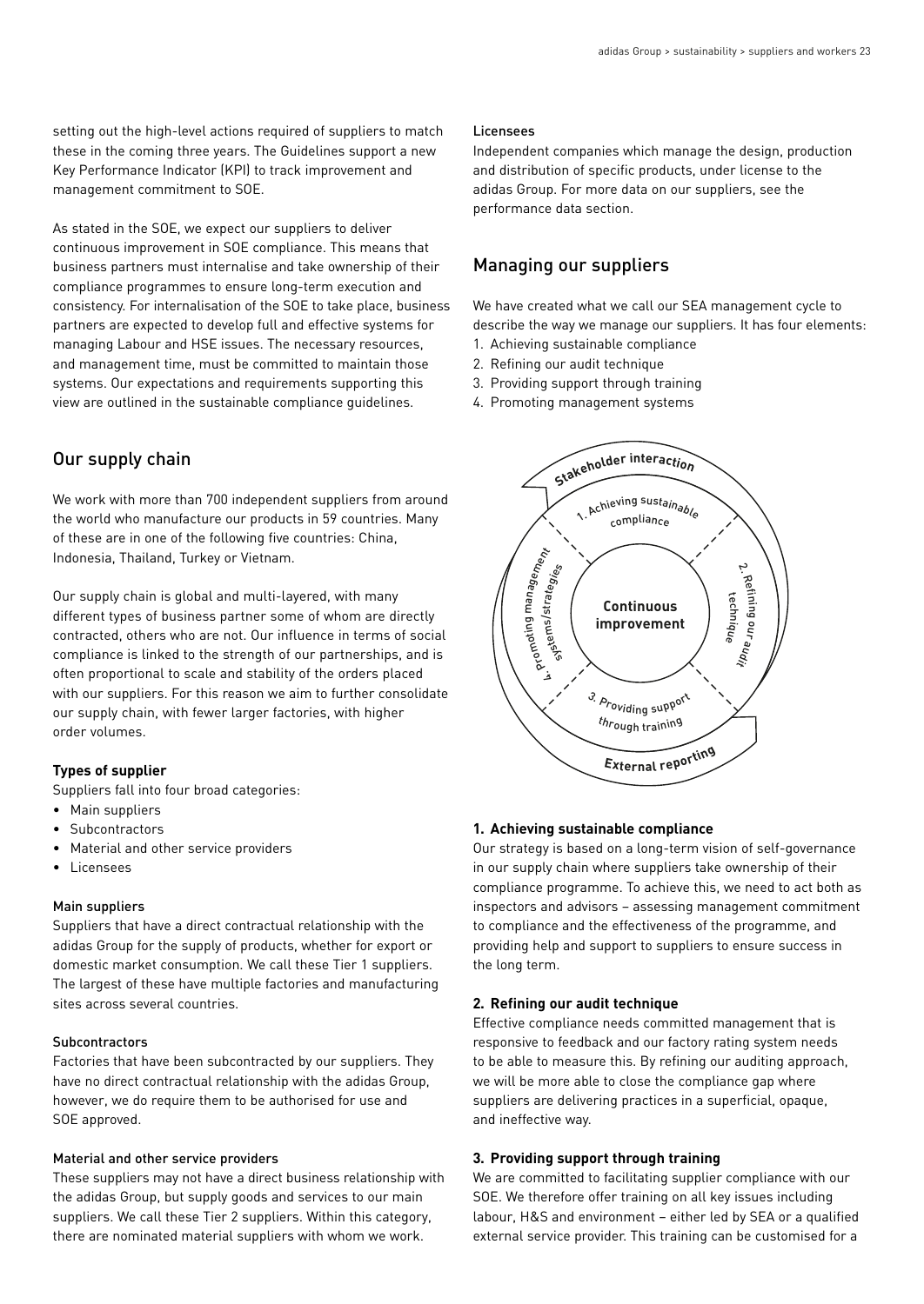setting out the high-level actions required of suppliers to match these in the coming three years. The Guidelines support a new Key Performance Indicator (KPI) to track improvement and management commitment to SOE.

As stated in the SOE, we expect our suppliers to deliver continuous improvement in SOE compliance. This means that business partners must internalise and take ownership of their compliance programmes to ensure long-term execution and consistency. For internalisation of the SOE to take place, business partners are expected to develop full and effective systems for managing Labour and HSE issues. The necessary resources, and management time, must be committed to maintain those systems. Our expectations and requirements supporting this view are outlined in the sustainable compliance guidelines.

## Our supply chain

We work with more than 700 independent suppliers from around the world who manufacture our products in 59 countries. Many of these are in one of the following five countries: China, Indonesia, Thailand, Turkey or Vietnam.

Our supply chain is global and multi-layered, with many different types of business partner some of whom are directly contracted, others who are not. Our influence in terms of social compliance is linked to the strength of our partnerships, and is often proportional to scale and stability of the orders placed with our suppliers. For this reason we aim to further consolidate our supply chain, with fewer larger factories, with higher order volumes.

### Types of supplier

Suppliers fall into four broad categories:

- Main suppliers
- Subcontractors
- Material and other service providers
- Licensees

#### Main suppliers

Suppliers that have a direct contractual relationship with the adidas Group for the supply of products, whether for export or domestic market consumption. We call these Tier 1 suppliers. The largest of these have multiple factories and manufacturing sites across several countries.

#### Subcontractors

Factories that have been subcontracted by our suppliers. They have no direct contractual relationship with the adidas Group, however, we do require them to be authorised for use and SOE approved.

#### Material and other service providers

These suppliers may not have a direct business relationship with the adidas Group, but supply goods and services to our main suppliers. We call these Tier 2 suppliers. Within this category, there are nominated material suppliers with whom we work.

#### Licensees

Independent companies which manage the design, production and distribution of specific products, under license to the adidas Group. For more data on our suppliers, see the performance data section.

## Managing our suppliers

We have created what we call our SEA management cycle to describe the way we manage our suppliers. It has four elements:

1. Achieving sustainable compliance
2. Refining our audit technique
3. Providing support through training
4. Promoting management systems

Stakeholder interaction

1. Achieving sustainable compliance
2. Refining our audit technique
3. Providing support through training
4. Promoting management systems/strategies

Continuous improvement

External reporting

### 1. Achieving sustainable compliance

Our strategy is based on a long-term vision of self-governance in our supply chain where suppliers take ownership of their compliance programme. To achieve this, we need to act both as inspectors and advisors – assessing management commitment to compliance and the effectiveness of the programme, and providing help and support to suppliers to ensure success in the long term.

### 2. Refining our audit technique

Effective compliance needs committed management that is responsive to feedback and our factory rating system needs to be able to measure this. By refining our auditing approach, we will be more able to close the compliance gap where suppliers are delivering practices in a superficial, opaque, and ineffective way.

### 3. Providing support through training

We are committed to facilitating supplier compliance with our SOE. We therefore offer training on all key issues including labour, H&S and environment – either led by SEA or a qualified external service provider. This training can be customised for a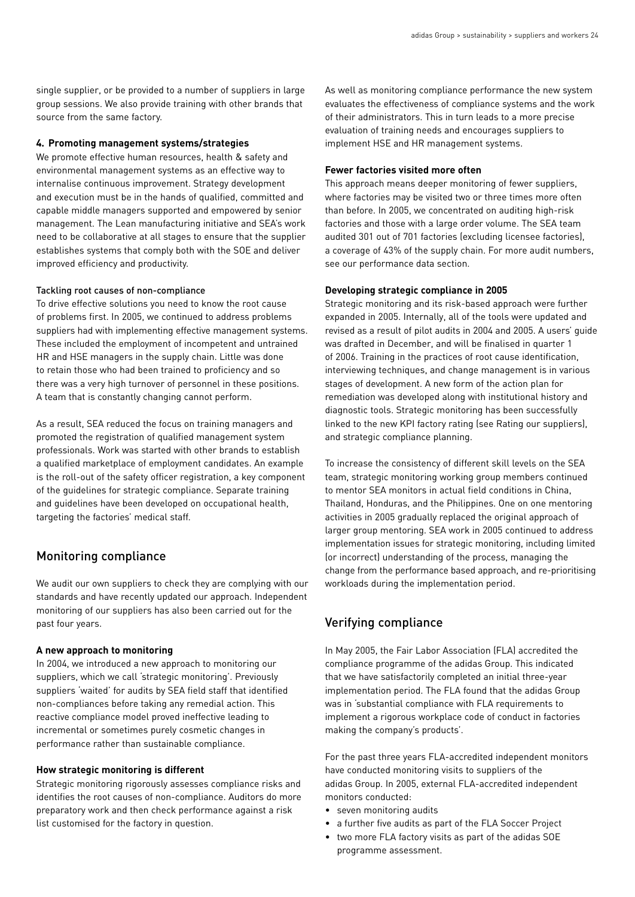single supplier, or be provided to a number of suppliers in large group sessions. We also provide training with other brands that source from the same factory.

**4. Promoting management systems/strategies**

We promote effective human resources, health & safety and environmental management systems as an effective way to internalise continuous improvement. Strategy development and execution must be in the hands of qualified, committed and capable middle managers supported and empowered by senior management. The Lean manufacturing initiative and SEA's work need to be collaborative at all stages to ensure that the supplier establishes systems that comply both with the SOE and deliver improved efficiency and productivity.

Tackling root causes of non-compliance

To drive effective solutions you need to know the root cause of problems first. In 2005, we continued to address problems suppliers had with implementing effective management systems. These included the employment of incompetent and untrained HR and HSE managers in the supply chain. Little was done to retain those who had been trained to proficiency and so there was a very high turnover of personnel in these positions. A team that is constantly changing cannot perform.

As a result, SEA reduced the focus on training managers and promoted the registration of qualified management system professionals. Work was started with other brands to establish a qualified marketplace of employment candidates. An example is the roll-out of the safety officer registration, a key component of the guidelines for strategic compliance. Separate training and guidelines have been developed on occupational health, targeting the factories' medical staff.

## Monitoring compliance

We audit our own suppliers to check they are complying with our standards and have recently updated our approach. Independent monitoring of our suppliers has also been carried out for the past four years.

**A new approach to monitoring**

In 2004, we introduced a new approach to monitoring our suppliers, which we call 'strategic monitoring'. Previously suppliers 'waited' for audits by SEA field staff that identified non-compliances before taking any remedial action. This reactive compliance model proved ineffective leading to incremental or sometimes purely cosmetic changes in performance rather than sustainable compliance.

**How strategic monitoring is different**

Strategic monitoring rigorously assesses compliance risks and identifies the root causes of non-compliance. Auditors do more preparatory work and then check performance against a risk list customised for the factory in question.

As well as monitoring compliance performance the new system evaluates the effectiveness of compliance systems and the work of their administrators. This in turn leads to a more precise evaluation of training needs and encourages suppliers to implement HSE and HR management systems.

**Fewer factories visited more often**

This approach means deeper monitoring of fewer suppliers, where factories may be visited two or three times more often than before. In 2005, we concentrated on auditing high-risk factories and those with a large order volume. The SEA team audited 301 out of 701 factories (excluding licensee factories), a coverage of 43% of the supply chain. For more audit numbers, see our performance data section.

**Developing strategic compliance in 2005**

Strategic monitoring and its risk-based approach were further expanded in 2005. Internally, all of the tools were updated and revised as a result of pilot audits in 2004 and 2005. A users' guide was drafted in December, and will be finalised in quarter 1 of 2006. Training in the practices of root cause identification, interviewing techniques, and change management is in various stages of development. A new form of the action plan for remediation was developed along with institutional history and diagnostic tools. Strategic monitoring has been successfully linked to the new KPI factory rating (see Rating our suppliers), and strategic compliance planning.

To increase the consistency of different skill levels on the SEA team, strategic monitoring working group members continued to mentor SEA monitors in actual field conditions in China, Thailand, Honduras, and the Philippines. One on one mentoring activities in 2005 gradually replaced the original approach of larger group mentoring. SEA work in 2005 continued to address implementation issues for strategic monitoring, including limited (or incorrect) understanding of the process, managing the change from the performance based approach, and re-prioritising workloads during the implementation period.

## Verifying compliance

In May 2005, the Fair Labor Association (FLA) accredited the compliance programme of the adidas Group. This indicated that we have satisfactorily completed an initial three-year implementation period. The FLA found that the adidas Group was in 'substantial compliance with FLA requirements to implement a rigorous workplace code of conduct in factories making the company's products'.

For the past three years FLA-accredited independent monitors have conducted monitoring visits to suppliers of the adidas Group. In 2005, external FLA-accredited independent monitors conducted:

- seven monitoring audits
- a further five audits as part of the FLA Soccer Project
- two more FLA factory visits as part of the adidas SOE programme assessment.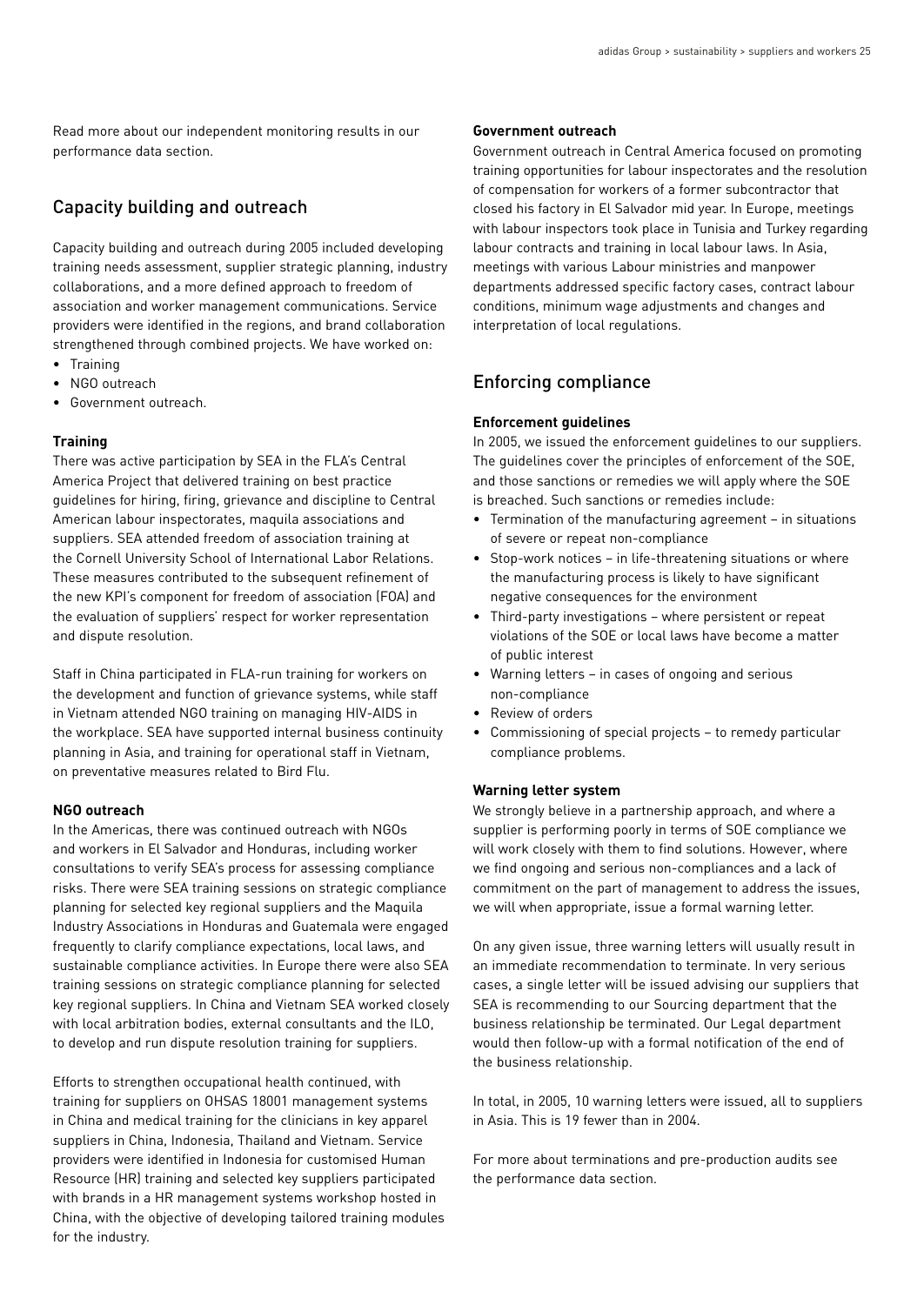Read more about our independent monitoring results in our performance data section.

## Capacity building and outreach

Capacity building and outreach during 2005 included developing training needs assessment, supplier strategic planning, industry collaborations, and a more defined approach to freedom of association and worker management communications. Service providers were identified in the regions, and brand collaboration strengthened through combined projects. We have worked on:

- Training
- NGO outreach
- Government outreach.

### Training

There was active participation by SEA in the FLA's Central America Project that delivered training on best practice guidelines for hiring, firing, grievance and discipline to Central American labour inspectorates, maquila associations and suppliers. SEA attended freedom of association training at the Cornell University School of International Labor Relations. These measures contributed to the subsequent refinement of the new KPI's component for freedom of association (FOA) and the evaluation of suppliers' respect for worker representation and dispute resolution.

Staff in China participated in FLA-run training for workers on the development and function of grievance systems, while staff in Vietnam attended NGO training on managing HIV-AIDS in the workplace. SEA have supported internal business continuity planning in Asia, and training for operational staff in Vietnam, on preventative measures related to Bird Flu.

### NGO outreach

In the Americas, there was continued outreach with NGOs and workers in El Salvador and Honduras, including worker consultations to verify SEA's process for assessing compliance risks. There were SEA training sessions on strategic compliance planning for selected key regional suppliers and the Maquila Industry Associations in Honduras and Guatemala were engaged frequently to clarify compliance expectations, local laws, and sustainable compliance activities. In Europe there were also SEA training sessions on strategic compliance planning for selected key regional suppliers. In China and Vietnam SEA worked closely with local arbitration bodies, external consultants and the ILO, to develop and run dispute resolution training for suppliers.

Efforts to strengthen occupational health continued, with training for suppliers on OHSAS 18001 management systems in China and medical training for the clinicians in key apparel suppliers in China, Indonesia, Thailand and Vietnam. Service providers were identified in Indonesia for customised Human Resource (HR) training and selected key suppliers participated with brands in a HR management systems workshop hosted in China, with the objective of developing tailored training modules for the industry.

### Government outreach

Government outreach in Central America focused on promoting training opportunities for labour inspectorates and the resolution of compensation for workers of a former subcontractor that closed his factory in El Salvador mid year. In Europe, meetings with labour inspectors took place in Tunisia and Turkey regarding labour contracts and training in local labour laws. In Asia, meetings with various Labour ministries and manpower departments addressed specific factory cases, contract labour conditions, minimum wage adjustments and changes and interpretation of local regulations.

## Enforcing compliance

### Enforcement guidelines

In 2005, we issued the enforcement guidelines to our suppliers. The guidelines cover the principles of enforcement of the SOE, and those sanctions or remedies we will apply where the SOE is breached. Such sanctions or remedies include:

- Termination of the manufacturing agreement – in situations of severe or repeat non-compliance
- Stop-work notices – in life-threatening situations or where the manufacturing process is likely to have significant negative consequences for the environment
- Third-party investigations – where persistent or repeat violations of the SOE or local laws have become a matter of public interest
- Warning letters – in cases of ongoing and serious non-compliance
- Review of orders
- Commissioning of special projects – to remedy particular compliance problems.

### Warning letter system

We strongly believe in a partnership approach, and where a supplier is performing poorly in terms of SOE compliance we will work closely with them to find solutions. However, where we find ongoing and serious non-compliances and a lack of commitment on the part of management to address the issues, we will when appropriate, issue a formal warning letter.

On any given issue, three warning letters will usually result in an immediate recommendation to terminate. In very serious cases, a single letter will be issued advising our suppliers that SEA is recommending to our Sourcing department that the business relationship be terminated. Our Legal department would then follow-up with a formal notification of the end of the business relationship.

In total, in 2005, 10 warning letters were issued, all to suppliers in Asia. This is 19 fewer than in 2004.

For more about terminations and pre-production audits see the performance data section.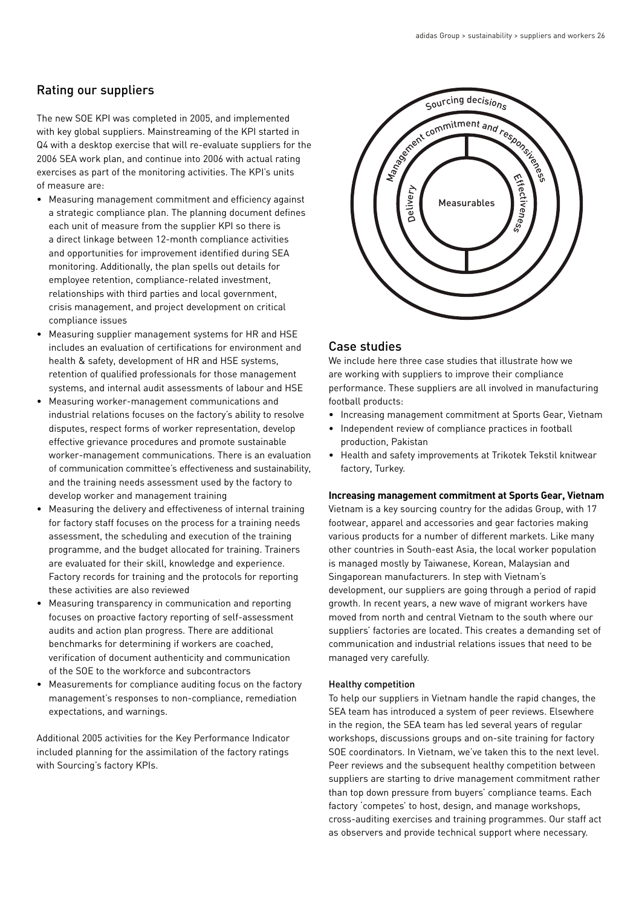## Rating our suppliers

The new SOE KPI was completed in 2005, and implemented with key global suppliers. Mainstreaming of the KPI started in Q4 with a desktop exercise that will re-evaluate suppliers for the 2006 SEA work plan, and continue into 2006 with actual rating exercises as part of the monitoring activities. The KPI's units of measure are:

- Measuring management commitment and efficiency against a strategic compliance plan. The planning document defines each unit of measure from the supplier KPI so there is a direct linkage between 12-month compliance activities and opportunities for improvement identified during SEA monitoring. Additionally, the plan spells out details for employee retention, compliance-related investment, relationships with third parties and local government, crisis management, and project development on critical compliance issues
- Measuring supplier management systems for HR and HSE includes an evaluation of certifications for environment and health & safety, development of HR and HSE systems, retention of qualified professionals for those management systems, and internal audit assessments of labour and HSE
- Measuring worker-management communications and industrial relations focuses on the factory's ability to resolve disputes, respect forms of worker representation, develop effective grievance procedures and promote sustainable worker-management communications. There is an evaluation of communication committee's effectiveness and sustainability, and the training needs assessment used by the factory to develop worker and management training
- Measuring the delivery and effectiveness of internal training for factory staff focuses on the process for a training needs assessment, the scheduling and execution of the training programme, and the budget allocated for training. Trainers are evaluated for their skill, knowledge and experience. Factory records for training and the protocols for reporting these activities are also reviewed
- Measuring transparency in communication and reporting focuses on proactive factory reporting of self-assessment audits and action plan progress. There are additional benchmarks for determining if workers are coached, verification of document authenticity and communication of the SOE to the workforce and subcontractors
- Measurements for compliance auditing focus on the factory management's responses to non-compliance, remediation expectations, and warnings.

Additional 2005 activities for the Key Performance Indicator included planning for the assimilation of the factory ratings with Sourcing's factory KPIs.

Sourcing decisions

Management commitment and responsiveness

Delivery

Effectiveness

Measurables

## Case studies

We include here three case studies that illustrate how we are working with suppliers to improve their compliance performance. These suppliers are all involved in manufacturing football products:

- Increasing management commitment at Sports Gear, Vietnam
- Independent review of compliance practices in football production, Pakistan
- Health and safety improvements at Trikotek Tekstil knitwear factory, Turkey.

**Increasing management commitment at Sports Gear, Vietnam**

Vietnam is a key sourcing country for the adidas Group, with 17 footwear, apparel and accessories and gear factories making various products for a number of different markets. Like many other countries in South-east Asia, the local worker population is managed mostly by Taiwanese, Korean, Malaysian and Singaporean manufacturers. In step with Vietnam's development, our suppliers are going through a period of rapid growth. In recent years, a new wave of migrant workers have moved from north and central Vietnam to the south where our suppliers' factories are located. This creates a demanding set of communication and industrial relations issues that need to be managed very carefully.

#### Healthy competition

To help our suppliers in Vietnam handle the rapid changes, the SEA team has introduced a system of peer reviews. Elsewhere in the region, the SEA team has led several years of regular workshops, discussions groups and on-site training for factory SOE coordinators. In Vietnam, we've taken this to the next level. Peer reviews and the subsequent healthy competition between suppliers are starting to drive management commitment rather than top down pressure from buyers' compliance teams. Each factory 'competes' to host, design, and manage workshops, cross-auditing exercises and training programmes. Our staff act as observers and provide technical support where necessary.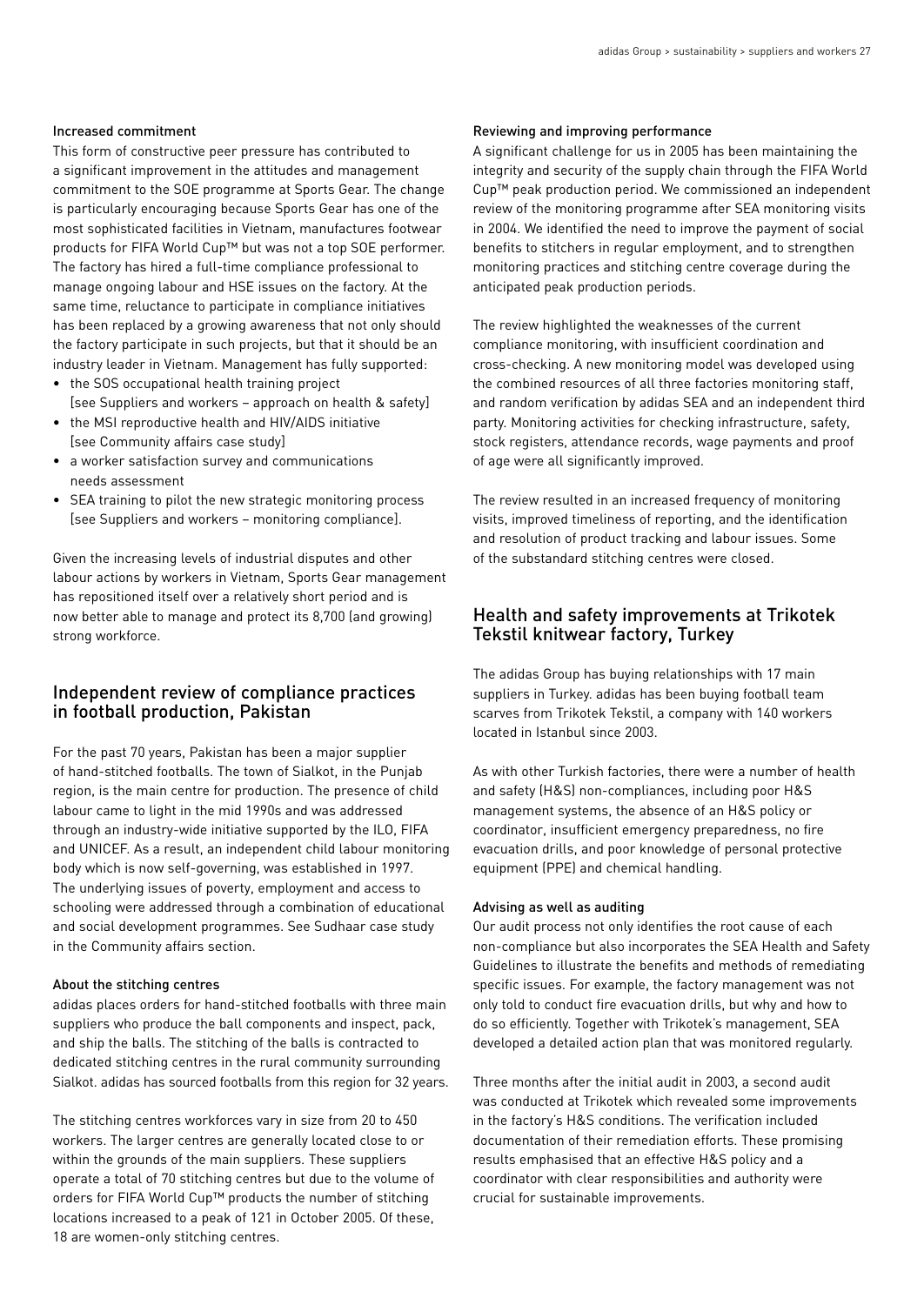### Increased commitment

This form of constructive peer pressure has contributed to a significant improvement in the attitudes and management commitment to the SOE programme at Sports Gear. The change is particularly encouraging because Sports Gear has one of the most sophisticated facilities in Vietnam, manufactures footwear products for FIFA World Cup™ but was not a top SOE performer. The factory has hired a full-time compliance professional to manage ongoing labour and HSE issues on the factory. At the same time, reluctance to participate in compliance initiatives has been replaced by a growing awareness that not only should the factory participate in such projects, but that it should be an industry leader in Vietnam. Management has fully supported:

- the SOS occupational health training project [see Suppliers and workers – approach on health & safety]
- the MSI reproductive health and HIV/AIDS initiative [see Community affairs case study]
- a worker satisfaction survey and communications needs assessment
- SEA training to pilot the new strategic monitoring process [see Suppliers and workers – monitoring compliance].

Given the increasing levels of industrial disputes and other labour actions by workers in Vietnam, Sports Gear management has repositioned itself over a relatively short period and is now better able to manage and protect its 8,700 (and growing) strong workforce.

## Independent review of compliance practices in football production, Pakistan

For the past 70 years, Pakistan has been a major supplier of hand-stitched footballs. The town of Sialkot, in the Punjab region, is the main centre for production. The presence of child labour came to light in the mid 1990s and was addressed through an industry-wide initiative supported by the ILO, FIFA and UNICEF. As a result, an independent child labour monitoring body which is now self-governing, was established in 1997. The underlying issues of poverty, employment and access to schooling were addressed through a combination of educational and social development programmes. See Sudhaar case study in the Community affairs section.

### About the stitching centres

adidas places orders for hand-stitched footballs with three main suppliers who produce the ball components and inspect, pack, and ship the balls. The stitching of the balls is contracted to dedicated stitching centres in the rural community surrounding Sialkot. adidas has sourced footballs from this region for 32 years.

The stitching centres workforces vary in size from 20 to 450 workers. The larger centres are generally located close to or within the grounds of the main suppliers. These suppliers operate a total of 70 stitching centres but due to the volume of orders for FIFA World Cup™ products the number of stitching locations increased to a peak of 121 in October 2005. Of these, 18 are women-only stitching centres.

### Reviewing and improving performance

A significant challenge for us in 2005 has been maintaining the integrity and security of the supply chain through the FIFA World Cup™ peak production period. We commissioned an independent review of the monitoring programme after SEA monitoring visits in 2004. We identified the need to improve the payment of social benefits to stitchers in regular employment, and to strengthen monitoring practices and stitching centre coverage during the anticipated peak production periods.

The review highlighted the weaknesses of the current compliance monitoring, with insufficient coordination and cross-checking. A new monitoring model was developed using the combined resources of all three factories monitoring staff, and random verification by adidas SEA and an independent third party. Monitoring activities for checking infrastructure, safety, stock registers, attendance records, wage payments and proof of age were all significantly improved.

The review resulted in an increased frequency of monitoring visits, improved timeliness of reporting, and the identification and resolution of product tracking and labour issues. Some of the substandard stitching centres were closed.

## Health and safety improvements at Trikotek Tekstil knitwear factory, Turkey

The adidas Group has buying relationships with 17 main suppliers in Turkey. adidas has been buying football team scarves from Trikotek Tekstil, a company with 140 workers located in Istanbul since 2003.

As with other Turkish factories, there were a number of health and safety (H&S) non-compliances, including poor H&S management systems, the absence of an H&S policy or coordinator, insufficient emergency preparedness, no fire evacuation drills, and poor knowledge of personal protective equipment (PPE) and chemical handling.

### Advising as well as auditing

Our audit process not only identifies the root cause of each non-compliance but also incorporates the SEA Health and Safety Guidelines to illustrate the benefits and methods of remediating specific issues. For example, the factory management was not only told to conduct fire evacuation drills, but why and how to do so efficiently. Together with Trikotek's management, SEA developed a detailed action plan that was monitored regularly.

Three months after the initial audit in 2003, a second audit was conducted at Trikotek which revealed some improvements in the factory's H&S conditions. The verification included documentation of their remediation efforts. These promising results emphasised that an effective H&S policy and a coordinator with clear responsibilities and authority were crucial for sustainable improvements.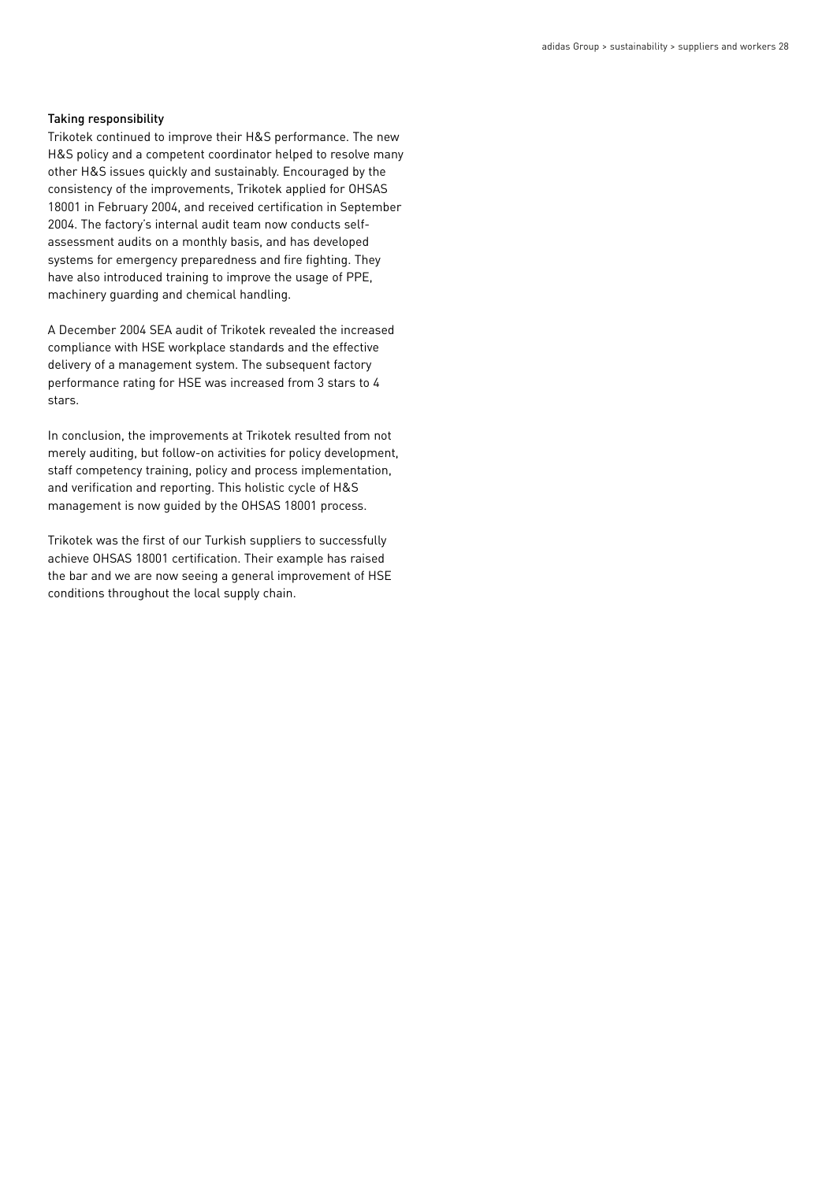### Taking responsibility

Trikotek continued to improve their H&S performance. The new H&S policy and a competent coordinator helped to resolve many other H&S issues quickly and sustainably. Encouraged by the consistency of the improvements, Trikotek applied for OHSAS 18001 in February 2004, and received certification in September 2004. The factory's internal audit team now conducts self-assessment audits on a monthly basis, and has developed systems for emergency preparedness and fire fighting. They have also introduced training to improve the usage of PPE, machinery guarding and chemical handling.

A December 2004 SEA audit of Trikotek revealed the increased compliance with HSE workplace standards and the effective delivery of a management system. The subsequent factory performance rating for HSE was increased from 3 stars to 4 stars.

In conclusion, the improvements at Trikotek resulted from not merely auditing, but follow-on activities for policy development, staff competency training, policy and process implementation, and verification and reporting. This holistic cycle of H&S management is now guided by the OHSAS 18001 process.

Trikotek was the first of our Turkish suppliers to successfully achieve OHSAS 18001 certification. Their example has raised the bar and we are now seeing a general improvement of HSE conditions throughout the local supply chain.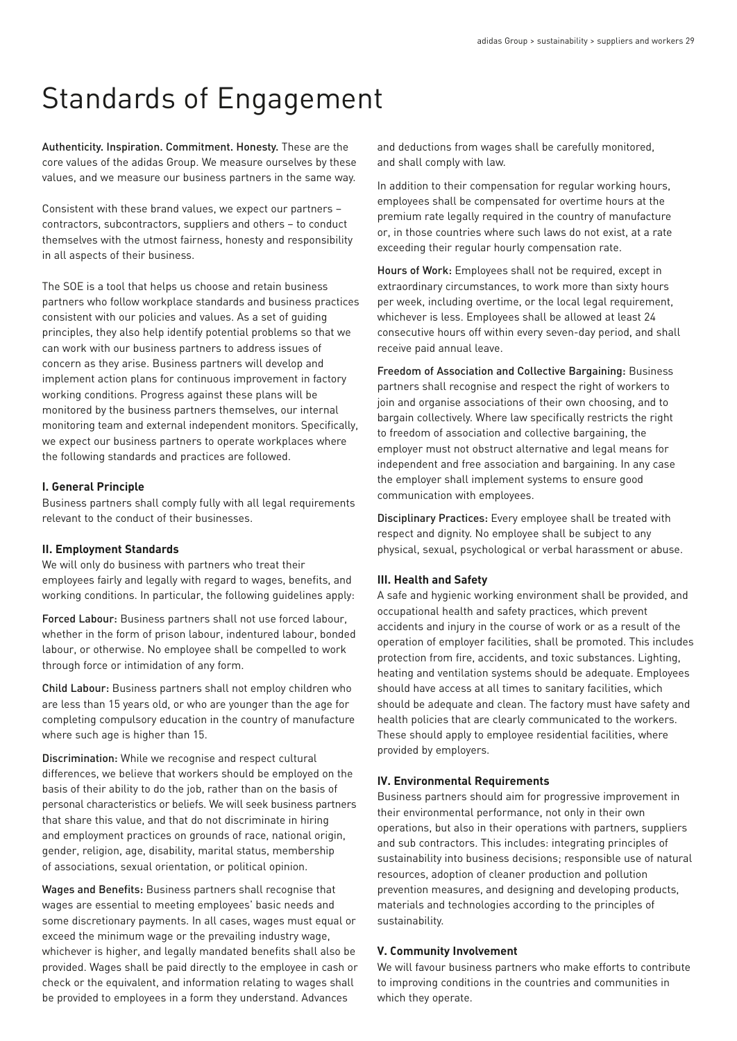# Standards of Engagement

**Authenticity. Inspiration. Commitment. Honesty.** These are the core values of the adidas Group. We measure ourselves by these values, and we measure our business partners in the same way.

Consistent with these brand values, we expect our partners – contractors, subcontractors, suppliers and others – to conduct themselves with the utmost fairness, honesty and responsibility in all aspects of their business.

The SOE is a tool that helps us choose and retain business partners who follow workplace standards and business practices consistent with our policies and values. As a set of guiding principles, they also help identify potential problems so that we can work with our business partners to address issues of concern as they arise. Business partners will develop and implement action plans for continuous improvement in factory working conditions. Progress against these plans will be monitored by the business partners themselves, our internal monitoring team and external independent monitors. Specifically, we expect our business partners to operate workplaces where the following standards and practices are followed.

### I. General Principle

Business partners shall comply fully with all legal requirements relevant to the conduct of their businesses.

### II. Employment Standards

We will only do business with partners who treat their employees fairly and legally with regard to wages, benefits, and working conditions. In particular, the following guidelines apply:

**Forced Labour:** Business partners shall not use forced labour, whether in the form of prison labour, indentured labour, bonded labour, or otherwise. No employee shall be compelled to work through force or intimidation of any form.

**Child Labour:** Business partners shall not employ children who are less than 15 years old, or who are younger than the age for completing compulsory education in the country of manufacture where such age is higher than 15.

**Discrimination:** While we recognise and respect cultural differences, we believe that workers should be employed on the basis of their ability to do the job, rather than on the basis of personal characteristics or beliefs. We will seek business partners that share this value, and that do not discriminate in hiring and employment practices on grounds of race, national origin, gender, religion, age, disability, marital status, membership of associations, sexual orientation, or political opinion.

**Wages and Benefits:** Business partners shall recognise that wages are essential to meeting employees' basic needs and some discretionary payments. In all cases, wages must equal or exceed the minimum wage or the prevailing industry wage, whichever is higher, and legally mandated benefits shall also be provided. Wages shall be paid directly to the employee in cash or check or the equivalent, and information relating to wages shall be provided to employees in a form they understand. Advances and deductions from wages shall be carefully monitored, and shall comply with law.

In addition to their compensation for regular working hours, employees shall be compensated for overtime hours at the premium rate legally required in the country of manufacture or, in those countries where such laws do not exist, at a rate exceeding their regular hourly compensation rate.

**Hours of Work:** Employees shall not be required, except in extraordinary circumstances, to work more than sixty hours per week, including overtime, or the local legal requirement, whichever is less. Employees shall be allowed at least 24 consecutive hours off within every seven-day period, and shall receive paid annual leave.

**Freedom of Association and Collective Bargaining:** Business partners shall recognise and respect the right of workers to join and organise associations of their own choosing, and to bargain collectively. Where law specifically restricts the right to freedom of association and collective bargaining, the employer must not obstruct alternative and legal means for independent and free association and bargaining. In any case the employer shall implement systems to ensure good communication with employees.

**Disciplinary Practices:** Every employee shall be treated with respect and dignity. No employee shall be subject to any physical, sexual, psychological or verbal harassment or abuse.

### III. Health and Safety

A safe and hygienic working environment shall be provided, and occupational health and safety practices, which prevent accidents and injury in the course of work or as a result of the operation of employer facilities, shall be promoted. This includes protection from fire, accidents, and toxic substances. Lighting, heating and ventilation systems should be adequate. Employees should have access at all times to sanitary facilities, which should be adequate and clean. The factory must have safety and health policies that are clearly communicated to the workers. These should apply to employee residential facilities, where provided by employers.

### IV. Environmental Requirements

Business partners should aim for progressive improvement in their environmental performance, not only in their own operations, but also in their operations with partners, suppliers and sub contractors. This includes: integrating principles of sustainability into business decisions; responsible use of natural resources, adoption of cleaner production and pollution prevention measures, and designing and developing products, materials and technologies according to the principles of sustainability.

### V. Community Involvement

We will favour business partners who make efforts to contribute to improving conditions in the countries and communities in which they operate.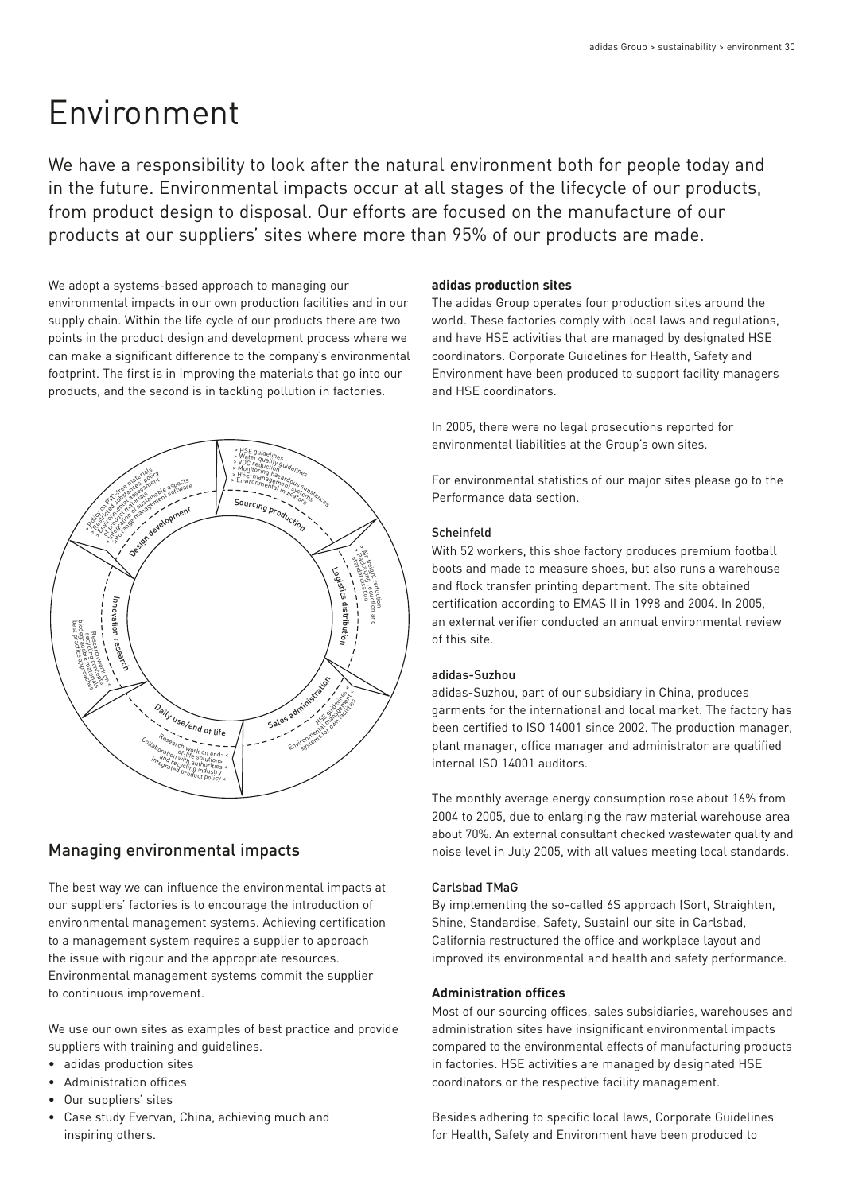# Environment

We have a responsibility to look after the natural environment both for people today and in the future. Environmental impacts occur at all stages of the lifecycle of our products, from product design to disposal. Our efforts are focused on the manufacture of our products at our suppliers' sites where more than 95% of our products are made.

We adopt a systems-based approach to managing our environmental impacts in our own production facilities and in our supply chain. Within the life cycle of our products there are two points in the product design and development process where we can make a significant difference to the company's environmental footprint. The first is in improving the materials that go into our products, and the second is in tackling pollution in factories.

## Managing environmental impacts

The best way we can influence the environmental impacts at our suppliers' factories is to encourage the introduction of environmental management systems. Achieving certification to a management system requires a supplier to approach the issue with rigour and the appropriate resources. Environmental management systems commit the supplier to continuous improvement.

We use our own sites as examples of best practice and provide suppliers with training and guidelines.

- adidas production sites
- Administration offices
- Our suppliers' sites
- Case study Evervan, China, achieving much and inspiring others.

**adidas production sites**

The adidas Group operates four production sites around the world. These factories comply with local laws and regulations, and have HSE activities that are managed by designated HSE coordinators. Corporate Guidelines for Health, Safety and Environment have been produced to support facility managers and HSE coordinators.

In 2005, there were no legal prosecutions reported for environmental liabilities at the Group's own sites.

For environmental statistics of our major sites please go to the Performance data section.

Scheinfeld

With 52 workers, this shoe factory produces premium football boots and made to measure shoes, but also runs a warehouse and flock transfer printing department. The site obtained certification according to EMAS II in 1998 and 2004. In 2005, an external verifier conducted an annual environmental review of this site.

adidas-Suzhou

adidas-Suzhou, part of our subsidiary in China, produces garments for the international and local market. The factory has been certified to ISO 14001 since 2002. The production manager, plant manager, office manager and administrator are qualified internal ISO 14001 auditors.

The monthly average energy consumption rose about 16% from 2004 to 2005, due to enlarging the raw material warehouse area about 70%. An external consultant checked wastewater quality and noise level in July 2005, with all values meeting local standards.

Carlsbad TMaG

By implementing the so-called 6S approach (Sort, Straighten, Shine, Standardise, Safety, Sustain) our site in Carlsbad, California restructured the office and workplace layout and improved its environmental and health and safety performance.

**Administration offices**

Most of our sourcing offices, sales subsidiaries, warehouses and administration sites have insignificant environmental impacts compared to the environmental effects of manufacturing products in factories. HSE activities are managed by designated HSE coordinators or the respective facility management.

Besides adhering to specific local laws, Corporate Guidelines for Health, Safety and Environment have been produced to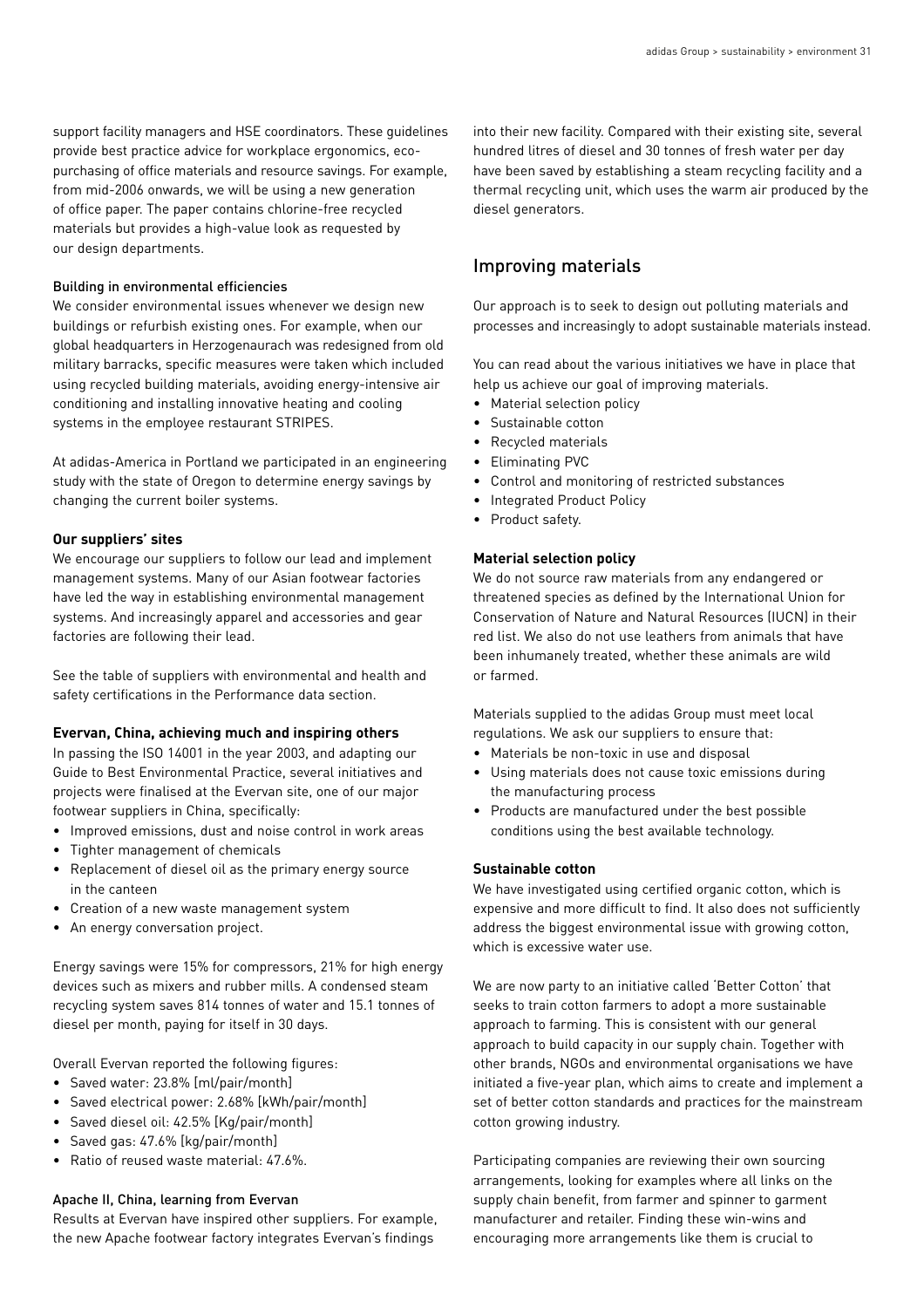support facility managers and HSE coordinators. These guidelines provide best practice advice for workplace ergonomics, eco-purchasing of office materials and resource savings. For example, from mid-2006 onwards, we will be using a new generation of office paper. The paper contains chlorine-free recycled materials but provides a high-value look as requested by our design departments.

### Building in environmental efficiencies

We consider environmental issues whenever we design new buildings or refurbish existing ones. For example, when our global headquarters in Herzogenaurach was redesigned from old military barracks, specific measures were taken which included using recycled building materials, avoiding energy-intensive air conditioning and installing innovative heating and cooling systems in the employee restaurant STRIPES.

At adidas-America in Portland we participated in an engineering study with the state of Oregon to determine energy savings by changing the current boiler systems.

**Our suppliers' sites**

We encourage our suppliers to follow our lead and implement management systems. Many of our Asian footwear factories have led the way in establishing environmental management systems. And increasingly apparel and accessories and gear factories are following their lead.

See the table of suppliers with environmental and health and safety certifications in the Performance data section.

**Evervan, China, achieving much and inspiring others**

In passing the ISO 14001 in the year 2003, and adapting our Guide to Best Environmental Practice, several initiatives and projects were finalised at the Evervan site, one of our major footwear suppliers in China, specifically:

- Improved emissions, dust and noise control in work areas
- Tighter management of chemicals
- Replacement of diesel oil as the primary energy source in the canteen
- Creation of a new waste management system
- An energy conversation project.

Energy savings were 15% for compressors, 21% for high energy devices such as mixers and rubber mills. A condensed steam recycling system saves 814 tonnes of water and 15.1 tonnes of diesel per month, paying for itself in 30 days.

Overall Evervan reported the following figures:

- Saved water: 23.8% [ml/pair/month]
- Saved electrical power: 2.68% [kWh/pair/month]
- Saved diesel oil: 42.5% [Kg/pair/month]
- Saved gas: 47.6% [kg/pair/month]
- Ratio of reused waste material: 47.6%.

### Apache II, China, learning from Evervan

Results at Evervan have inspired other suppliers. For example, the new Apache footwear factory integrates Evervan's findings into their new facility. Compared with their existing site, several hundred litres of diesel and 30 tonnes of fresh water per day have been saved by establishing a steam recycling facility and a thermal recycling unit, which uses the warm air produced by the diesel generators.

## Improving materials

Our approach is to seek to design out polluting materials and processes and increasingly to adopt sustainable materials instead.

You can read about the various initiatives we have in place that help us achieve our goal of improving materials.

- Material selection policy
- Sustainable cotton
- Recycled materials
- Eliminating PVC
- Control and monitoring of restricted substances
- Integrated Product Policy
- Product safety.

**Material selection policy**

We do not source raw materials from any endangered or threatened species as defined by the International Union for Conservation of Nature and Natural Resources (IUCN) in their red list. We also do not use leathers from animals that have been inhumanely treated, whether these animals are wild or farmed.

Materials supplied to the adidas Group must meet local regulations. We ask our suppliers to ensure that:

- Materials be non-toxic in use and disposal
- Using materials does not cause toxic emissions during the manufacturing process
- Products are manufactured under the best possible conditions using the best available technology.

**Sustainable cotton**

We have investigated using certified organic cotton, which is expensive and more difficult to find. It also does not sufficiently address the biggest environmental issue with growing cotton, which is excessive water use.

We are now party to an initiative called 'Better Cotton' that seeks to train cotton farmers to adopt a more sustainable approach to farming. This is consistent with our general approach to build capacity in our supply chain. Together with other brands, NGOs and environmental organisations we have initiated a five-year plan, which aims to create and implement a set of better cotton standards and practices for the mainstream cotton growing industry.

Participating companies are reviewing their own sourcing arrangements, looking for examples where all links on the supply chain benefit, from farmer and spinner to garment manufacturer and retailer. Finding these win-wins and encouraging more arrangements like them is crucial to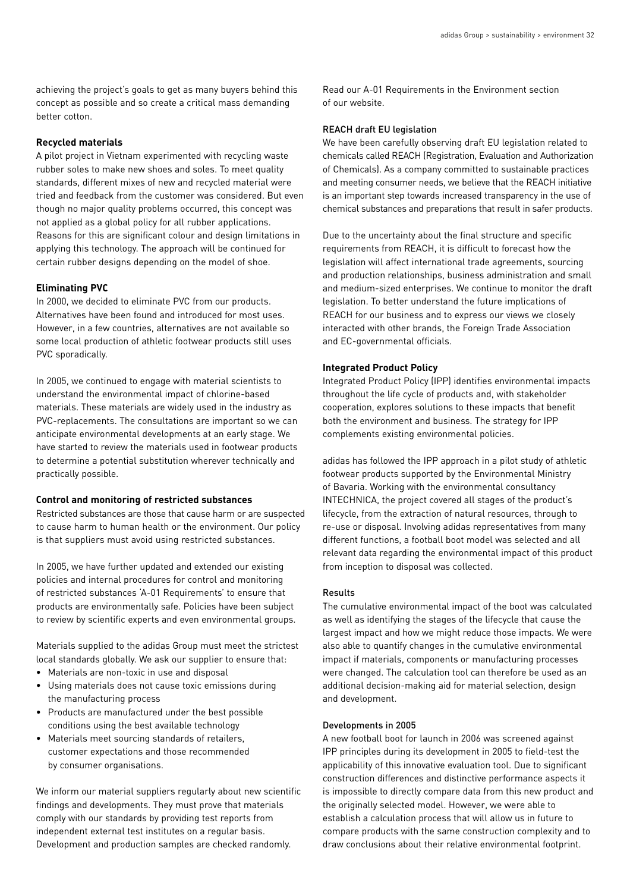achieving the project's goals to get as many buyers behind this concept as possible and so create a critical mass demanding better cotton.

### Recycled materials

A pilot project in Vietnam experimented with recycling waste rubber soles to make new shoes and soles. To meet quality standards, different mixes of new and recycled material were tried and feedback from the customer was considered. But even though no major quality problems occurred, this concept was not applied as a global policy for all rubber applications. Reasons for this are significant colour and design limitations in applying this technology. The approach will be continued for certain rubber designs depending on the model of shoe.

### Eliminating PVC

In 2000, we decided to eliminate PVC from our products. Alternatives have been found and introduced for most uses. However, in a few countries, alternatives are not available so some local production of athletic footwear products still uses PVC sporadically.

In 2005, we continued to engage with material scientists to understand the environmental impact of chlorine-based materials. These materials are widely used in the industry as PVC-replacements. The consultations are important so we can anticipate environmental developments at an early stage. We have started to review the materials used in footwear products to determine a potential substitution wherever technically and practically possible.

### Control and monitoring of restricted substances

Restricted substances are those that cause harm or are suspected to cause harm to human health or the environment. Our policy is that suppliers must avoid using restricted substances.

In 2005, we have further updated and extended our existing policies and internal procedures for control and monitoring of restricted substances 'A-01 Requirements' to ensure that products are environmentally safe. Policies have been subject to review by scientific experts and even environmental groups.

Materials supplied to the adidas Group must meet the strictest local standards globally. We ask our supplier to ensure that:

- Materials are non-toxic in use and disposal
- Using materials does not cause toxic emissions during the manufacturing process
- Products are manufactured under the best possible conditions using the best available technology
- Materials meet sourcing standards of retailers, customer expectations and those recommended by consumer organisations.

We inform our material suppliers regularly about new scientific findings and developments. They must prove that materials comply with our standards by providing test reports from independent external test institutes on a regular basis. Development and production samples are checked randomly.

Read our A-01 Requirements in the Environment section of our website.

#### REACH draft EU legislation

We have been carefully observing draft EU legislation related to chemicals called REACH (Registration, Evaluation and Authorization of Chemicals). As a company committed to sustainable practices and meeting consumer needs, we believe that the REACH initiative is an important step towards increased transparency in the use of chemical substances and preparations that result in safer products.

Due to the uncertainty about the final structure and specific requirements from REACH, it is difficult to forecast how the legislation will affect international trade agreements, sourcing and production relationships, business administration and small and medium-sized enterprises. We continue to monitor the draft legislation. To better understand the future implications of REACH for our business and to express our views we closely interacted with other brands, the Foreign Trade Association and EC-governmental officials.

### Integrated Product Policy

Integrated Product Policy (IPP) identifies environmental impacts throughout the life cycle of products and, with stakeholder cooperation, explores solutions to these impacts that benefit both the environment and business. The strategy for IPP complements existing environmental policies.

adidas has followed the IPP approach in a pilot study of athletic footwear products supported by the Environmental Ministry of Bavaria. Working with the environmental consultancy INTECHNICA, the project covered all stages of the product's lifecycle, from the extraction of natural resources, through to re-use or disposal. Involving adidas representatives from many different functions, a football boot model was selected and all relevant data regarding the environmental impact of this product from inception to disposal was collected.

#### Results

The cumulative environmental impact of the boot was calculated as well as identifying the stages of the lifecycle that cause the largest impact and how we might reduce those impacts. We were also able to quantify changes in the cumulative environmental impact if materials, components or manufacturing processes were changed. The calculation tool can therefore be used as an additional decision-making aid for material selection, design and development.

#### Developments in 2005

A new football boot for launch in 2006 was screened against IPP principles during its development in 2005 to field-test the applicability of this innovative evaluation tool. Due to significant construction differences and distinctive performance aspects it is impossible to directly compare data from this new product and the originally selected model. However, we were able to establish a calculation process that will allow us in future to compare products with the same construction complexity and to draw conclusions about their relative environmental footprint.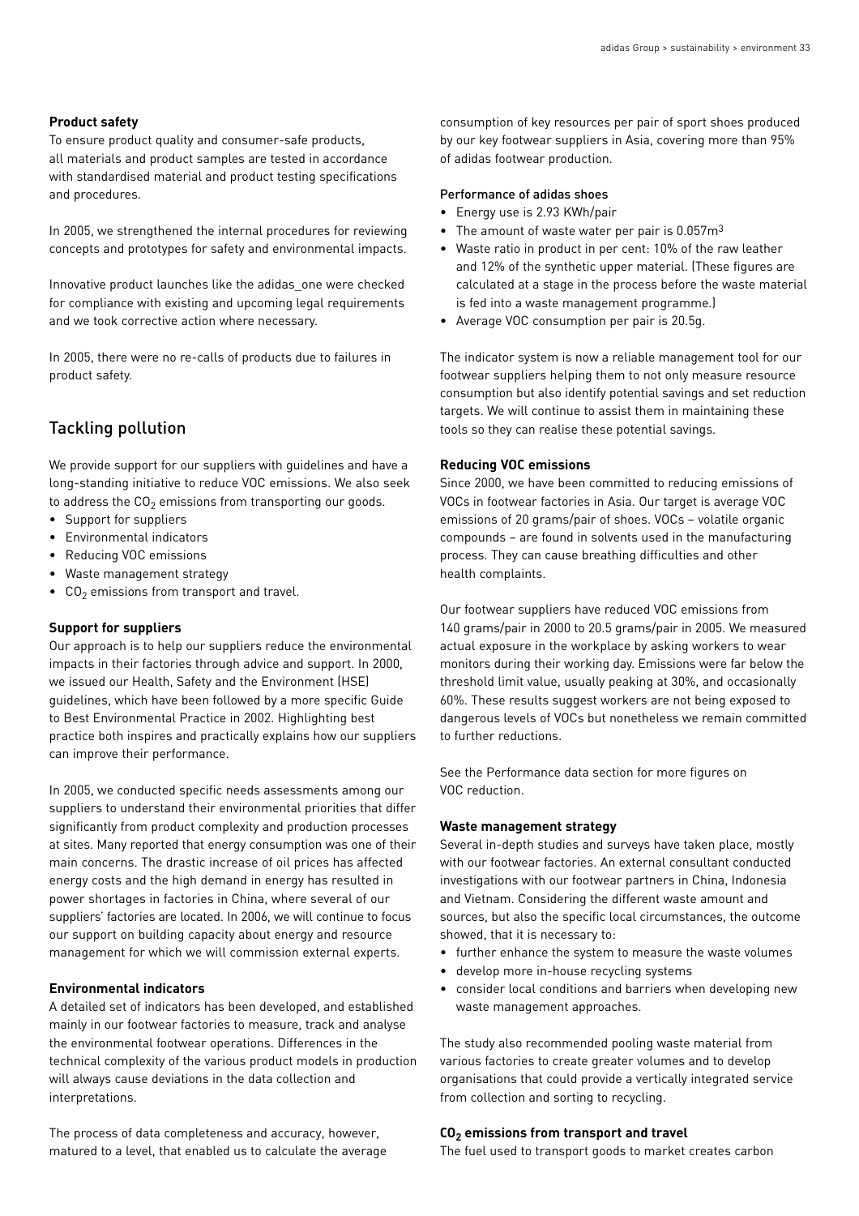**Product safety**

To ensure product quality and consumer-safe products, all materials and product samples are tested in accordance with standardised material and product testing specifications and procedures.

In 2005, we strengthened the internal procedures for reviewing concepts and prototypes for safety and environmental impacts.

Innovative product launches like the adidas_one were checked for compliance with existing and upcoming legal requirements and we took corrective action where necessary.

In 2005, there were no re-calls of products due to failures in product safety.

## Tackling pollution

We provide support for our suppliers with guidelines and have a long-standing initiative to reduce VOC emissions. We also seek to address the $CO_2$ emissions from transporting our goods.

- Support for suppliers
- Environmental indicators
- Reducing VOC emissions
- Waste management strategy
- $CO_2$ emissions from transport and travel.

**Support for suppliers**

Our approach is to help our suppliers reduce the environmental impacts in their factories through advice and support. In 2000, we issued our Health, Safety and the Environment (HSE) guidelines, which have been followed by a more specific Guide to Best Environmental Practice in 2002. Highlighting best practice both inspires and practically explains how our suppliers can improve their performance.

In 2005, we conducted specific needs assessments among our suppliers to understand their environmental priorities that differ significantly from product complexity and production processes at sites. Many reported that energy consumption was one of their main concerns. The drastic increase of oil prices has affected energy costs and the high demand in energy has resulted in power shortages in factories in China, where several of our suppliers' factories are located. In 2006, we will continue to focus our support on building capacity about energy and resource management for which we will commission external experts.

**Environmental indicators**

A detailed set of indicators has been developed, and established mainly in our footwear factories to measure, track and analyse the environmental footwear operations. Differences in the technical complexity of the various product models in production will always cause deviations in the data collection and interpretations.

The process of data completeness and accuracy, however, matured to a level, that enabled us to calculate the average consumption of key resources per pair of sport shoes produced by our key footwear suppliers in Asia, covering more than 95% of adidas footwear production.

Performance of adidas shoes

- Energy use is 2.93 KWh/pair
- The amount of waste water per pair is $0.057m^3$
- Waste ratio in product in per cent: 10% of the raw leather and 12% of the synthetic upper material. (These figures are calculated at a stage in the process before the waste material is fed into a waste management programme.)
- Average VOC consumption per pair is 20.5g.

The indicator system is now a reliable management tool for our footwear suppliers helping them to not only measure resource consumption but also identify potential savings and set reduction targets. We will continue to assist them in maintaining these tools so they can realise these potential savings.

**Reducing VOC emissions**

Since 2000, we have been committed to reducing emissions of VOCs in footwear factories in Asia. Our target is average VOC emissions of 20 grams/pair of shoes. VOCs – volatile organic compounds – are found in solvents used in the manufacturing process. They can cause breathing difficulties and other health complaints.

Our footwear suppliers have reduced VOC emissions from 140 grams/pair in 2000 to 20.5 grams/pair in 2005. We measured actual exposure in the workplace by asking workers to wear monitors during their working day. Emissions were far below the threshold limit value, usually peaking at 30%, and occasionally 60%. These results suggest workers are not being exposed to dangerous levels of VOCs but nonetheless we remain committed to further reductions.

See the Performance data section for more figures on VOC reduction.

**Waste management strategy**

Several in-depth studies and surveys have taken place, mostly with our footwear factories. An external consultant conducted investigations with our footwear partners in China, Indonesia and Vietnam. Considering the different waste amount and sources, but also the specific local circumstances, the outcome showed, that it is necessary to:

- further enhance the system to measure the waste volumes
- develop more in-house recycling systems
- consider local conditions and barriers when developing new waste management approaches.

The study also recommended pooling waste material from various factories to create greater volumes and to develop organisations that could provide a vertically integrated service from collection and sorting to recycling.

**$CO_2$ emissions from transport and travel**

The fuel used to transport goods to market creates carbon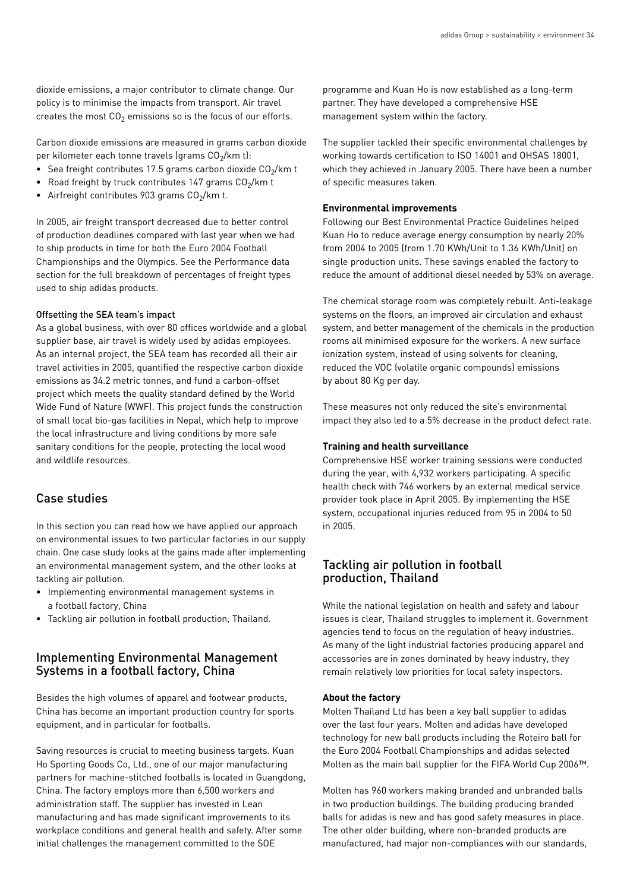dioxide emissions, a major contributor to climate change. Our policy is to minimise the impacts from transport. Air travel creates the most $CO_2$ emissions so is the focus of our efforts.

Carbon dioxide emissions are measured in grams carbon dioxide per kilometer each tonne travels (grams $CO_2$/km t):

- Sea freight contributes 17.5 grams carbon dioxide $CO_2$/km t
- Road freight by truck contributes 147 grams $CO_2$/km t
- Airfreight contributes 903 grams $CO_2$/km t.

In 2005, air freight transport decreased due to better control of production deadlines compared with last year when we had to ship products in time for both the Euro 2004 Football Championships and the Olympics. See the Performance data section for the full breakdown of percentages of freight types used to ship adidas products.

#### Offsetting the SEA team's impact

As a global business, with over 80 offices worldwide and a global supplier base, air travel is widely used by adidas employees. As an internal project, the SEA team has recorded all their air travel activities in 2005, quantified the respective carbon dioxide emissions as 34.2 metric tonnes, and fund a carbon-offset project which meets the quality standard defined by the World Wide Fund of Nature (WWF). This project funds the construction of small local bio-gas facilities in Nepal, which help to improve the local infrastructure and living conditions by more safe sanitary conditions for the people, protecting the local wood and wildlife resources.

## Case studies

In this section you can read how we have applied our approach on environmental issues to two particular factories in our supply chain. One case study looks at the gains made after implementing an environmental management system, and the other looks at tackling air pollution.

- Implementing environmental management systems in a football factory, China
- Tackling air pollution in football production, Thailand.

## Implementing Environmental Management Systems in a football factory, China

Besides the high volumes of apparel and footwear products, China has become an important production country for sports equipment, and in particular for footballs.

Saving resources is crucial to meeting business targets. Kuan Ho Sporting Goods Co, Ltd., one of our major manufacturing partners for machine-stitched footballs is located in Guangdong, China. The factory employs more than 6,500 workers and administration staff. The supplier has invested in Lean manufacturing and has made significant improvements to its workplace conditions and general health and safety. After some initial challenges the management committed to the SOE programme and Kuan Ho is now established as a long-term partner. They have developed a comprehensive HSE management system within the factory.

The supplier tackled their specific environmental challenges by working towards certification to ISO 14001 and OHSAS 18001, which they achieved in January 2005. There have been a number of specific measures taken.

**Environmental improvements**

Following our Best Environmental Practice Guidelines helped Kuan Ho to reduce average energy consumption by nearly 20% from 2004 to 2005 (from 1.70 KWh/Unit to 1.36 KWh/Unit) on single production units. These savings enabled the factory to reduce the amount of additional diesel needed by 53% on average.

The chemical storage room was completely rebuilt. Anti-leakage systems on the floors, an improved air circulation and exhaust system, and better management of the chemicals in the production rooms all minimised exposure for the workers. A new surface ionization system, instead of using solvents for cleaning, reduced the VOC (volatile organic compounds) emissions by about 80 Kg per day.

These measures not only reduced the site's environmental impact they also led to a 5% decrease in the product defect rate.

**Training and health surveillance**

Comprehensive HSE worker training sessions were conducted during the year, with 4,932 workers participating. A specific health check with 746 workers by an external medical service provider took place in April 2005. By implementing the HSE system, occupational injuries reduced from 95 in 2004 to 50 in 2005.

## Tackling air pollution in football production, Thailand

While the national legislation on health and safety and labour issues is clear, Thailand struggles to implement it. Government agencies tend to focus on the regulation of heavy industries. As many of the light industrial factories producing apparel and accessories are in zones dominated by heavy industry, they remain relatively low priorities for local safety inspectors.

**About the factory**

Molten Thailand Ltd has been a key ball supplier to adidas over the last four years. Molten and adidas have developed technology for new ball products including the Roteiro ball for the Euro 2004 Football Championships and adidas selected Molten as the main ball supplier for the FIFA World Cup 2006™.

Molten has 960 workers making branded and unbranded balls in two production buildings. The building producing branded balls for adidas is new and has good safety measures in place. The other older building, where non-branded products are manufactured, had major non-compliances with our standards,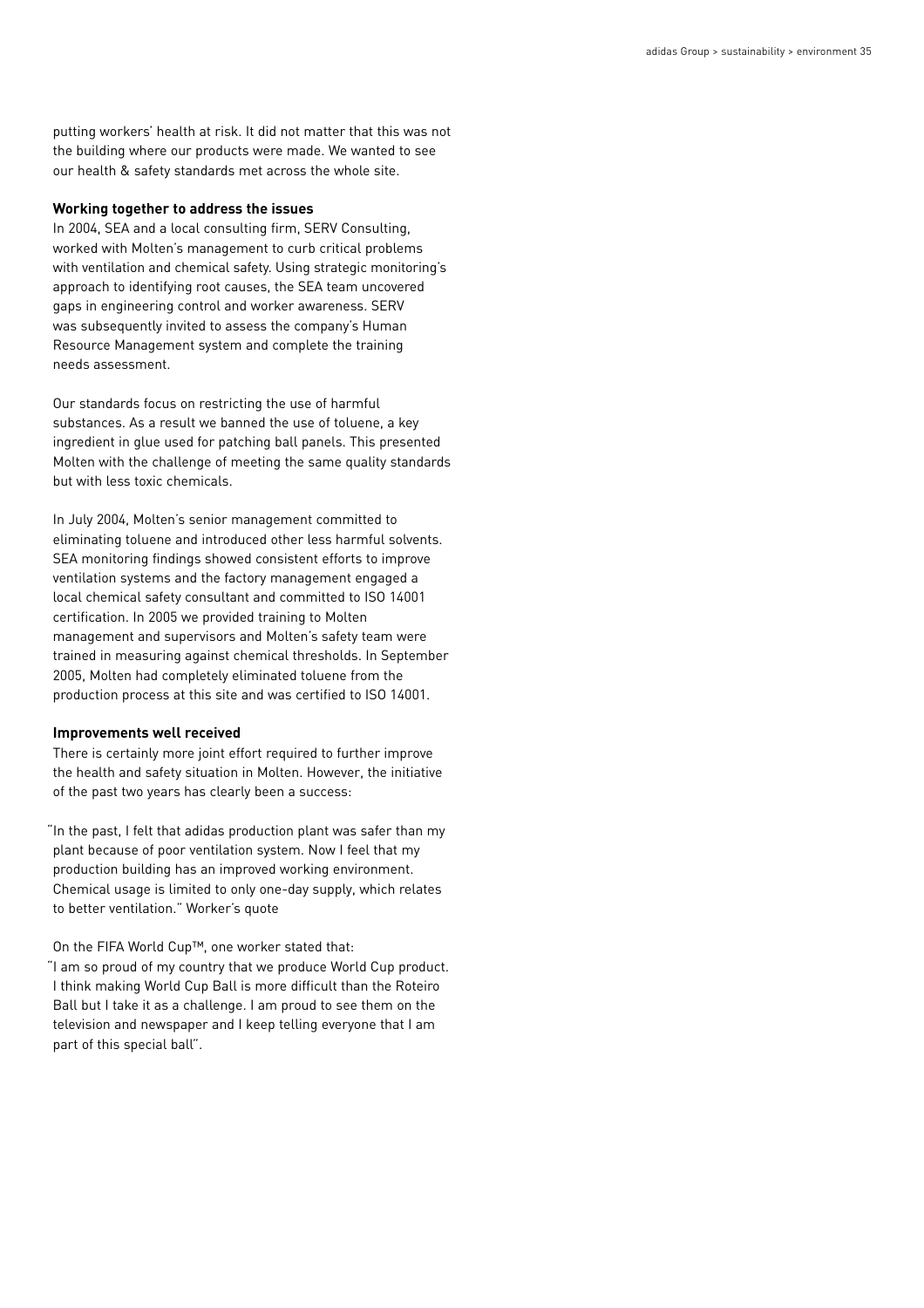putting workers' health at risk. It did not matter that this was not the building where our products were made. We wanted to see our health & safety standards met across the whole site.

**Working together to address the issues**

In 2004, SEA and a local consulting firm, SERV Consulting, worked with Molten's management to curb critical problems with ventilation and chemical safety. Using strategic monitoring's approach to identifying root causes, the SEA team uncovered gaps in engineering control and worker awareness. SERV was subsequently invited to assess the company's Human Resource Management system and complete the training needs assessment.

Our standards focus on restricting the use of harmful substances. As a result we banned the use of toluene, a key ingredient in glue used for patching ball panels. This presented Molten with the challenge of meeting the same quality standards but with less toxic chemicals.

In July 2004, Molten's senior management committed to eliminating toluene and introduced other less harmful solvents. SEA monitoring findings showed consistent efforts to improve ventilation systems and the factory management engaged a local chemical safety consultant and committed to ISO 14001 certification. In 2005 we provided training to Molten management and supervisors and Molten's safety team were trained in measuring against chemical thresholds. In September 2005, Molten had completely eliminated toluene from the production process at this site and was certified to ISO 14001.

**Improvements well received**

There is certainly more joint effort required to further improve the health and safety situation in Molten. However, the initiative of the past two years has clearly been a success:

"In the past, I felt that adidas production plant was safer than my plant because of poor ventilation system. Now I feel that my production building has an improved working environment. Chemical usage is limited to only one-day supply, which relates to better ventilation." Worker's quote

On the FIFA World Cup™, one worker stated that:
"I am so proud of my country that we produce World Cup product. I think making World Cup Ball is more difficult than the Roteiro Ball but I take it as a challenge. I am proud to see them on the television and newspaper and I keep telling everyone that I am part of this special ball".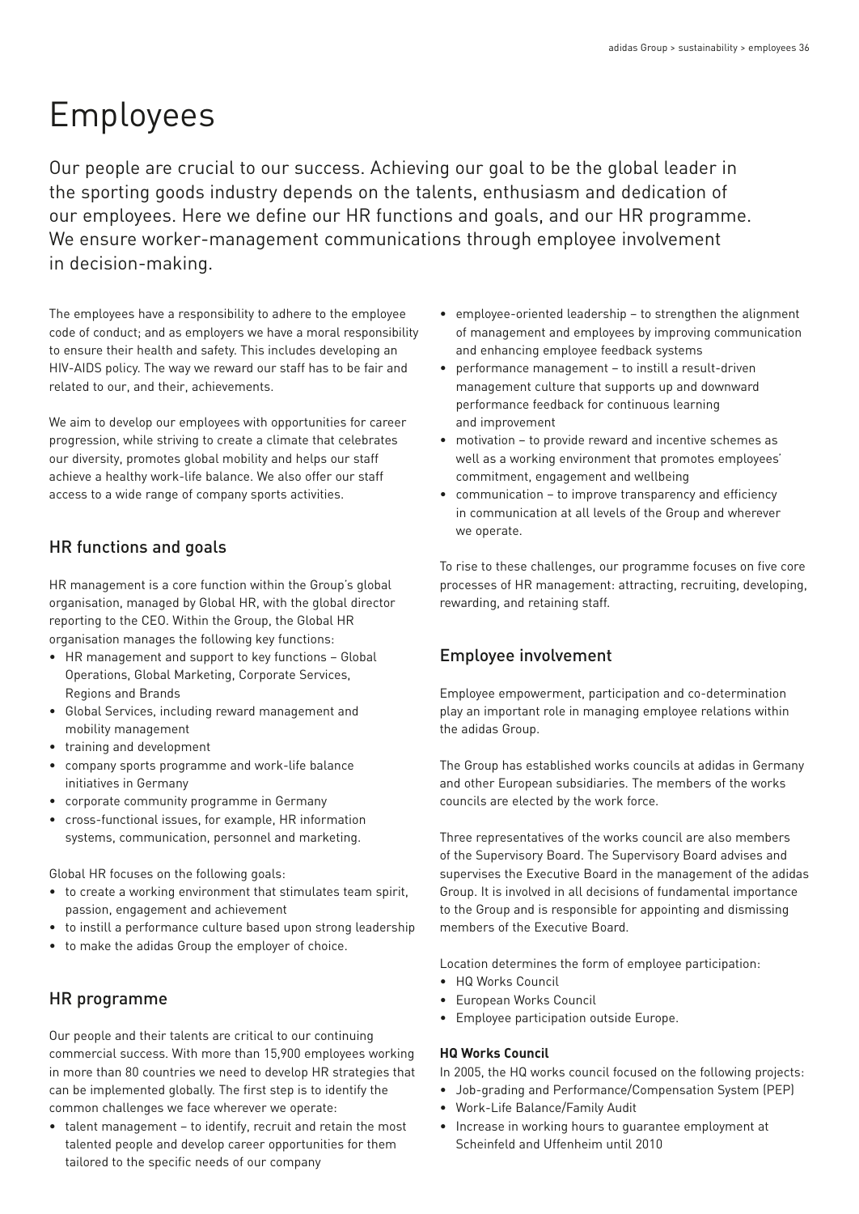# Employees

Our people are crucial to our success. Achieving our goal to be the global leader in the sporting goods industry depends on the talents, enthusiasm and dedication of our employees. Here we define our HR functions and goals, and our HR programme. We ensure worker-management communications through employee involvement in decision-making.

The employees have a responsibility to adhere to the employee code of conduct; and as employers we have a moral responsibility to ensure their health and safety. This includes developing an HIV-AIDS policy. The way we reward our staff has to be fair and related to our, and their, achievements.

We aim to develop our employees with opportunities for career progression, while striving to create a climate that celebrates our diversity, promotes global mobility and helps our staff achieve a healthy work-life balance. We also offer our staff access to a wide range of company sports activities.

## HR functions and goals

HR management is a core function within the Group's global organisation, managed by Global HR, with the global director reporting to the CEO. Within the Group, the Global HR organisation manages the following key functions:

- HR management and support to key functions – Global Operations, Global Marketing, Corporate Services, Regions and Brands
- Global Services, including reward management and mobility management
- training and development
- company sports programme and work-life balance initiatives in Germany
- corporate community programme in Germany
- cross-functional issues, for example, HR information systems, communication, personnel and marketing.

Global HR focuses on the following goals:

- to create a working environment that stimulates team spirit, passion, engagement and achievement
- to instill a performance culture based upon strong leadership
- to make the adidas Group the employer of choice.

## HR programme

Our people and their talents are critical to our continuing commercial success. With more than 15,900 employees working in more than 80 countries we need to develop HR strategies that can be implemented globally. The first step is to identify the common challenges we face wherever we operate:

- talent management – to identify, recruit and retain the most talented people and develop career opportunities for them tailored to the specific needs of our company
- employee-oriented leadership – to strengthen the alignment of management and employees by improving communication and enhancing employee feedback systems
- performance management – to instill a result-driven management culture that supports up and downward performance feedback for continuous learning and improvement
- motivation – to provide reward and incentive schemes as well as a working environment that promotes employees' commitment, engagement and wellbeing
- communication – to improve transparency and efficiency in communication at all levels of the Group and wherever we operate.

To rise to these challenges, our programme focuses on five core processes of HR management: attracting, recruiting, developing, rewarding, and retaining staff.

## Employee involvement

Employee empowerment, participation and co-determination play an important role in managing employee relations within the adidas Group.

The Group has established works councils at adidas in Germany and other European subsidiaries. The members of the works councils are elected by the work force.

Three representatives of the works council are also members of the Supervisory Board. The Supervisory Board advises and supervises the Executive Board in the management of the adidas Group. It is involved in all decisions of fundamental importance to the Group and is responsible for appointing and dismissing members of the Executive Board.

Location determines the form of employee participation:

- HQ Works Council
- European Works Council
- Employee participation outside Europe.

**HQ Works Council**

In 2005, the HQ works council focused on the following projects:

- Job-grading and Performance/Compensation System (PEP)
- Work-Life Balance/Family Audit
- Increase in working hours to guarantee employment at Scheinfeld and Uffenheim until 2010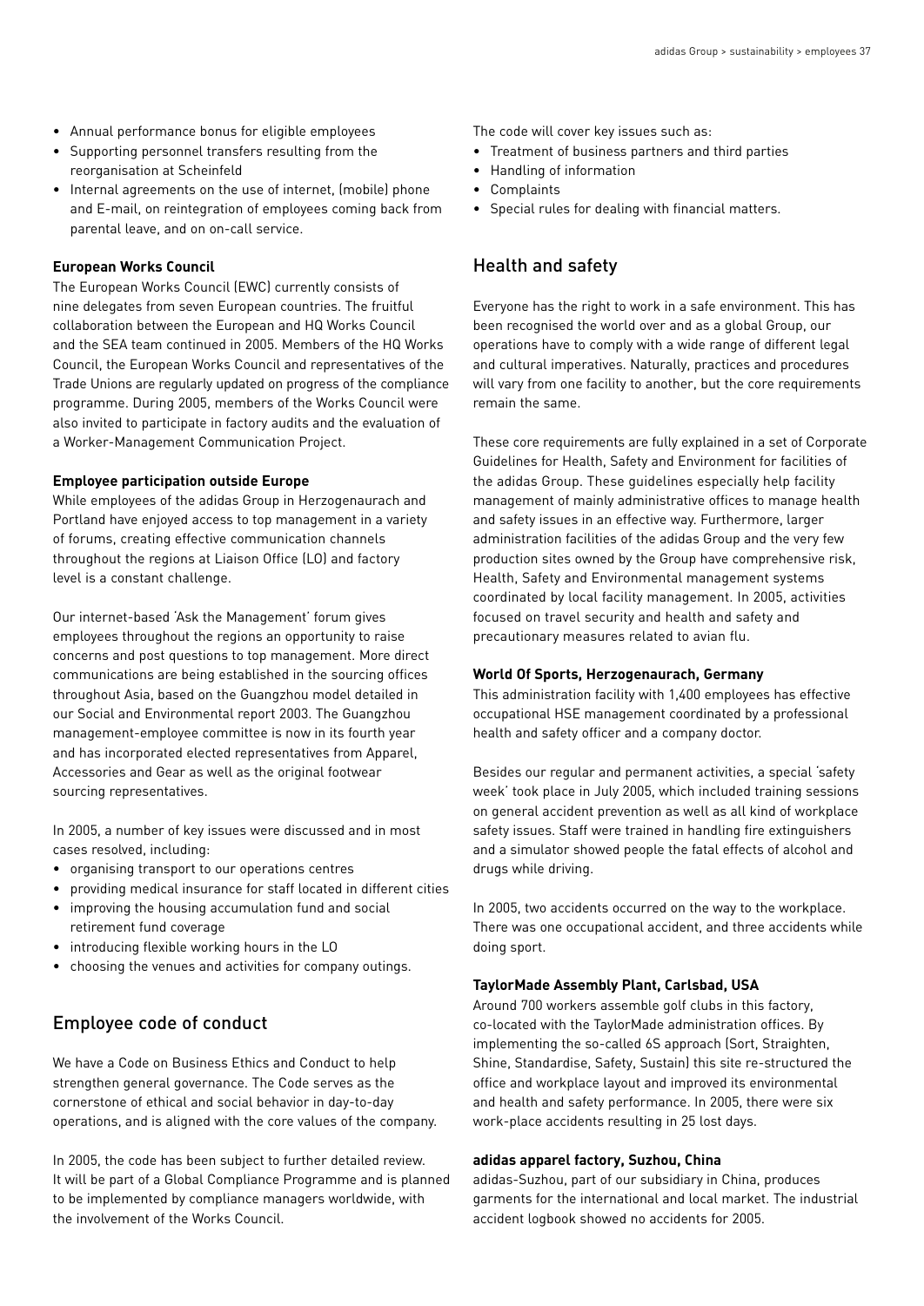- Annual performance bonus for eligible employees
- Supporting personnel transfers resulting from the reorganisation at Scheinfeld
- Internal agreements on the use of internet, (mobile) phone and E-mail, on reintegration of employees coming back from parental leave, and on on-call service.

**European Works Council**

The European Works Council (EWC) currently consists of nine delegates from seven European countries. The fruitful collaboration between the European and HQ Works Council and the SEA team continued in 2005. Members of the HQ Works Council, the European Works Council and representatives of the Trade Unions are regularly updated on progress of the compliance programme. During 2005, members of the Works Council were also invited to participate in factory audits and the evaluation of a Worker-Management Communication Project.

**Employee participation outside Europe**

While employees of the adidas Group in Herzogenaurach and Portland have enjoyed access to top management in a variety of forums, creating effective communication channels throughout the regions at Liaison Office (LO) and factory level is a constant challenge.

Our internet-based 'Ask the Management' forum gives employees throughout the regions an opportunity to raise concerns and post questions to top management. More direct communications are being established in the sourcing offices throughout Asia, based on the Guangzhou model detailed in our Social and Environmental report 2003. The Guangzhou management-employee committee is now in its fourth year and has incorporated elected representatives from Apparel, Accessories and Gear as well as the original footwear sourcing representatives.

In 2005, a number of key issues were discussed and in most cases resolved, including:

- organising transport to our operations centres
- providing medical insurance for staff located in different cities
- improving the housing accumulation fund and social retirement fund coverage
- introducing flexible working hours in the LO
- choosing the venues and activities for company outings.

## Employee code of conduct

We have a Code on Business Ethics and Conduct to help strengthen general governance. The Code serves as the cornerstone of ethical and social behavior in day-to-day operations, and is aligned with the core values of the company.

In 2005, the code has been subject to further detailed review. It will be part of a Global Compliance Programme and is planned to be implemented by compliance managers worldwide, with the involvement of the Works Council.

The code will cover key issues such as:

- Treatment of business partners and third parties
- Handling of information
- Complaints
- Special rules for dealing with financial matters.

## Health and safety

Everyone has the right to work in a safe environment. This has been recognised the world over and as a global Group, our operations have to comply with a wide range of different legal and cultural imperatives. Naturally, practices and procedures will vary from one facility to another, but the core requirements remain the same.

These core requirements are fully explained in a set of Corporate Guidelines for Health, Safety and Environment for facilities of the adidas Group. These guidelines especially help facility management of mainly administrative offices to manage health and safety issues in an effective way. Furthermore, larger administration facilities of the adidas Group and the very few production sites owned by the Group have comprehensive risk, Health, Safety and Environmental management systems coordinated by local facility management. In 2005, activities focused on travel security and health and safety and precautionary measures related to avian flu.

**World Of Sports, Herzogenaurach, Germany**

This administration facility with 1,400 employees has effective occupational HSE management coordinated by a professional health and safety officer and a company doctor.

Besides our regular and permanent activities, a special 'safety week' took place in July 2005, which included training sessions on general accident prevention as well as all kind of workplace safety issues. Staff were trained in handling fire extinguishers and a simulator showed people the fatal effects of alcohol and drugs while driving.

In 2005, two accidents occurred on the way to the workplace. There was one occupational accident, and three accidents while doing sport.

**TaylorMade Assembly Plant, Carlsbad, USA**

Around 700 workers assemble golf clubs in this factory, co-located with the TaylorMade administration offices. By implementing the so-called 6S approach (Sort, Straighten, Shine, Standardise, Safety, Sustain) this site re-structured the office and workplace layout and improved its environmental and health and safety performance. In 2005, there were six work-place accidents resulting in 25 lost days.

**adidas apparel factory, Suzhou, China**

adidas-Suzhou, part of our subsidiary in China, produces garments for the international and local market. The industrial accident logbook showed no accidents for 2005.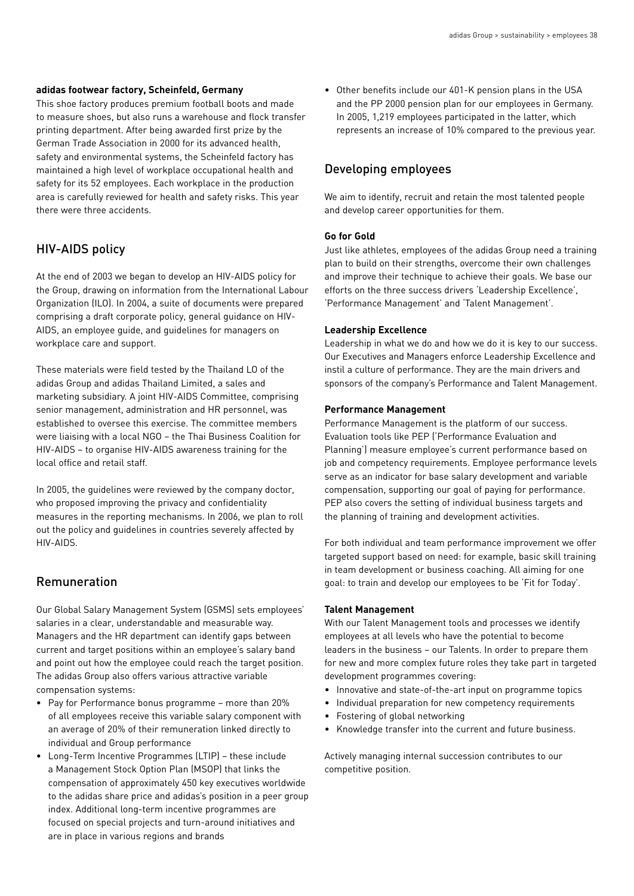**adidas footwear factory, Scheinfeld, Germany**

This shoe factory produces premium football boots and made to measure shoes, but also runs a warehouse and flock transfer printing department. After being awarded first prize by the German Trade Association in 2000 for its advanced health, safety and environmental systems, the Scheinfeld factory has maintained a high level of workplace occupational health and safety for its 52 employees. Each workplace in the production area is carefully reviewed for health and safety risks. This year there were three accidents.

## HIV-AIDS policy

At the end of 2003 we began to develop an HIV-AIDS policy for the Group, drawing on information from the International Labour Organization (ILO). In 2004, a suite of documents were prepared comprising a draft corporate policy, general guidance on HIV-AIDS, an employee guide, and guidelines for managers on workplace care and support.

These materials were field tested by the Thailand LO of the adidas Group and adidas Thailand Limited, a sales and marketing subsidiary. A joint HIV-AIDS Committee, comprising senior management, administration and HR personnel, was established to oversee this exercise. The committee members were liaising with a local NGO – the Thai Business Coalition for HIV-AIDS – to organise HIV-AIDS awareness training for the local office and retail staff.

In 2005, the guidelines were reviewed by the company doctor, who proposed improving the privacy and confidentiality measures in the reporting mechanisms. In 2006, we plan to roll out the policy and guidelines in countries severely affected by HIV-AIDS.

## Remuneration

Our Global Salary Management System (GSMS) sets employees' salaries in a clear, understandable and measurable way. Managers and the HR department can identify gaps between current and target positions within an employee's salary band and point out how the employee could reach the target position. The adidas Group also offers various attractive variable compensation systems:

- Pay for Performance bonus programme – more than 20% of all employees receive this variable salary component with an average of 20% of their remuneration linked directly to individual and Group performance
- Long-Term Incentive Programmes (LTIP) – these include a Management Stock Option Plan (MSOP) that links the compensation of approximately 450 key executives worldwide to the adidas share price and adidas's position in a peer group index. Additional long-term incentive programmes are focused on special projects and turn-around initiatives and are in place in various regions and brands
- Other benefits include our 401-K pension plans in the USA and the PP 2000 pension plan for our employees in Germany. In 2005, 1,219 employees participated in the latter, which represents an increase of 10% compared to the previous year.

## Developing employees

We aim to identify, recruit and retain the most talented people and develop career opportunities for them.

**Go for Gold**

Just like athletes, employees of the adidas Group need a training plan to build on their strengths, overcome their own challenges and improve their technique to achieve their goals. We base our efforts on the three success drivers 'Leadership Excellence', 'Performance Management' and 'Talent Management'.

**Leadership Excellence**

Leadership in what we do and how we do it is key to our success. Our Executives and Managers enforce Leadership Excellence and instil a culture of performance. They are the main drivers and sponsors of the company's Performance and Talent Management.

**Performance Management**

Performance Management is the platform of our success. Evaluation tools like PEP ('Performance Evaluation and Planning') measure employee's current performance based on job and competency requirements. Employee performance levels serve as an indicator for base salary development and variable compensation, supporting our goal of paying for performance. PEP also covers the setting of individual business targets and the planning of training and development activities.

For both individual and team performance improvement we offer targeted support based on need: for example, basic skill training in team development or business coaching. All aiming for one goal: to train and develop our employees to be 'Fit for Today'.

**Talent Management**

With our Talent Management tools and processes we identify employees at all levels who have the potential to become leaders in the business – our Talents. In order to prepare them for new and more complex future roles they take part in targeted development programmes covering:

- Innovative and state-of-the-art input on programme topics
- Individual preparation for new competency requirements
- Fostering of global networking
- Knowledge transfer into the current and future business.

Actively managing internal succession contributes to our competitive position.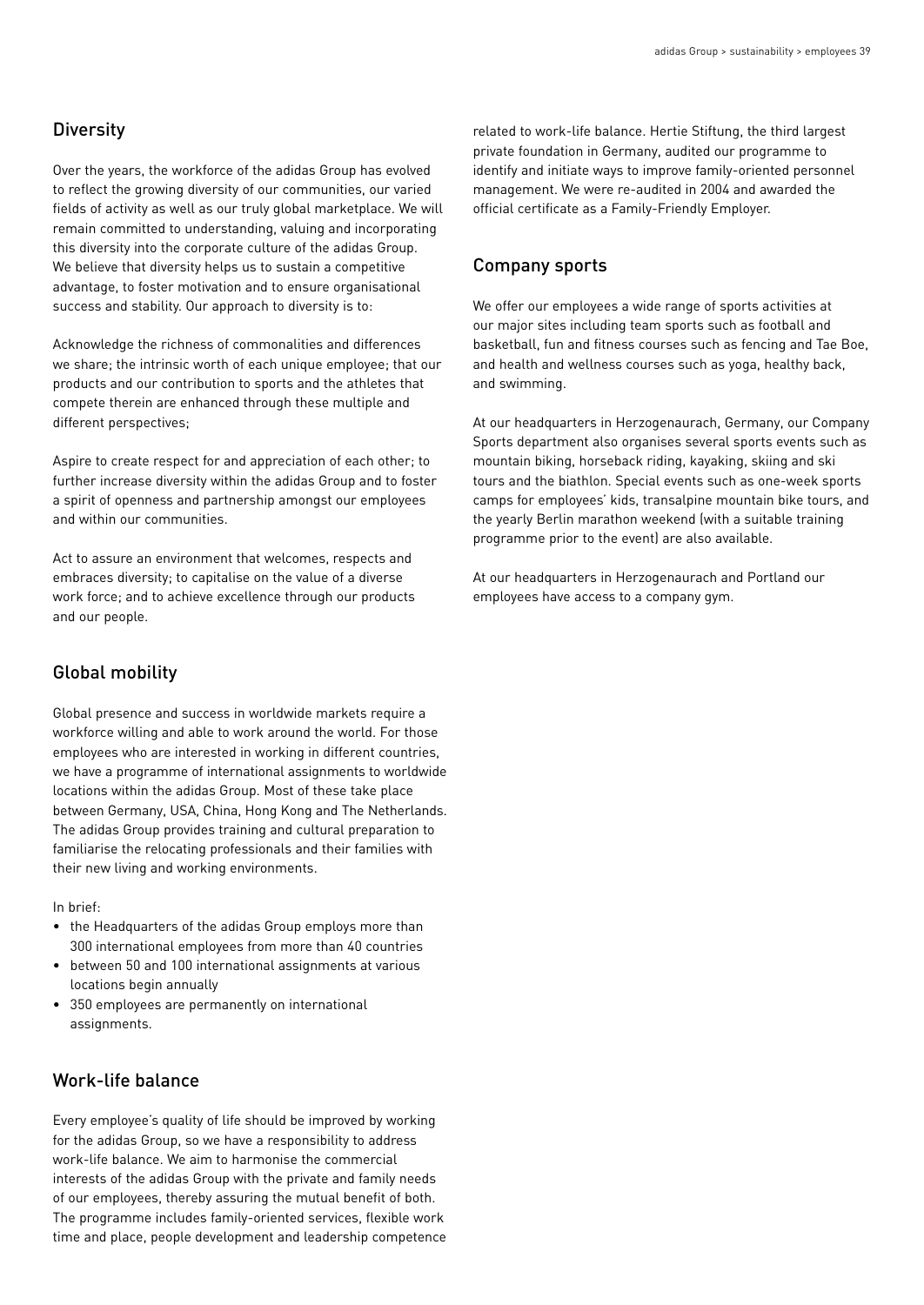## Diversity

Over the years, the workforce of the adidas Group has evolved to reflect the growing diversity of our communities, our varied fields of activity as well as our truly global marketplace. We will remain committed to understanding, valuing and incorporating this diversity into the corporate culture of the adidas Group. We believe that diversity helps us to sustain a competitive advantage, to foster motivation and to ensure organisational success and stability. Our approach to diversity is to:

Acknowledge the richness of commonalities and differences we share; the intrinsic worth of each unique employee; that our products and our contribution to sports and the athletes that compete therein are enhanced through these multiple and different perspectives;

Aspire to create respect for and appreciation of each other; to further increase diversity within the adidas Group and to foster a spirit of openness and partnership amongst our employees and within our communities.

Act to assure an environment that welcomes, respects and embraces diversity; to capitalise on the value of a diverse work force; and to achieve excellence through our products and our people.

## Global mobility

Global presence and success in worldwide markets require a workforce willing and able to work around the world. For those employees who are interested in working in different countries, we have a programme of international assignments to worldwide locations within the adidas Group. Most of these take place between Germany, USA, China, Hong Kong and The Netherlands. The adidas Group provides training and cultural preparation to familiarise the relocating professionals and their families with their new living and working environments.

In brief:

- the Headquarters of the adidas Group employs more than 300 international employees from more than 40 countries
- between 50 and 100 international assignments at various locations begin annually
- 350 employees are permanently on international assignments.

## Work-life balance

Every employee's quality of life should be improved by working for the adidas Group, so we have a responsibility to address work-life balance. We aim to harmonise the commercial interests of the adidas Group with the private and family needs of our employees, thereby assuring the mutual benefit of both. The programme includes family-oriented services, flexible work time and place, people development and leadership competence related to work-life balance. Hertie Stiftung, the third largest private foundation in Germany, audited our programme to identify and initiate ways to improve family-oriented personnel management. We were re-audited in 2004 and awarded the official certificate as a Family-Friendly Employer.

## Company sports

We offer our employees a wide range of sports activities at our major sites including team sports such as football and basketball, fun and fitness courses such as fencing and Tae Boe, and health and wellness courses such as yoga, healthy back, and swimming.

At our headquarters in Herzogenaurach, Germany, our Company Sports department also organises several sports events such as mountain biking, horseback riding, kayaking, skiing and ski tours and the biathlon. Special events such as one-week sports camps for employees' kids, transalpine mountain bike tours, and the yearly Berlin marathon weekend (with a suitable training programme prior to the event) are also available.

At our headquarters in Herzogenaurach and Portland our employees have access to a company gym.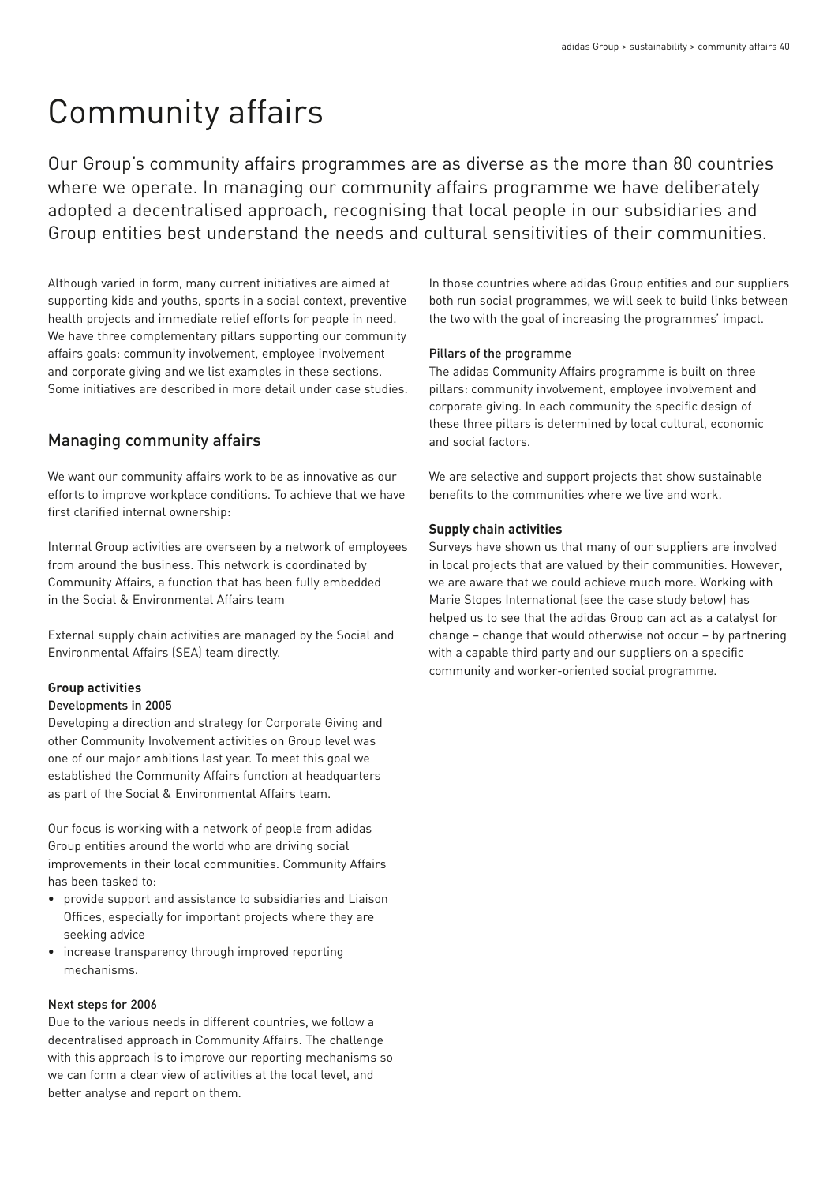# Community affairs

Our Group's community affairs programmes are as diverse as the more than 80 countries where we operate. In managing our community affairs programme we have deliberately adopted a decentralised approach, recognising that local people in our subsidiaries and Group entities best understand the needs and cultural sensitivities of their communities.

Although varied in form, many current initiatives are aimed at supporting kids and youths, sports in a social context, preventive health projects and immediate relief efforts for people in need. We have three complementary pillars supporting our community affairs goals: community involvement, employee involvement and corporate giving and we list examples in these sections. Some initiatives are described in more detail under case studies.

## Managing community affairs

We want our community affairs work to be as innovative as our efforts to improve workplace conditions. To achieve that we have first clarified internal ownership:

Internal Group activities are overseen by a network of employees from around the business. This network is coordinated by Community Affairs, a function that has been fully embedded in the Social & Environmental Affairs team

External supply chain activities are managed by the Social and Environmental Affairs (SEA) team directly.

**Group activities**

Developments in 2005

Developing a direction and strategy for Corporate Giving and other Community Involvement activities on Group level was one of our major ambitions last year. To meet this goal we established the Community Affairs function at headquarters as part of the Social & Environmental Affairs team.

Our focus is working with a network of people from adidas Group entities around the world who are driving social improvements in their local communities. Community Affairs has been tasked to:

- provide support and assistance to subsidiaries and Liaison Offices, especially for important projects where they are seeking advice
- increase transparency through improved reporting mechanisms.

Next steps for 2006

Due to the various needs in different countries, we follow a decentralised approach in Community Affairs. The challenge with this approach is to improve our reporting mechanisms so we can form a clear view of activities at the local level, and better analyse and report on them.

In those countries where adidas Group entities and our suppliers both run social programmes, we will seek to build links between the two with the goal of increasing the programmes' impact.

Pillars of the programme

The adidas Community Affairs programme is built on three pillars: community involvement, employee involvement and corporate giving. In each community the specific design of these three pillars is determined by local cultural, economic and social factors.

We are selective and support projects that show sustainable benefits to the communities where we live and work.

**Supply chain activities**

Surveys have shown us that many of our suppliers are involved in local projects that are valued by their communities. However, we are aware that we could achieve much more. Working with Marie Stopes International (see the case study below) has helped us to see that the adidas Group can act as a catalyst for change – change that would otherwise not occur – by partnering with a capable third party and our suppliers on a specific community and worker-oriented social programme.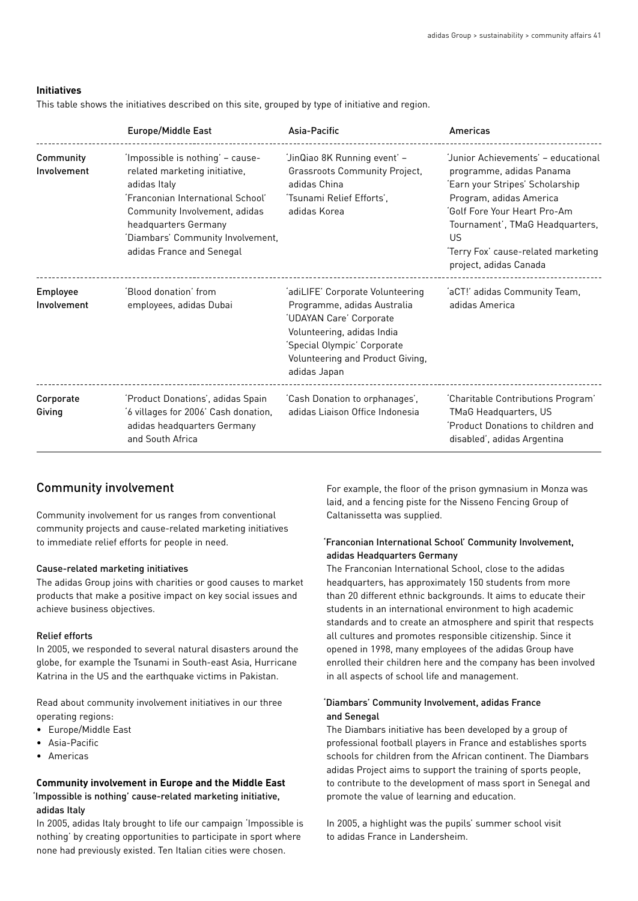#### Initiatives

This table shows the initiatives described on this site, grouped by type of initiative and region.

| | Europe/Middle East | Asia-Pacific | Americas |
|---|---|---|---|
| **Community Involvement** | 'Impossible is nothing' – cause-related marketing initiative, adidas Italy<br>'Franconian International School' Community Involvement, adidas headquarters Germany<br>'Diambars' Community Involvement, adidas France and Senegal | 'JinQiao 8K Running event' – Grassroots Community Project, adidas China<br>'Tsunami Relief Efforts', adidas Korea | 'Junior Achievements' – educational programme, adidas Panama<br>'Earn your Stripes' Scholarship Program, adidas America<br>'Golf Fore Your Heart Pro-Am Tournament', TMaG Headquarters, US<br>'Terry Fox' cause-related marketing project, adidas Canada |
| **Employee Involvement** | 'Blood donation' from employees, adidas Dubai | 'adiLIFE' Corporate Volunteering Programme, adidas Australia<br>'UDAYAN Care' Corporate Volunteering, adidas India<br>'Special Olympic' Corporate Volunteering and Product Giving, adidas Japan | 'aCT!' adidas Community Team, adidas America |
| **Corporate Giving** | 'Product Donations', adidas Spain<br>'6 villages for 2006' Cash donation, adidas headquarters Germany and South Africa | 'Cash Donation to orphanages', adidas Liaison Office Indonesia | 'Charitable Contributions Program' TMaG Headquarters, US<br>'Product Donations to children and disabled', adidas Argentina |

## Community involvement

Community involvement for us ranges from conventional community projects and cause-related marketing initiatives to immediate relief efforts for people in need.

#### Cause-related marketing initiatives

The adidas Group joins with charities or good causes to market products that make a positive impact on key social issues and achieve business objectives.

#### Relief efforts

In 2005, we responded to several natural disasters around the globe, for example the Tsunami in South-east Asia, Hurricane Katrina in the US and the earthquake victims in Pakistan.

Read about community involvement initiatives in our three operating regions:

- Europe/Middle East
- Asia-Pacific
- Americas

### Community involvement in Europe and the Middle East

#### 'Impossible is nothing' cause-related marketing initiative, adidas Italy

In 2005, adidas Italy brought to life our campaign 'Impossible is nothing' by creating opportunities to participate in sport where none had previously existed. Ten Italian cities were chosen. For example, the floor of the prison gymnasium in Monza was laid, and a fencing piste for the Nisseno Fencing Group of Caltanissetta was supplied.

#### 'Franconian International School' Community Involvement, adidas Headquarters Germany

The Franconian International School, close to the adidas headquarters, has approximately 150 students from more than 20 different ethnic backgrounds. It aims to educate their students in an international environment to high academic standards and to create an atmosphere and spirit that respects all cultures and promotes responsible citizenship. Since it opened in 1998, many employees of the adidas Group have enrolled their children here and the company has been involved in all aspects of school life and management.

#### 'Diambars' Community Involvement, adidas France and Senegal

The Diambars initiative has been developed by a group of professional football players in France and establishes sports schools for children from the African continent. The Diambars adidas Project aims to support the training of sports people, to contribute to the development of mass sport in Senegal and promote the value of learning and education.

In 2005, a highlight was the pupils' summer school visit to adidas France in Landersheim.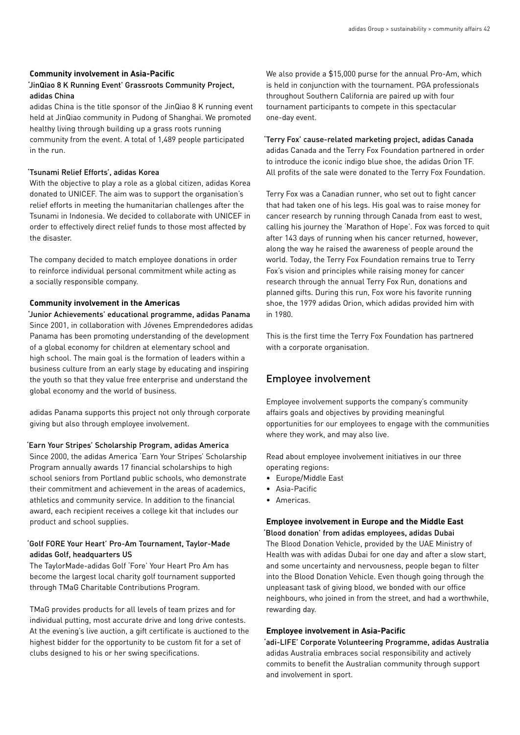### Community involvement in Asia-Pacific

'JinQiao 8 K Running Event' Grassroots Community Project, adidas China

adidas China is the title sponsor of the JinQiao 8 K running event held at JinQiao community in Pudong of Shanghai. We promoted healthy living through building up a grass roots running community from the event. A total of 1,489 people participated in the run.

'Tsunami Relief Efforts', adidas Korea

With the objective to play a role as a global citizen, adidas Korea donated to UNICEF. The aim was to support the organisation's relief efforts in meeting the humanitarian challenges after the Tsunami in Indonesia. We decided to collaborate with UNICEF in order to effectively direct relief funds to those most affected by the disaster.

The company decided to match employee donations in order to reinforce individual personal commitment while acting as a socially responsible company.

### Community involvement in the Americas

'Junior Achievements' educational programme, adidas Panama

Since 2001, in collaboration with Jóvenes Emprendedores adidas Panama has been promoting understanding of the development of a global economy for children at elementary school and high school. The main goal is the formation of leaders within a business culture from an early stage by educating and inspiring the youth so that they value free enterprise and understand the global economy and the world of business.

adidas Panama supports this project not only through corporate giving but also through employee involvement.

'Earn Your Stripes' Scholarship Program, adidas America

Since 2000, the adidas America 'Earn Your Stripes' Scholarship Program annually awards 17 financial scholarships to high school seniors from Portland public schools, who demonstrate their commitment and achievement in the areas of academics, athletics and community service. In addition to the financial award, each recipient receives a college kit that includes our product and school supplies.

'Golf FORE Your Heart' Pro-Am Tournament, Taylor-Made adidas Golf, headquarters US

The TaylorMade-adidas Golf 'Fore' Your Heart Pro Am has become the largest local charity golf tournament supported through TMaG Charitable Contributions Program.

TMaG provides products for all levels of team prizes and for individual putting, most accurate drive and long drive contests. At the evening's live auction, a gift certificate is auctioned to the highest bidder for the opportunity to be custom fit for a set of clubs designed to his or her swing specifications.

We also provide a $15,000 purse for the annual Pro-Am, which is held in conjunction with the tournament. PGA professionals throughout Southern California are paired up with four tournament participants to compete in this spectacular one-day event.

'Terry Fox' cause-related marketing project, adidas Canada

adidas Canada and the Terry Fox Foundation partnered in order to introduce the iconic indigo blue shoe, the adidas Orion TF. All profits of the sale were donated to the Terry Fox Foundation.

Terry Fox was a Canadian runner, who set out to fight cancer that had taken one of his legs. His goal was to raise money for cancer research by running through Canada from east to west, calling his journey the 'Marathon of Hope'. Fox was forced to quit after 143 days of running when his cancer returned, however, along the way he raised the awareness of people around the world. Today, the Terry Fox Foundation remains true to Terry Fox's vision and principles while raising money for cancer research through the annual Terry Fox Run, donations and planned gifts. During this run, Fox wore his favorite running shoe, the 1979 adidas Orion, which adidas provided him with in 1980.

This is the first time the Terry Fox Foundation has partnered with a corporate organisation.

## Employee involvement

Employee involvement supports the company's community affairs goals and objectives by providing meaningful opportunities for our employees to engage with the communities where they work, and may also live.

Read about employee involvement initiatives in our three operating regions:

- Europe/Middle East
- Asia-Pacific
- Americas.

### Employee involvement in Europe and the Middle East

'Blood donation' from adidas employees, adidas Dubai

The Blood Donation Vehicle, provided by the UAE Ministry of Health was with adidas Dubai for one day and after a slow start, and some uncertainty and nervousness, people began to filter into the Blood Donation Vehicle. Even though going through the unpleasant task of giving blood, we bonded with our office neighbours, who joined in from the street, and had a worthwhile, rewarding day.

### Employee involvement in Asia-Pacific

'adi-LIFE' Corporate Volunteering Programme, adidas Australia

adidas Australia embraces social responsibility and actively commits to benefit the Australian community through support and involvement in sport.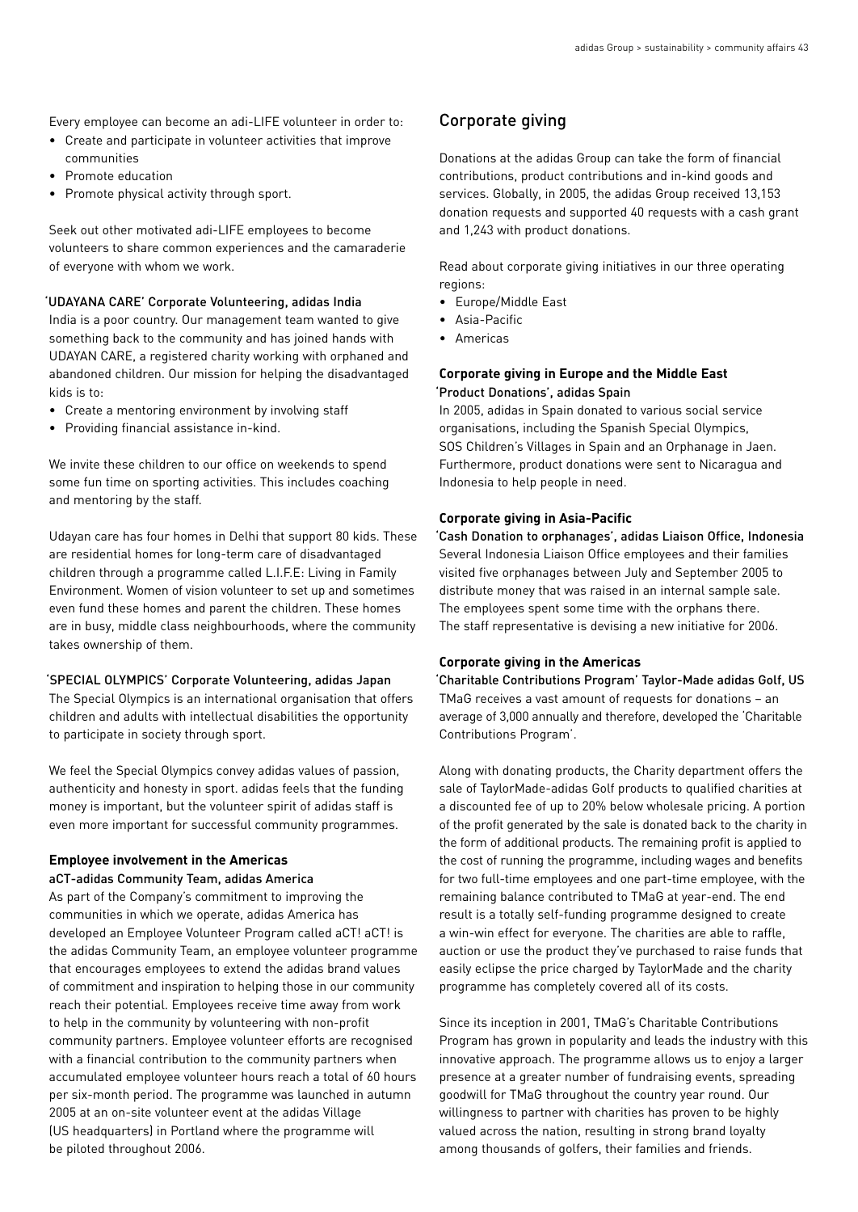Every employee can become an adi-LIFE volunteer in order to:

- Create and participate in volunteer activities that improve communities
- Promote education
- Promote physical activity through sport.

Seek out other motivated adi-LIFE employees to become volunteers to share common experiences and the camaraderie of everyone with whom we work.

'UDAYANA CARE' Corporate Volunteering, adidas India

India is a poor country. Our management team wanted to give something back to the community and has joined hands with UDAYAN CARE, a registered charity working with orphaned and abandoned children. Our mission for helping the disadvantaged kids is to:

- Create a mentoring environment by involving staff
- Providing financial assistance in-kind.

We invite these children to our office on weekends to spend some fun time on sporting activities. This includes coaching and mentoring by the staff.

Udayan care has four homes in Delhi that support 80 kids. These are residential homes for long-term care of disadvantaged children through a programme called L.I.F.E: Living in Family Environment. Women of vision volunteer to set up and sometimes even fund these homes and parent the children. These homes are in busy, middle class neighbourhoods, where the community takes ownership of them.

'SPECIAL OLYMPICS' Corporate Volunteering, adidas Japan

The Special Olympics is an international organisation that offers children and adults with intellectual disabilities the opportunity to participate in society through sport.

We feel the Special Olympics convey adidas values of passion, authenticity and honesty in sport. adidas feels that the funding money is important, but the volunteer spirit of adidas staff is even more important for successful community programmes.

### Employee involvement in the Americas

aCT-adidas Community Team, adidas America

As part of the Company's commitment to improving the communities in which we operate, adidas America has developed an Employee Volunteer Program called aCT! aCT! is the adidas Community Team, an employee volunteer programme that encourages employees to extend the adidas brand values of commitment and inspiration to helping those in our community reach their potential. Employees receive time away from work to help in the community by volunteering with non-profit community partners. Employee volunteer efforts are recognised with a financial contribution to the community partners when accumulated employee volunteer hours reach a total of 60 hours per six-month period. The programme was launched in autumn 2005 at an on-site volunteer event at the adidas Village (US headquarters) in Portland where the programme will be piloted throughout 2006.

## Corporate giving

Donations at the adidas Group can take the form of financial contributions, product contributions and in-kind goods and services. Globally, in 2005, the adidas Group received 13,153 donation requests and supported 40 requests with a cash grant and 1,243 with product donations.

Read about corporate giving initiatives in our three operating regions:

- Europe/Middle East
- Asia-Pacific
- Americas

### Corporate giving in Europe and the Middle East

'Product Donations', adidas Spain

In 2005, adidas in Spain donated to various social service organisations, including the Spanish Special Olympics, SOS Children's Villages in Spain and an Orphanage in Jaen. Furthermore, product donations were sent to Nicaragua and Indonesia to help people in need.

### Corporate giving in Asia-Pacific

'Cash Donation to orphanages', adidas Liaison Office, Indonesia

Several Indonesia Liaison Office employees and their families visited five orphanages between July and September 2005 to distribute money that was raised in an internal sample sale. The employees spent some time with the orphans there. The staff representative is devising a new initiative for 2006.

### Corporate giving in the Americas

'Charitable Contributions Program' Taylor-Made adidas Golf, US

TMaG receives a vast amount of requests for donations – an average of 3,000 annually and therefore, developed the 'Charitable Contributions Program'.

Along with donating products, the Charity department offers the sale of TaylorMade-adidas Golf products to qualified charities at a discounted fee of up to 20% below wholesale pricing. A portion of the profit generated by the sale is donated back to the charity in the form of additional products. The remaining profit is applied to the cost of running the programme, including wages and benefits for two full-time employees and one part-time employee, with the remaining balance contributed to TMaG at year-end. The end result is a totally self-funding programme designed to create a win-win effect for everyone. The charities are able to raffle, auction or use the product they've purchased to raise funds that easily eclipse the price charged by TaylorMade and the charity programme has completely covered all of its costs.

Since its inception in 2001, TMaG's Charitable Contributions Program has grown in popularity and leads the industry with this innovative approach. The programme allows us to enjoy a larger presence at a greater number of fundraising events, spreading goodwill for TMaG throughout the country year round. Our willingness to partner with charities has proven to be highly valued across the nation, resulting in strong brand loyalty among thousands of golfers, their families and friends.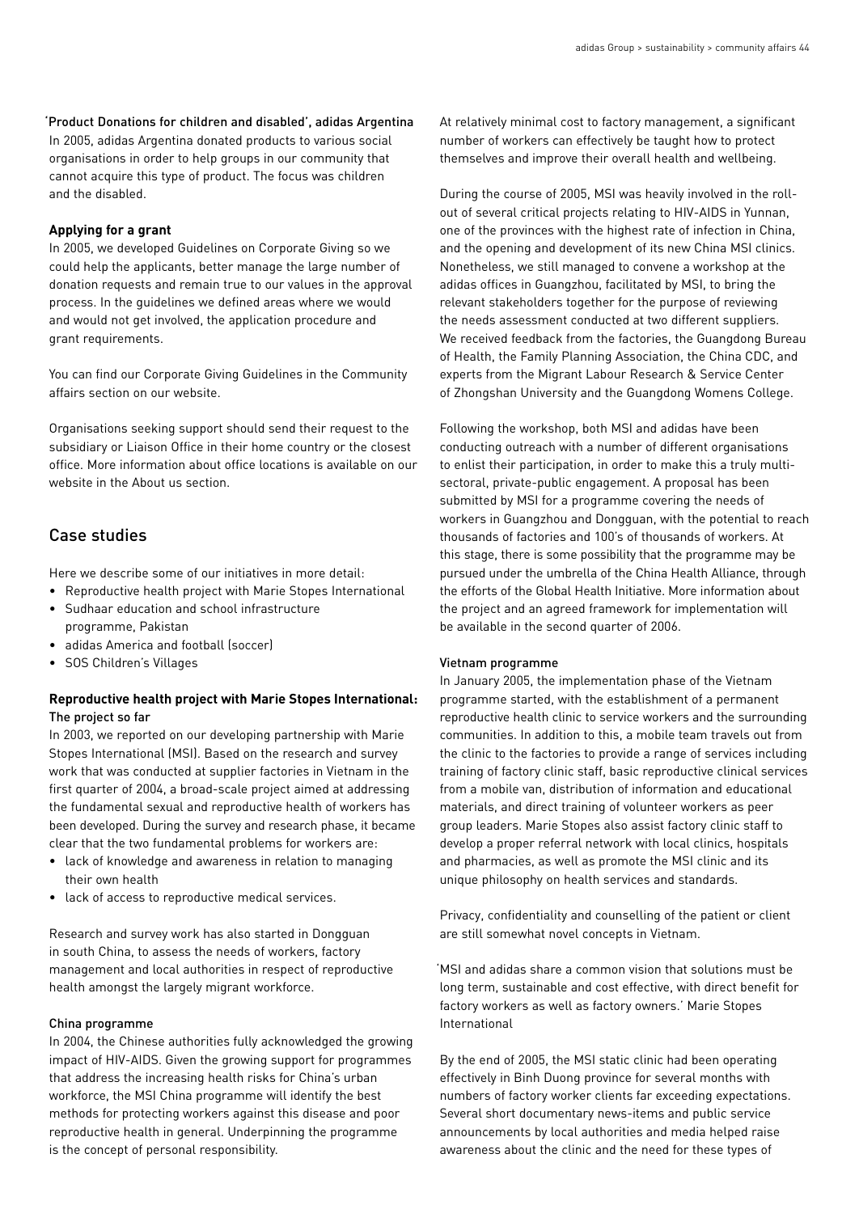'Product Donations for children and disabled', adidas Argentina
In 2005, adidas Argentina donated products to various social organisations in order to help groups in our community that cannot acquire this type of product. The focus was children and the disabled.

**Applying for a grant**

In 2005, we developed Guidelines on Corporate Giving so we could help the applicants, better manage the large number of donation requests and remain true to our values in the approval process. In the guidelines we defined areas where we would and would not get involved, the application procedure and grant requirements.

You can find our Corporate Giving Guidelines in the Community affairs section on our website.

Organisations seeking support should send their request to the subsidiary or Liaison Office in their home country or the closest office. More information about office locations is available on our website in the About us section.

## Case studies

Here we describe some of our initiatives in more detail:

- Reproductive health project with Marie Stopes International
- Sudhaar education and school infrastructure programme, Pakistan
- adidas America and football (soccer)
- SOS Children's Villages

**Reproductive health project with Marie Stopes International:**
The project so far

In 2003, we reported on our developing partnership with Marie Stopes International (MSI). Based on the research and survey work that was conducted at supplier factories in Vietnam in the first quarter of 2004, a broad-scale project aimed at addressing the fundamental sexual and reproductive health of workers has been developed. During the survey and research phase, it became clear that the two fundamental problems for workers are:

- lack of knowledge and awareness in relation to managing their own health
- lack of access to reproductive medical services.

Research and survey work has also started in Dongguan in south China, to assess the needs of workers, factory management and local authorities in respect of reproductive health amongst the largely migrant workforce.

China programme

In 2004, the Chinese authorities fully acknowledged the growing impact of HIV-AIDS. Given the growing support for programmes that address the increasing health risks for China's urban workforce, the MSI China programme will identify the best methods for protecting workers against this disease and poor reproductive health in general. Underpinning the programme is the concept of personal responsibility.

At relatively minimal cost to factory management, a significant number of workers can effectively be taught how to protect themselves and improve their overall health and wellbeing.

During the course of 2005, MSI was heavily involved in the roll-out of several critical projects relating to HIV-AIDS in Yunnan, one of the provinces with the highest rate of infection in China, and the opening and development of its new China MSI clinics. Nonetheless, we still managed to convene a workshop at the adidas offices in Guangzhou, facilitated by MSI, to bring the relevant stakeholders together for the purpose of reviewing the needs assessment conducted at two different suppliers. We received feedback from the factories, the Guangdong Bureau of Health, the Family Planning Association, the China CDC, and experts from the Migrant Labour Research & Service Center of Zhongshan University and the Guangdong Womens College.

Following the workshop, both MSI and adidas have been conducting outreach with a number of different organisations to enlist their participation, in order to make this a truly multi-sectoral, private-public engagement. A proposal has been submitted by MSI for a programme covering the needs of workers in Guangzhou and Dongguan, with the potential to reach thousands of factories and 100's of thousands of workers. At this stage, there is some possibility that the programme may be pursued under the umbrella of the China Health Alliance, through the efforts of the Global Health Initiative. More information about the project and an agreed framework for implementation will be available in the second quarter of 2006.

Vietnam programme

In January 2005, the implementation phase of the Vietnam programme started, with the establishment of a permanent reproductive health clinic to service workers and the surrounding communities. In addition to this, a mobile team travels out from the clinic to the factories to provide a range of services including training of factory clinic staff, basic reproductive clinical services from a mobile van, distribution of information and educational materials, and direct training of volunteer workers as peer group leaders. Marie Stopes also assist factory clinic staff to develop a proper referral network with local clinics, hospitals and pharmacies, as well as promote the MSI clinic and its unique philosophy on health services and standards.

Privacy, confidentiality and counselling of the patient or client are still somewhat novel concepts in Vietnam.

'MSI and adidas share a common vision that solutions must be long term, sustainable and cost effective, with direct benefit for factory workers as well as factory owners.' Marie Stopes International

By the end of 2005, the MSI static clinic had been operating effectively in Binh Duong province for several months with numbers of factory worker clients far exceeding expectations. Several short documentary news-items and public service announcements by local authorities and media helped raise awareness about the clinic and the need for these types of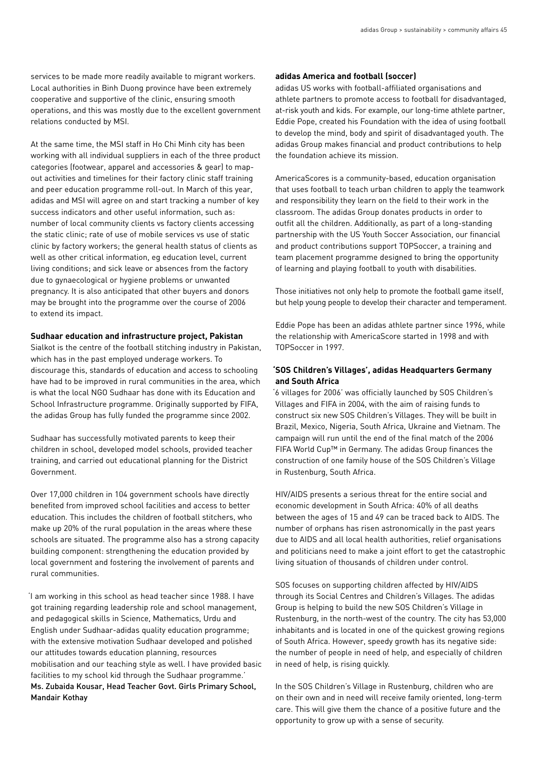services to be made more readily available to migrant workers. Local authorities in Binh Duong province have been extremely cooperative and supportive of the clinic, ensuring smooth operations, and this was mostly due to the excellent government relations conducted by MSI.

At the same time, the MSI staff in Ho Chi Minh city has been working with all individual suppliers in each of the three product categories (footwear, apparel and accessories & gear) to map-out activities and timelines for their factory clinic staff training and peer education programme roll-out. In March of this year, adidas and MSI will agree on and start tracking a number of key success indicators and other useful information, such as: number of local community clients vs factory clients accessing the static clinic; rate of use of mobile services vs use of static clinic by factory workers; the general health status of clients as well as other critical information, eg education level, current living conditions; and sick leave or absences from the factory due to gynaecological or hygiene problems or unwanted pregnancy. It is also anticipated that other buyers and donors may be brought into the programme over the course of 2006 to extend its impact.

**Sudhaar education and infrastructure project, Pakistan**

Sialkot is the centre of the football stitching industry in Pakistan, which has in the past employed underage workers. To discourage this, standards of education and access to schooling have had to be improved in rural communities in the area, which is what the local NGO Sudhaar has done with its Education and School Infrastructure programme. Originally supported by FIFA, the adidas Group has fully funded the programme since 2002.

Sudhaar has successfully motivated parents to keep their children in school, developed model schools, provided teacher training, and carried out educational planning for the District Government.

Over 17,000 children in 104 government schools have directly benefited from improved school facilities and access to better education. This includes the children of football stitchers, who make up 20% of the rural population in the areas where these schools are situated. The programme also has a strong capacity building component: strengthening the education provided by local government and fostering the involvement of parents and rural communities.

'I am working in this school as head teacher since 1988. I have got training regarding leadership role and school management, and pedagogical skills in Science, Mathematics, Urdu and English under Sudhaar-adidas quality education programme; with the extensive motivation Sudhaar developed and polished our attitudes towards education planning, resources mobilisation and our teaching style as well. I have provided basic facilities to my school kid through the Sudhaar programme.'
Ms. Zubaida Kousar, Head Teacher Govt. Girls Primary School, Mandair Kothay

**adidas America and football (soccer)**

adidas US works with football-affiliated organisations and athlete partners to promote access to football for disadvantaged, at-risk youth and kids. For example, our long-time athlete partner, Eddie Pope, created his Foundation with the idea of using football to develop the mind, body and spirit of disadvantaged youth. The adidas Group makes financial and product contributions to help the foundation achieve its mission.

AmericaScores is a community-based, education organisation that uses football to teach urban children to apply the teamwork and responsibility they learn on the field to their work in the classroom. The adidas Group donates products in order to outfit all the children. Additionally, as part of a long-standing partnership with the US Youth Soccer Association, our financial and product contributions support TOPSoccer, a training and team placement programme designed to bring the opportunity of learning and playing football to youth with disabilities.

Those initiatives not only help to promote the football game itself, but help young people to develop their character and temperament.

Eddie Pope has been an adidas athlete partner since 1996, while the relationship with AmericaScore started in 1998 and with TOPSoccer in 1997.

**'SOS Children's Villages', adidas Headquarters Germany and South Africa**

'6 villages for 2006' was officially launched by SOS Children's Villages and FIFA in 2004, with the aim of raising funds to construct six new SOS Children's Villages. They will be built in Brazil, Mexico, Nigeria, South Africa, Ukraine and Vietnam. The campaign will run until the end of the final match of the 2006 FIFA World Cup™ in Germany. The adidas Group finances the construction of one family house of the SOS Children's Village in Rustenburg, South Africa.

HIV/AIDS presents a serious threat for the entire social and economic development in South Africa: 40% of all deaths between the ages of 15 and 49 can be traced back to AIDS. The number of orphans has risen astronomically in the past years due to AIDS and all local health authorities, relief organisations and politicians need to make a joint effort to get the catastrophic living situation of thousands of children under control.

SOS focuses on supporting children affected by HIV/AIDS through its Social Centres and Children's Villages. The adidas Group is helping to build the new SOS Children's Village in Rustenburg, in the north-west of the country. The city has 53,000 inhabitants and is located in one of the quickest growing regions of South Africa. However, speedy growth has its negative side: the number of people in need of help, and especially of children in need of help, is rising quickly.

In the SOS Children's Village in Rustenburg, children who are on their own and in need will receive family oriented, long-term care. This will give them the chance of a positive future and the opportunity to grow up with a sense of security.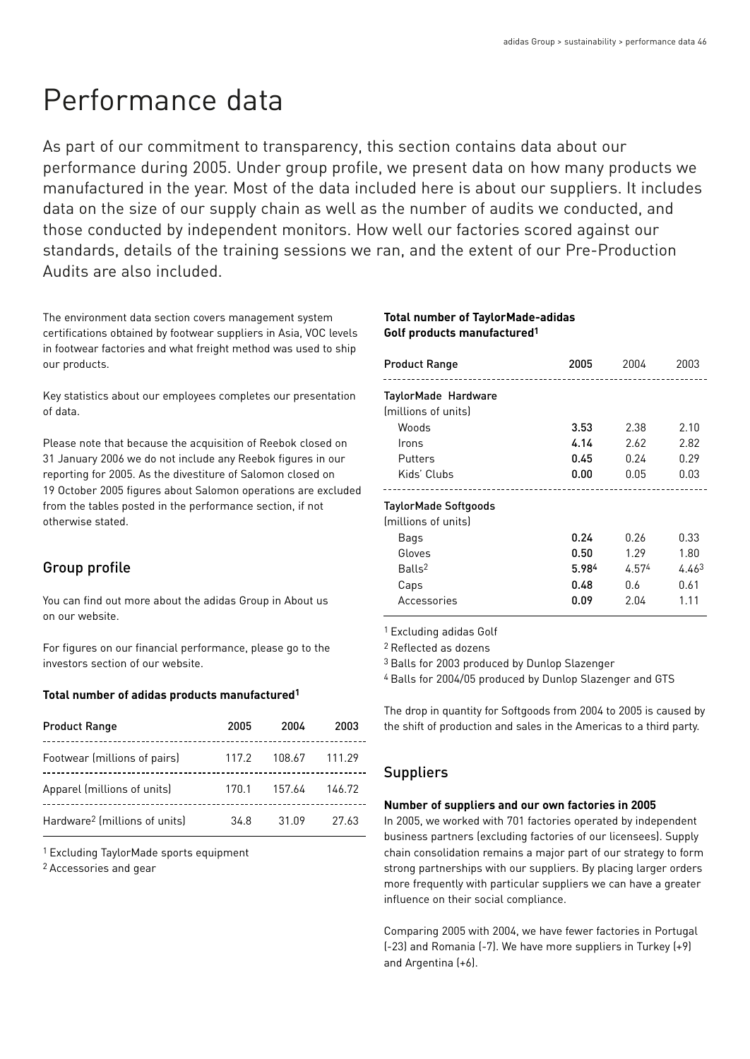# Performance data

As part of our commitment to transparency, this section contains data about our performance during 2005. Under group profile, we present data on how many products we manufactured in the year. Most of the data included here is about our suppliers. It includes data on the size of our supply chain as well as the number of audits we conducted, and those conducted by independent monitors. How well our factories scored against our standards, details of the training sessions we ran, and the extent of our Pre-Production Audits are also included.

The environment data section covers management system certifications obtained by footwear suppliers in Asia, VOC levels in footwear factories and what freight method was used to ship our products.

Key statistics about our employees completes our presentation of data.

Please note that because the acquisition of Reebok closed on 31 January 2006 we do not include any Reebok figures in our reporting for 2005. As the divestiture of Salomon closed on 19 October 2005 figures about Salomon operations are excluded from the tables posted in the performance section, if not otherwise stated.

## Group profile

You can find out more about the adidas Group in About us on our website.

For figures on our financial performance, please go to the investors section of our website.

**Total number of adidas products manufactured[1]**

| Product Range | 2005 | 2004 | 2003 |
|---|---|---|---|
| Footwear (millions of pairs) | 117.2 | 108.67 | 111.29 |
| Apparel (millions of units) | 170.1 | 157.64 | 146.72 |
| Hardware[2] (millions of units) | 34.8 | 31.09 | 27.63 |

[1] Excluding TaylorMade sports equipment

[2] Accessories and gear

**Total number of TaylorMade-adidas Golf products manufactured[1]**

| Product Range | 2005 | 2004 | 2003 |
|---|---|---|---|
| TaylorMade Hardware (millions of units) | | | |
| Woods | **3.53** | 2.38 | 2.10 |
| Irons | **4.14** | 2.62 | 2.82 |
| Putters | **0.45** | 0.24 | 0.29 |
| Kids' Clubs | **0.00** | 0.05 | 0.03 |
| TaylorMade Softgoods (millions of units) | | | |
| Bags | **0.24** | 0.26 | 0.33 |
| Gloves | **0.50** | 1.29 | 1.80 |
| Balls[2] | **5.98[4]** | 4.57[4] | 4.46[3] |
| Caps | **0.48** | 0.6 | 0.61 |
| Accessories | **0.09** | 2.04 | 1.11 |

[1] Excluding adidas Golf

[2] Reflected as dozens

[3] Balls for 2003 produced by Dunlop Slazenger

[4] Balls for 2004/05 produced by Dunlop Slazenger and GTS

The drop in quantity for Softgoods from 2004 to 2005 is caused by the shift of production and sales in the Americas to a third party.

## Suppliers

**Number of suppliers and our own factories in 2005**

In 2005, we worked with 701 factories operated by independent business partners (excluding factories of our licensees). Supply chain consolidation remains a major part of our strategy to form strong partnerships with our suppliers. By placing larger orders more frequently with particular suppliers we can have a greater influence on their social compliance.

Comparing 2005 with 2004, we have fewer factories in Portugal (-23) and Romania (-7). We have more suppliers in Turkey (+9) and Argentina (+6).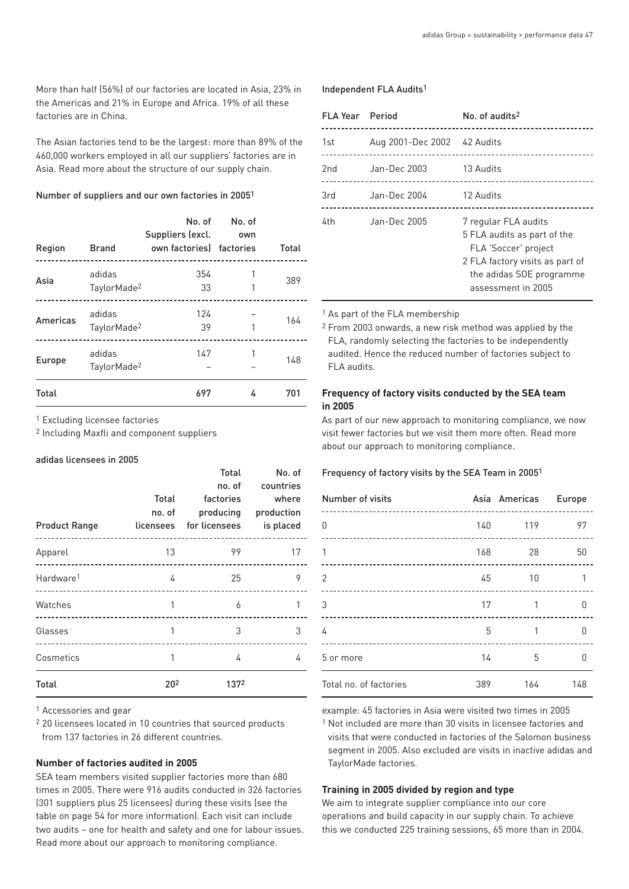More than half (56%) of our factories are located in Asia, 23% in the Americas and 21% in Europe and Africa. 19% of all these factories are in China.

The Asian factories tend to be the largest: more than 89% of the 460,000 workers employed in all our suppliers' factories are in Asia. Read more about the structure of our supply chain.

Number of suppliers and our own factories in 2005[1]

| Region | Brand | No. of Suppliers (excl. own factories) | No. of own factories | Total |
|---|---|---|---|---|
| Asia | adidas | 354 | 1 | 389 |
| | TaylorMade[2] | 33 | 1 | |
| Americas | adidas | 124 | – | 164 |
| | TaylorMade[2] | 39 | 1 | |
| Europe | adidas | 147 | 1 | 148 |
| | TaylorMade[2] | – | – | |
| Total | | 697 | 4 | 701 |

[1] Excluding licensee factories

[2] Including Maxfli and component suppliers

adidas licensees in 2005

| Product Range | Total no. of licensees | Total no. of factories producing for licensees | No. of countries where production is placed |
|---|---|---|---|
| Apparel | 13 | 99 | 17 |
| Hardware[1] | 4 | 25 | 9 |
| Watches | 1 | 6 | 1 |
| Glasses | 1 | 3 | 3 |
| Cosmetics | 1 | 4 | 4 |
| Total | 20[2] | 137[2] | |

[1] Accessories and gear

[2] 20 licensees located in 10 countries that sourced products from 137 factories in 26 different countries.

**Number of factories audited in 2005**

SEA team members visited supplier factories more than 680 times in 2005. There were 916 audits conducted in 326 factories (301 suppliers plus 25 licensees) during these visits (see the table on page 54 for more information). Each visit can include two audits – one for health and safety and one for labour issues. Read more about our approach to monitoring compliance.

Independent FLA Audits[1]

| FLA Year | Period | No. of audits[2] |
|---|---|---|
| 1st | Aug 2001-Dec 2002 | 42 Audits |
| 2nd | Jan-Dec 2003 | 13 Audits |
| 3rd | Jan-Dec 2004 | 12 Audits |
| 4th | Jan-Dec 2005 | 7 regular FLA audits<br>5 FLA audits as part of the FLA 'Soccer' project<br>2 FLA factory visits as part of the adidas SOE programme assessment in 2005 |

[1] As part of the FLA membership

[2] From 2003 onwards, a new risk method was applied by the FLA, randomly selecting the factories to be independently audited. Hence the reduced number of factories subject to FLA audits.

**Frequency of factory visits conducted by the SEA team in 2005**

As part of our new approach to monitoring compliance, we now visit fewer factories but we visit them more often. Read more about our approach to monitoring compliance.

Frequency of factory visits by the SEA Team in 2005[1]

| Number of visits | Asia | Americas | Europe |
|---|---|---|---|
| 0 | 140 | 119 | 97 |
| 1 | 168 | 28 | 50 |
| 2 | 45 | 10 | 1 |
| 3 | 17 | 1 | 0 |
| 4 | 5 | 1 | 0 |
| 5 or more | 14 | 5 | 0 |
| Total no. of factories | 389 | 164 | 148 |

example: 45 factories in Asia were visited two times in 2005

[1] Not included are more than 30 visits in licensee factories and visits that were conducted in factories of the Salomon business segment in 2005. Also excluded are visits in inactive adidas and TaylorMade factories.

**Training in 2005 divided by region and type**

We aim to integrate supplier compliance into our core operations and build capacity in our supply chain. To achieve this we conducted 225 training sessions, 65 more than in 2004.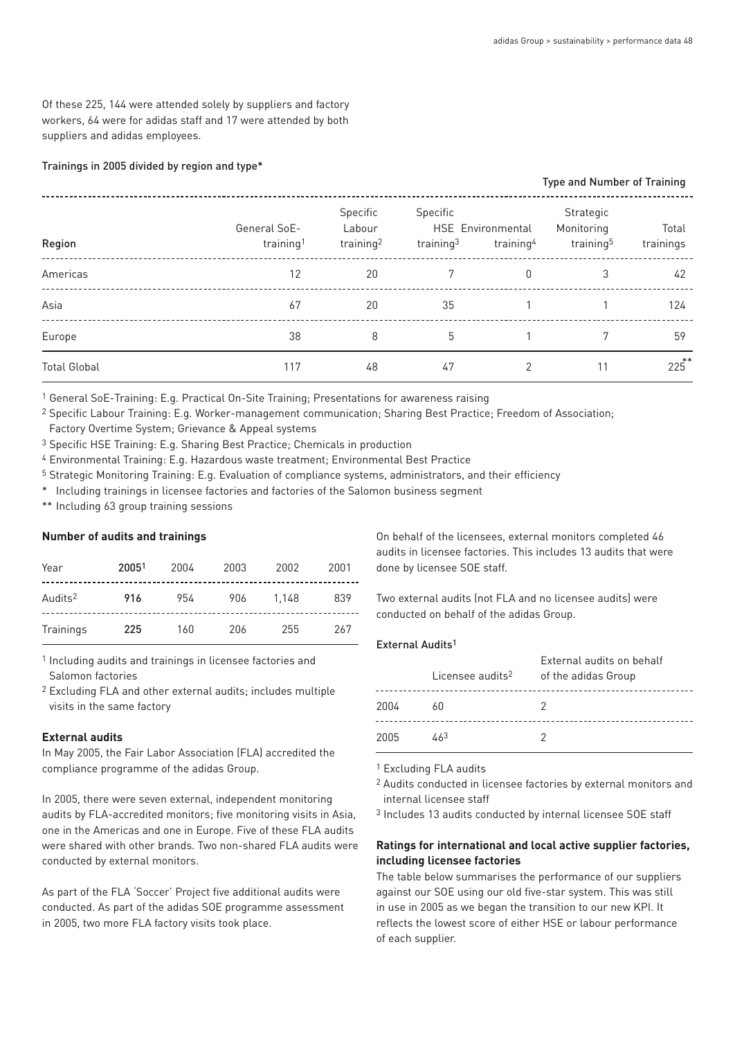Of these 225, 144 were attended solely by suppliers and factory workers, 64 were for adidas staff and 17 were attended by both suppliers and adidas employees.

Trainings in 2005 divided by region and type*

| | Type and Number of Training | | | | | |
|---|---|---|---|---|---|---|
| Region | General SoE-training[1] | Specific Labour training[2] | Specific HSE training[3] | Environmental training[4] | Strategic Monitoring training[5] | Total trainings |
| Americas | 12 | 20 | 7 | 0 | 3 | 42 |
| Asia | 67 | 20 | 35 | 1 | 1 | 124 |
| Europe | 38 | 8 | 5 | 1 | 7 | 59 |
| Total Global | 117 | 48 | 47 | 2 | 11 | 225** |

[1] General SoE-Training: E.g. Practical On-Site Training; Presentations for awareness raising

[2] Specific Labour Training: E.g. Worker-management communication; Sharing Best Practice; Freedom of Association; Factory Overtime System; Grievance & Appeal systems

[3] Specific HSE Training: E.g. Sharing Best Practice; Chemicals in production

[4] Environmental Training: E.g. Hazardous waste treatment; Environmental Best Practice

[5] Strategic Monitoring Training: E.g. Evaluation of compliance systems, administrators, and their efficiency

* Including trainings in licensee factories and factories of the Salomon business segment

** Including 63 group training sessions

**Number of audits and trainings**

| Year | **2005**[1] | 2004 | 2003 | 2002 | 2001 |
|---|---|---|---|---|---|
| Audits[2] | **916** | 954 | 906 | 1,148 | 839 |
| Trainings | **225** | 160 | 206 | 255 | 267 |

[1] Including audits and trainings in licensee factories and Salomon factories

[2] Excluding FLA and other external audits; includes multiple visits in the same factory

**External audits**

In May 2005, the Fair Labor Association (FLA) accredited the compliance programme of the adidas Group.

In 2005, there were seven external, independent monitoring audits by FLA-accredited monitors; five monitoring visits in Asia, one in the Americas and one in Europe. Five of these FLA audits were shared with other brands. Two non-shared FLA audits were conducted by external monitors.

As part of the FLA 'Soccer' Project five additional audits were conducted. As part of the adidas SOE programme assessment in 2005, two more FLA factory visits took place.

On behalf of the licensees, external monitors completed 46 audits in licensee factories. This includes 13 audits that were done by licensee SOE staff.

Two external audits (not FLA and no licensee audits) were conducted on behalf of the adidas Group.

External Audits[1]

| | Licensee audits[2] | External audits on behalf of the adidas Group |
|---|---|---|
| 2004 | 60 | 2 |
| 2005 | 46[3] | 2 |

[1] Excluding FLA audits

[2] Audits conducted in licensee factories by external monitors and internal licensee staff

[3] Includes 13 audits conducted by internal licensee SOE staff

**Ratings for international and local active supplier factories, including licensee factories**

The table below summarises the performance of our suppliers against our SOE using our old five-star system. This was still in use in 2005 as we began the transition to our new KPI. It reflects the lowest score of either HSE or labour performance of each supplier.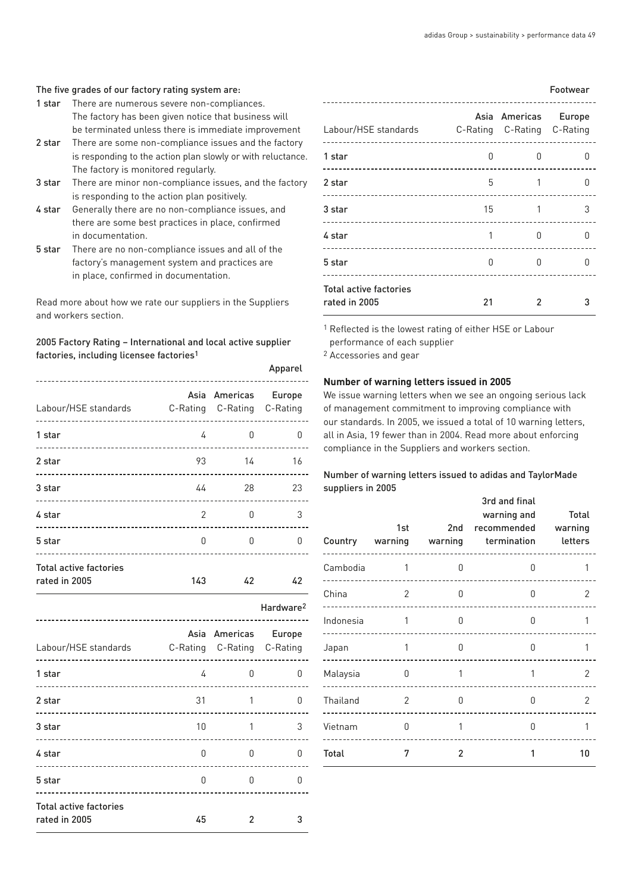The five grades of our factory rating system are:

- **1 star** There are numerous severe non-compliances. The factory has been given notice that business will be terminated unless there is immediate improvement
- **2 star** There are some non-compliance issues and the factory is responding to the action plan slowly or with reluctance. The factory is monitored regularly.
- **3 star** There are minor non-compliance issues, and the factory is responding to the action plan positively.
- **4 star** Generally there are no non-compliance issues, and there are some best practices in place, confirmed in documentation.
- **5 star** There are no non-compliance issues and all of the factory's management system and practices are in place, confirmed in documentation.

Read more about how we rate our suppliers in the Suppliers and workers section.

### 2005 Factory Rating – International and local active supplier factories, including licensee factories[1]

**Apparel**

| Labour/HSE standards | Asia C-Rating | Americas C-Rating | Europe C-Rating |
|---|---|---|---|
| 1 star | 4 | 0 | 0 |
| 2 star | 93 | 14 | 16 |
| 3 star | 44 | 28 | 23 |
| 4 star | 2 | 0 | 3 |
| 5 star | 0 | 0 | 0 |
| Total active factories rated in 2005 | 143 | 42 | 42 |

**Hardware[2]**

| Labour/HSE standards | Asia C-Rating | Americas C-Rating | Europe C-Rating |
|---|---|---|---|
| 1 star | 4 | 0 | 0 |
| 2 star | 31 | 1 | 0 |
| 3 star | 10 | 1 | 3 |
| 4 star | 0 | 0 | 0 |
| 5 star | 0 | 0 | 0 |
| Total active factories rated in 2005 | 45 | 2 | 3 |

**Footwear**

| Labour/HSE standards | Asia C-Rating | Americas C-Rating | Europe C-Rating |
|---|---|---|---|
| 1 star | 0 | 0 | 0 |
| 2 star | 5 | 1 | 0 |
| 3 star | 15 | 1 | 3 |
| 4 star | 1 | 0 | 0 |
| 5 star | 0 | 0 | 0 |
| Total active factories rated in 2005 | 21 | 2 | 3 |

[1] Reflected is the lowest rating of either HSE or Labour performance of each supplier

[2] Accessories and gear

### Number of warning letters issued in 2005

We issue warning letters when we see an ongoing serious lack of management commitment to improving compliance with our standards. In 2005, we issued a total of 10 warning letters, all in Asia, 19 fewer than in 2004. Read more about enforcing compliance in the Suppliers and workers section.

### Number of warning letters issued to adidas and TaylorMade suppliers in 2005

| Country | 1st warning | 2nd warning | 3rd and final warning and recommended termination | Total warning letters |
|---|---|---|---|---|
| Cambodia | 1 | 0 | 0 | 1 |
| China | 2 | 0 | 0 | 2 |
| Indonesia | 1 | 0 | 0 | 1 |
| Japan | 1 | 0 | 0 | 1 |
| Malaysia | 0 | 1 | 1 | 2 |
| Thailand | 2 | 0 | 0 | 2 |
| Vietnam | 0 | 1 | 0 | 1 |
| Total | 7 | 2 | 1 | 10 |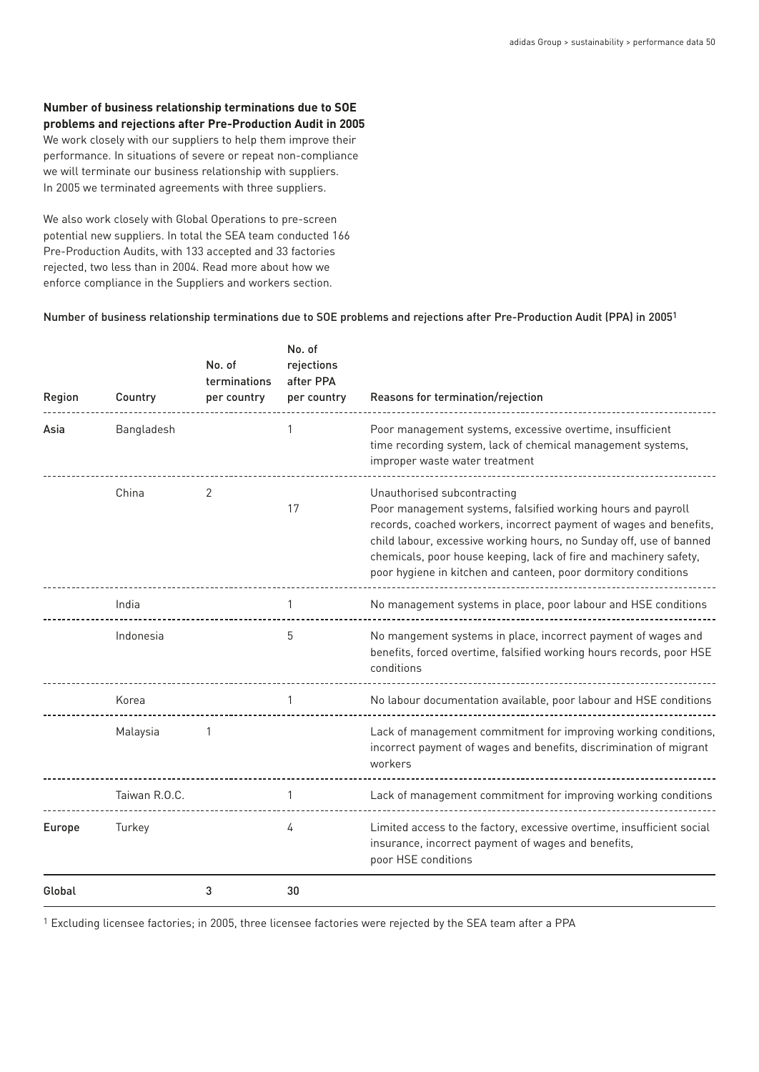**Number of business relationship terminations due to SOE problems and rejections after Pre-Production Audit in 2005**

We work closely with our suppliers to help them improve their performance. In situations of severe or repeat non-compliance we will terminate our business relationship with suppliers. In 2005 we terminated agreements with three suppliers.

We also work closely with Global Operations to pre-screen potential new suppliers. In total the SEA team conducted 166 Pre-Production Audits, with 133 accepted and 33 factories rejected, two less than in 2004. Read more about how we enforce compliance in the Suppliers and workers section.

Number of business relationship terminations due to SOE problems and rejections after Pre-Production Audit (PPA) in 2005[1]

| Region | Country | No. of terminations per country | No. of rejections after PPA per country | Reasons for termination/rejection |
|---|---|---|---|---|
| Asia | Bangladesh | | 1 | Poor management systems, excessive overtime, insufficient time recording system, lack of chemical management systems, improper waste water treatment |
| | China | 2 | 17 | Unauthorised subcontracting<br>Poor management systems, falsified working hours and payroll records, coached workers, incorrect payment of wages and benefits, child labour, excessive working hours, no Sunday off, use of banned chemicals, poor house keeping, lack of fire and machinery safety, poor hygiene in kitchen and canteen, poor dormitory conditions |
| | India | | 1 | No management systems in place, poor labour and HSE conditions |
| | Indonesia | | 5 | No mangement systems in place, incorrect payment of wages and benefits, forced overtime, falsified working hours records, poor HSE conditions |
| | Korea | | 1 | No labour documentation available, poor labour and HSE conditions |
| | Malaysia | 1 | | Lack of management commitment for improving working conditions, incorrect payment of wages and benefits, discrimination of migrant workers |
| | Taiwan R.O.C. | | 1 | Lack of management commitment for improving working conditions |
| Europe | Turkey | | 4 | Limited access to the factory, excessive overtime, insufficient social insurance, incorrect payment of wages and benefits, poor HSE conditions |
| Global | | 3 | 30 | |

[1] Excluding licensee factories; in 2005, three licensee factories were rejected by the SEA team after a PPA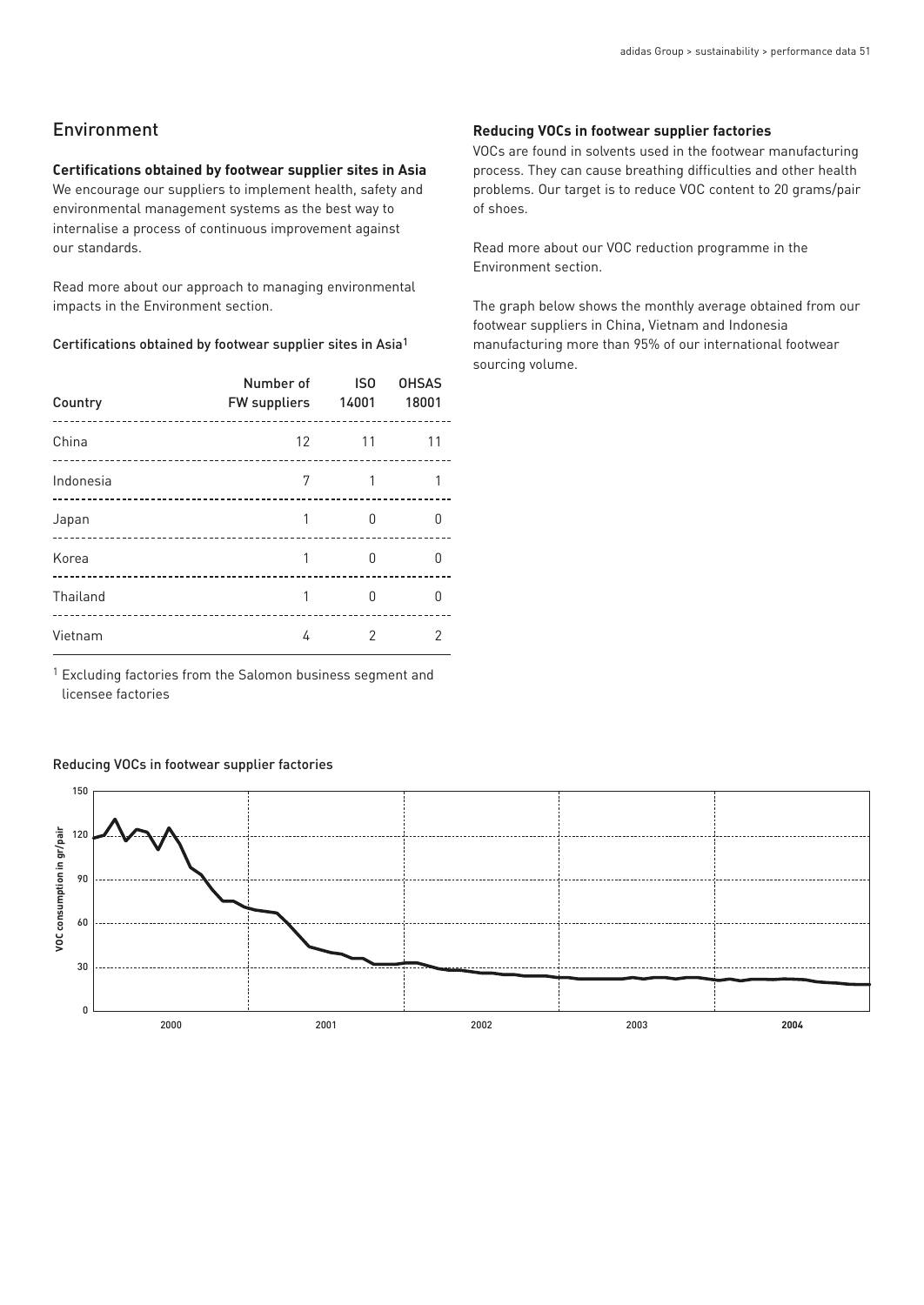## Environment

### Certifications obtained by footwear supplier sites in Asia

We encourage our suppliers to implement health, safety and environmental management systems as the best way to internalise a process of continuous improvement against our standards.

Read more about our approach to managing environmental impacts in the Environment section.

Certifications obtained by footwear supplier sites in Asia[1]

| Country | Number of FW suppliers | ISO 14001 | OHSAS 18001 |
|---|---|---|---|
| China | 12 | 11 | 11 |
| Indonesia | 7 | 1 | 1 |
| Japan | 1 | 0 | 0 |
| Korea | 1 | 0 | 0 |
| Thailand | 1 | 0 | 0 |
| Vietnam | 4 | 2 | 2 |

[1] Excluding factories from the Salomon business segment and licensee factories

### Reducing VOCs in footwear supplier factories

VOCs are found in solvents used in the footwear manufacturing process. They can cause breathing difficulties and other health problems. Our target is to reduce VOC content to 20 grams/pair of shoes.

Read more about our VOC reduction programme in the Environment section.

The graph below shows the monthly average obtained from our footwear suppliers in China, Vietnam and Indonesia manufacturing more than 95% of our international footwear sourcing volume.

Reducing VOCs in footwear supplier factories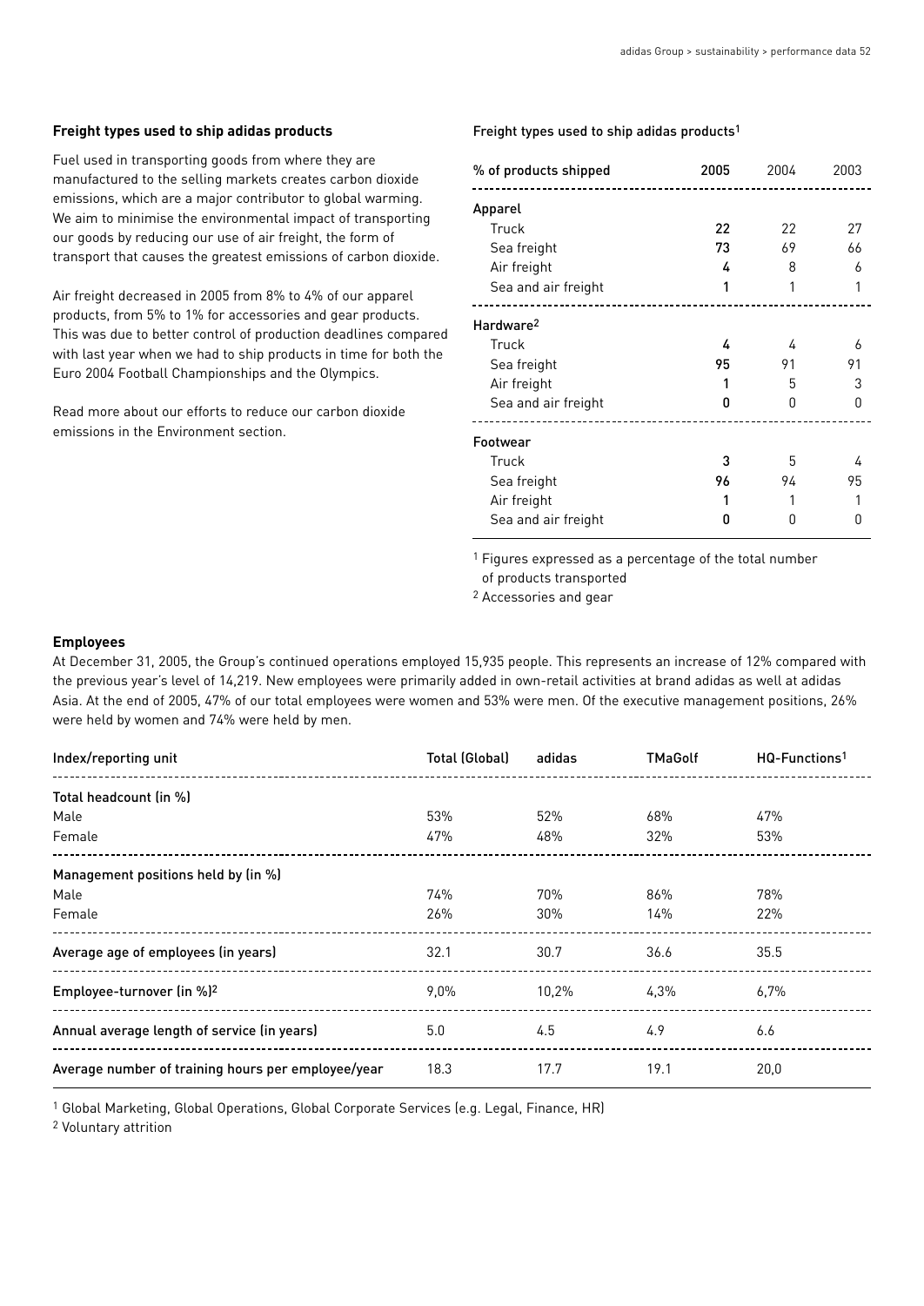### Freight types used to ship adidas products

Fuel used in transporting goods from where they are manufactured to the selling markets creates carbon dioxide emissions, which are a major contributor to global warming. We aim to minimise the environmental impact of transporting our goods by reducing our use of air freight, the form of transport that causes the greatest emissions of carbon dioxide.

Air freight decreased in 2005 from 8% to 4% of our apparel products, from 5% to 1% for accessories and gear products. This was due to better control of production deadlines compared with last year when we had to ship products in time for both the Euro 2004 Football Championships and the Olympics.

Read more about our efforts to reduce our carbon dioxide emissions in the Environment section.

Freight types used to ship adidas products[1]

| % of products shipped | 2005 | 2004 | 2003 |
|---|---|---|---|
| **Apparel** | | | |
| Truck | **22** | 22 | 27 |
| Sea freight | **73** | 69 | 66 |
| Air freight | **4** | 8 | 6 |
| Sea and air freight | **1** | 1 | 1 |
| **Hardware[2]** | | | |
| Truck | **4** | 4 | 6 |
| Sea freight | **95** | 91 | 91 |
| Air freight | **1** | 5 | 3 |
| Sea and air freight | **0** | 0 | 0 |
| **Footwear** | | | |
| Truck | **3** | 5 | 4 |
| Sea freight | **96** | 94 | 95 |
| Air freight | **1** | 1 | 1 |
| Sea and air freight | **0** | 0 | 0 |

[1] Figures expressed as a percentage of the total number of products transported

[2] Accessories and gear

### Employees

At December 31, 2005, the Group's continued operations employed 15,935 people. This represents an increase of 12% compared with the previous year's level of 14,219. New employees were primarily added in own-retail activities at brand adidas as well at adidas Asia. At the end of 2005, 47% of our total employees were women and 53% were men. Of the executive management positions, 26% were held by women and 74% were held by men.

| Index/reporting unit | Total (Global) | adidas | TMaGolf | HQ-Functions[1] |
|---|---|---|---|---|
| **Total headcount (in %)** | | | | |
| Male | 53% | 52% | 68% | 47% |
| Female | 47% | 48% | 32% | 53% |
| **Management positions held by (in %)** | | | | |
| Male | 74% | 70% | 86% | 78% |
| Female | 26% | 30% | 14% | 22% |
| **Average age of employees (in years)** | 32.1 | 30.7 | 36.6 | 35.5 |
| **Employee-turnover (in %)[2]** | 9,0% | 10,2% | 4,3% | 6,7% |
| **Annual average length of service (in years)** | 5.0 | 4.5 | 4.9 | 6.6 |
| **Average number of training hours per employee/year** | 18.3 | 17.7 | 19.1 | 20,0 |

[1] Global Marketing, Global Operations, Global Corporate Services (e.g. Legal, Finance, HR)

[2] Voluntary attrition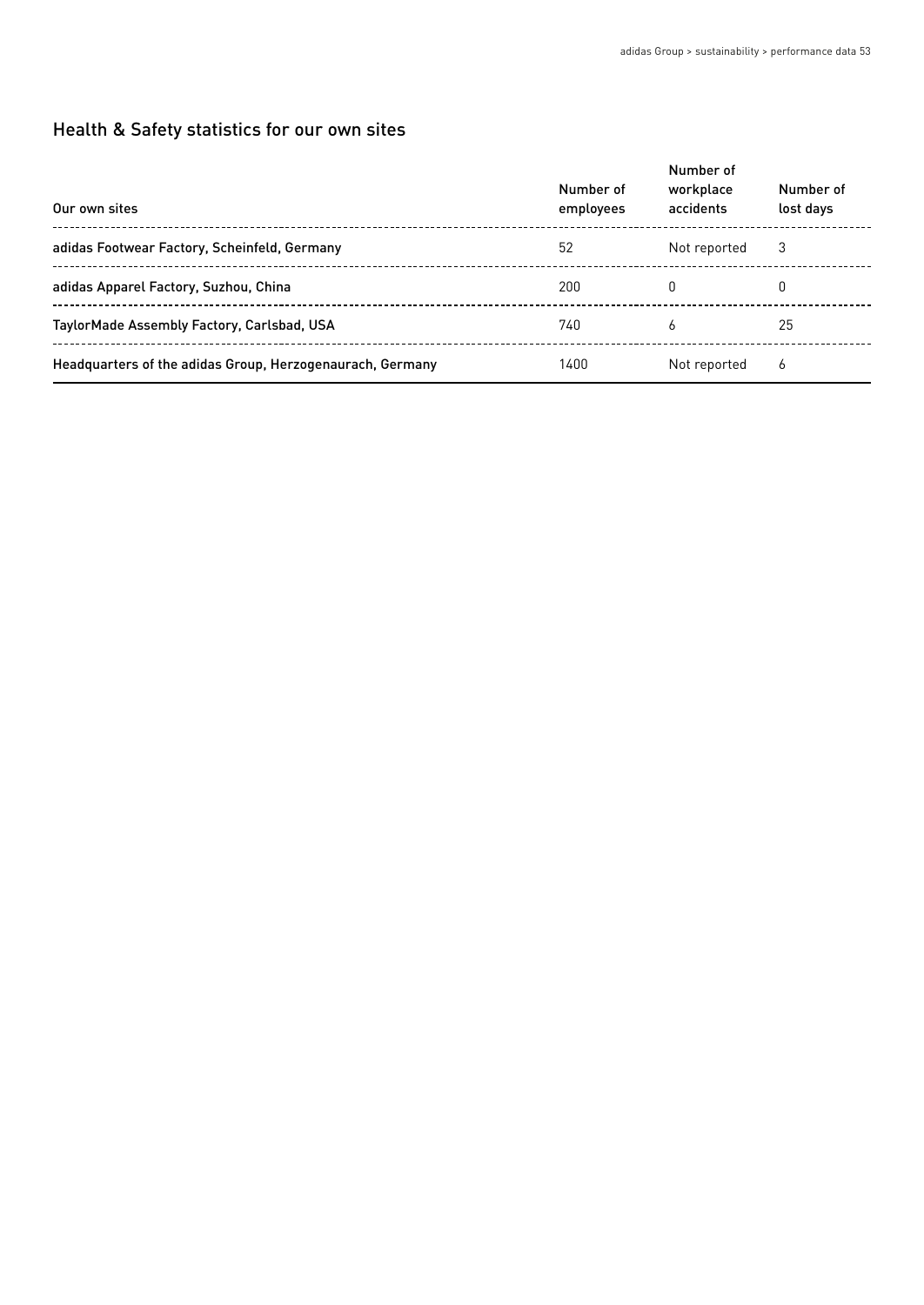## Health & Safety statistics for our own sites

| Our own sites | Number of employees | Number of workplace accidents | Number of lost days |
|---|---|---|---|
| adidas Footwear Factory, Scheinfeld, Germany | 52 | Not reported | 3 |
| adidas Apparel Factory, Suzhou, China | 200 | 0 | 0 |
| TaylorMade Assembly Factory, Carlsbad, USA | 740 | 6 | 25 |
| Headquarters of the adidas Group, Herzogenaurach, Germany | 1400 | Not reported | 6 |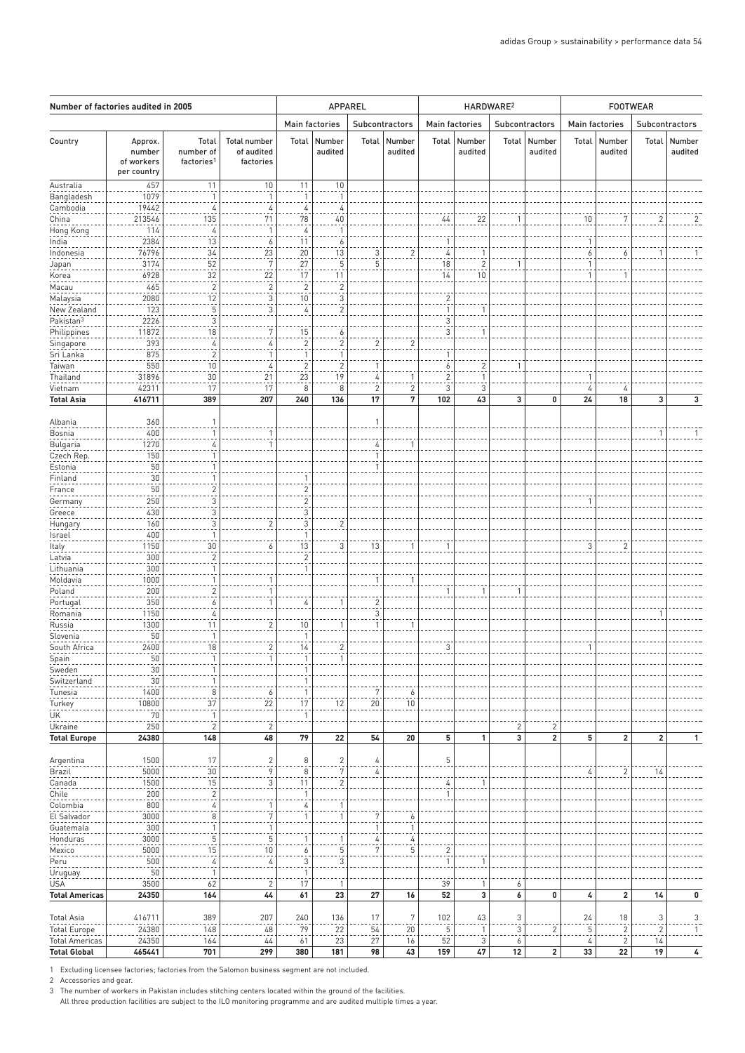| Number of factories audited in 2005 | | | | APPAREL | | | | HARDWARE[2] | | | | FOOTWEAR | | | |
|---|---|---|---|---|---|---|---|---|---|---|---|---|---|---|---|
| | | | | Main factories | | Subcontractors | | Main factories | | Subcontractors | | Main factories | | Subcontractors | |
| Country | Approx. number of workers per country | Total number of factories[1] | Total number of audited factories | Total | Number audited | Total | Number audited | Total | Number audited | Total | Number audited | Total | Number audited | Total | Number audited |
| Australia | 457 | 11 | 10 | 11 | 10 | | | | | | | | | | |
| Bangladesh | 1079 | 1 | 1 | 1 | 1 | | | | | | | | | | |
| Cambodia | 19442 | 4 | 4 | 4 | 4 | | | | | | | | | | |
| China | 213546 | 135 | 71 | 78 | 40 | | | 44 | 22 | 1 | | 10 | 7 | 2 | 2 |
| Hong Kong | 114 | 4 | 1 | 4 | 1 | | | | | | | | | | |
| India | 2384 | 13 | 6 | 11 | 6 | | | 1 | | | | 1 | | | |
| Indonesia | 76796 | 34 | 23 | 20 | 13 | 3 | 2 | 4 | 1 | | | 6 | 6 | 1 | 1 |
| Japan | 3174 | 52 | 7 | 27 | 5 | 5 | | 18 | 2 | 1 | | 1 | | | |
| Korea | 6928 | 32 | 22 | 17 | 11 | | | 14 | 10 | | | 1 | 1 | | |
| Macau | 465 | 2 | 2 | 2 | 2 | | | | | | | | | | |
| Malaysia | 2080 | 12 | 3 | 10 | 3 | | | 2 | | | | | | | |
| New Zealand | 123 | 5 | 3 | 4 | 2 | | | 1 | 1 | | | | | | |
| Pakistan[3] | 2226 | 3 | | | | | | 3 | | | | | | | |
| Philippines | 11872 | 18 | 7 | 15 | 6 | | | 3 | 1 | | | | | | |
| Singapore | 393 | 4 | 4 | 2 | 2 | 2 | 2 | | | | | | | | |
| Sri Lanka | 875 | 2 | 1 | 1 | 1 | | | 1 | | | | | | | |
| Taiwan | 550 | 10 | 4 | 2 | 2 | 1 | | 6 | 2 | 1 | | | | | |
| Thailand | 31896 | 30 | 21 | 23 | 19 | 4 | 1 | 2 | 1 | | | 1 | | | |
| Vietnam | 42311 | 17 | 17 | 8 | 8 | 2 | 2 | 3 | 3 | | | 4 | 4 | | |
| **Total Asia** | **416711** | **389** | **207** | **240** | **136** | **17** | **7** | **102** | **43** | **3** | **0** | **24** | **18** | **3** | **3** |
| Albania | 360 | 1 | | | | 1 | | | | | | | | | |
| Bosnia | 400 | 1 | 1 | | | | | | | | | | | 1 | 1 |
| Bulgaria | 1270 | 4 | 1 | | | 4 | 1 | | | | | | | | |
| Czech Rep. | 150 | 1 | | | | 1 | | | | | | | | | |
| Estonia | 50 | 1 | | | | 1 | | | | | | | | | |
| Finland | 30 | 1 | | 1 | | | | | | | | | | | |
| France | 50 | 2 | | 2 | | | | | | | | | | | |
| Germany | 250 | 3 | | 2 | | | | | | | | 1 | | | |
| Greece | 430 | 3 | | 3 | | | | | | | | | | | |
| Hungary | 160 | 3 | 2 | 3 | 2 | | | | | | | | | | |
| Israel | 400 | 1 | | 1 | | | | | | | | | | | |
| Italy | 1150 | 30 | 6 | 13 | 3 | 13 | 1 | 1 | | | | 3 | 2 | | |
| Latvia | 300 | 2 | | 2 | | | | | | | | | | | |
| Lithuania | 300 | 1 | | 1 | | | | | | | | | | | |
| Moldavia | 1000 | 1 | 1 | | | 1 | 1 | | | | | | | | |
| Poland | 200 | 2 | 1 | | | | | 1 | 1 | 1 | | | | | |
| Portugal | 350 | 6 | 1 | 4 | 1 | 2 | | | | | | | | | |
| Romania | 1150 | 4 | | | | 3 | | | | | | | | 1 | |
| Russia | 1300 | 11 | 2 | 10 | 1 | 1 | 1 | | | | | | | | |
| Slovenia | 50 | 1 | | 1 | | | | | | | | | | | |
| South Africa | 2400 | 18 | 2 | 14 | 2 | | | 3 | | | | 1 | | | |
| Spain | 50 | 1 | 1 | 1 | 1 | | | | | | | | | | |
| Sweden | 30 | 1 | | 1 | | | | | | | | | | | |
| Switzerland | 30 | 1 | | 1 | | | | | | | | | | | |
| Tunesia | 1400 | 8 | 6 | 1 | | 7 | 6 | | | | | | | | |
| Turkey | 10800 | 37 | 22 | 17 | 12 | 20 | 10 | | | | | | | | |
| UK | 70 | 1 | | 1 | | | | | | | | | | | |
| Ukraine | 250 | 2 | 2 | | | | | | | 2 | 2 | | | | |
| **Total Europe** | **24380** | **148** | **48** | **79** | **22** | **54** | **20** | **5** | **1** | **3** | **2** | **5** | **2** | **2** | **1** |
| Argentina | 1500 | 17 | 2 | 8 | 2 | 4 | | 5 | | | | | | | |
| Brazil | 5000 | 30 | 9 | 8 | 7 | 4 | | | | | | 4 | 2 | 14 | |
| Canada | 1500 | 15 | 3 | 11 | 2 | | | 4 | 1 | | | | | | |
| Chile | 200 | 2 | | 1 | | | | 1 | | | | | | | |
| Colombia | 800 | 4 | 1 | 4 | 1 | | | | | | | | | | |
| El Salvador | 3000 | 8 | 7 | 1 | 1 | 7 | 6 | | | | | | | | |
| Guatemala | 300 | 1 | 1 | | | 1 | 1 | | | | | | | | |
| Honduras | 3000 | 5 | 5 | 1 | 1 | 4 | 4 | | | | | | | | |
| Mexico | 5000 | 15 | 10 | 6 | 5 | 7 | 5 | 2 | | | | | | | |
| Peru | 500 | 4 | 4 | 3 | 3 | | | 1 | 1 | | | | | | |
| Uruguay | 50 | 1 | | 1 | | | | | | | | | | | |
| USA | 3500 | 62 | 2 | 17 | 1 | | | 39 | 1 | 6 | | | | | |
| **Total Americas** | **24350** | **164** | **44** | **61** | **23** | **27** | **16** | **52** | **3** | **6** | **0** | **4** | **2** | **14** | **0** |
| Total Asia | 416711 | 389 | 207 | 240 | 136 | 17 | 7 | 102 | 43 | 3 | | 24 | 18 | 3 | 3 |
| Total Europe | 24380 | 148 | 48 | 79 | 22 | 54 | 20 | 5 | 1 | 3 | 2 | 5 | 2 | 2 | 1 |
| Total Americas | 24350 | 164 | 44 | 61 | 23 | 27 | 16 | 52 | 3 | 6 | | 4 | 2 | 14 | |
| **Total Global** | **465441** | **701** | **299** | **380** | **181** | **98** | **43** | **159** | **47** | **12** | **2** | **33** | **22** | **19** | **4** |

1 Excluding licensee factories; factories from the Salomon business segment are not included.

2 Accessories and gear.

3 The number of workers in Pakistan includes stitching centers located within the ground of the facilities.
All three production facilities are subject to the ILO monitoring programme and are audited multiple times a year.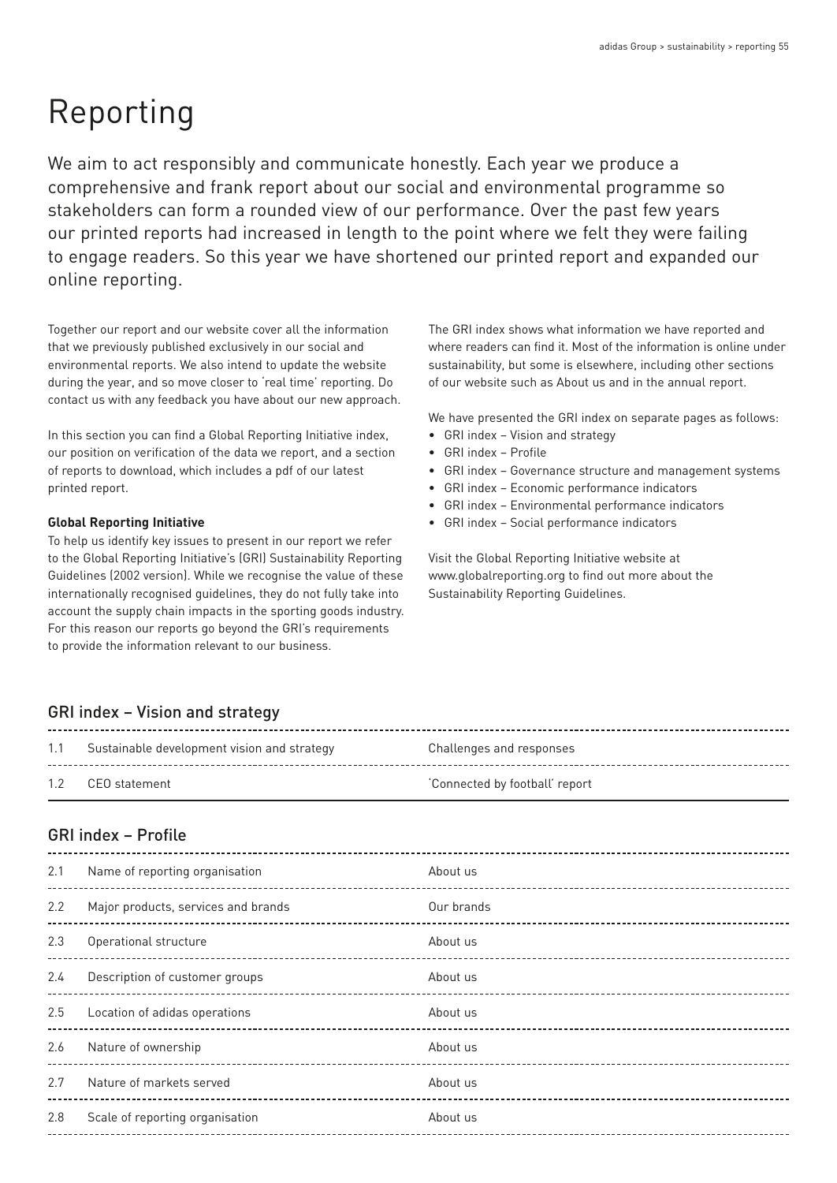# Reporting

We aim to act responsibly and communicate honestly. Each year we produce a comprehensive and frank report about our social and environmental programme so stakeholders can form a rounded view of our performance. Over the past few years our printed reports had increased in length to the point where we felt they were failing to engage readers. So this year we have shortened our printed report and expanded our online reporting.

Together our report and our website cover all the information that we previously published exclusively in our social and environmental reports. We also intend to update the website during the year, and so move closer to 'real time' reporting. Do contact us with any feedback you have about our new approach.

In this section you can find a Global Reporting Initiative index, our position on verification of the data we report, and a section of reports to download, which includes a pdf of our latest printed report.

**Global Reporting Initiative**

To help us identify key issues to present in our report we refer to the Global Reporting Initiative's (GRI) Sustainability Reporting Guidelines (2002 version). While we recognise the value of these internationally recognised guidelines, they do not fully take into account the supply chain impacts in the sporting goods industry. For this reason our reports go beyond the GRI's requirements to provide the information relevant to our business.

The GRI index shows what information we have reported and where readers can find it. Most of the information is online under sustainability, but some is elsewhere, including other sections of our website such as About us and in the annual report.

We have presented the GRI index on separate pages as follows:

- GRI index – Vision and strategy
- GRI index – Profile
- GRI index – Governance structure and management systems
- GRI index – Economic performance indicators
- GRI index – Environmental performance indicators
- GRI index – Social performance indicators

Visit the Global Reporting Initiative website at www.globalreporting.org to find out more about the Sustainability Reporting Guidelines.

## GRI index – Vision and strategy

| | | |
|---|---|---|
| 1.1 | Sustainable development vision and strategy | Challenges and responses |
| 1.2 | CEO statement | 'Connected by football' report |

## GRI index – Profile

| | | |
|---|---|---|
| 2.1 | Name of reporting organisation | About us |
| 2.2 | Major products, services and brands | Our brands |
| 2.3 | Operational structure | About us |
| 2.4 | Description of customer groups | About us |
| 2.5 | Location of adidas operations | About us |
| 2.6 | Nature of ownership | About us |
| 2.7 | Nature of markets served | About us |
| 2.8 | Scale of reporting organisation | About us |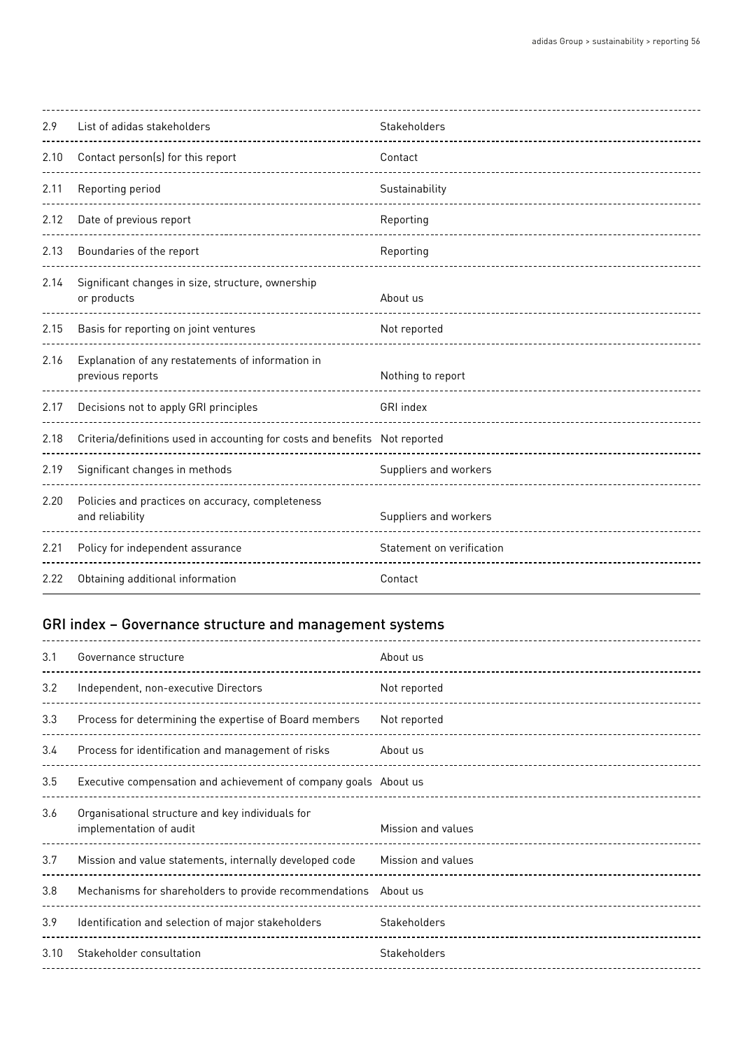| | | |
|---|---|---|
| 2.9 | List of adidas stakeholders | Stakeholders |
| 2.10 | Contact person(s) for this report | Contact |
| 2.11 | Reporting period | Sustainability |
| 2.12 | Date of previous report | Reporting |
| 2.13 | Boundaries of the report | Reporting |
| 2.14 | Significant changes in size, structure, ownership or products | About us |
| 2.15 | Basis for reporting on joint ventures | Not reported |
| 2.16 | Explanation of any restatements of information in previous reports | Nothing to report |
| 2.17 | Decisions not to apply GRI principles | GRI index |
| 2.18 | Criteria/definitions used in accounting for costs and benefits | Not reported |
| 2.19 | Significant changes in methods | Suppliers and workers |
| 2.20 | Policies and practices on accuracy, completeness and reliability | Suppliers and workers |
| 2.21 | Policy for independent assurance | Statement on verification |
| 2.22 | Obtaining additional information | Contact |

## GRI index – Governance structure and management systems

| | | |
|---|---|---|
| 3.1 | Governance structure | About us |
| 3.2 | Independent, non-executive Directors | Not reported |
| 3.3 | Process for determining the expertise of Board members | Not reported |
| 3.4 | Process for identification and management of risks | About us |
| 3.5 | Executive compensation and achievement of company goals | About us |
| 3.6 | Organisational structure and key individuals for implementation of audit | Mission and values |
| 3.7 | Mission and value statements, internally developed code | Mission and values |
| 3.8 | Mechanisms for shareholders to provide recommendations | About us |
| 3.9 | Identification and selection of major stakeholders | Stakeholders |
| 3.10 | Stakeholder consultation | Stakeholders |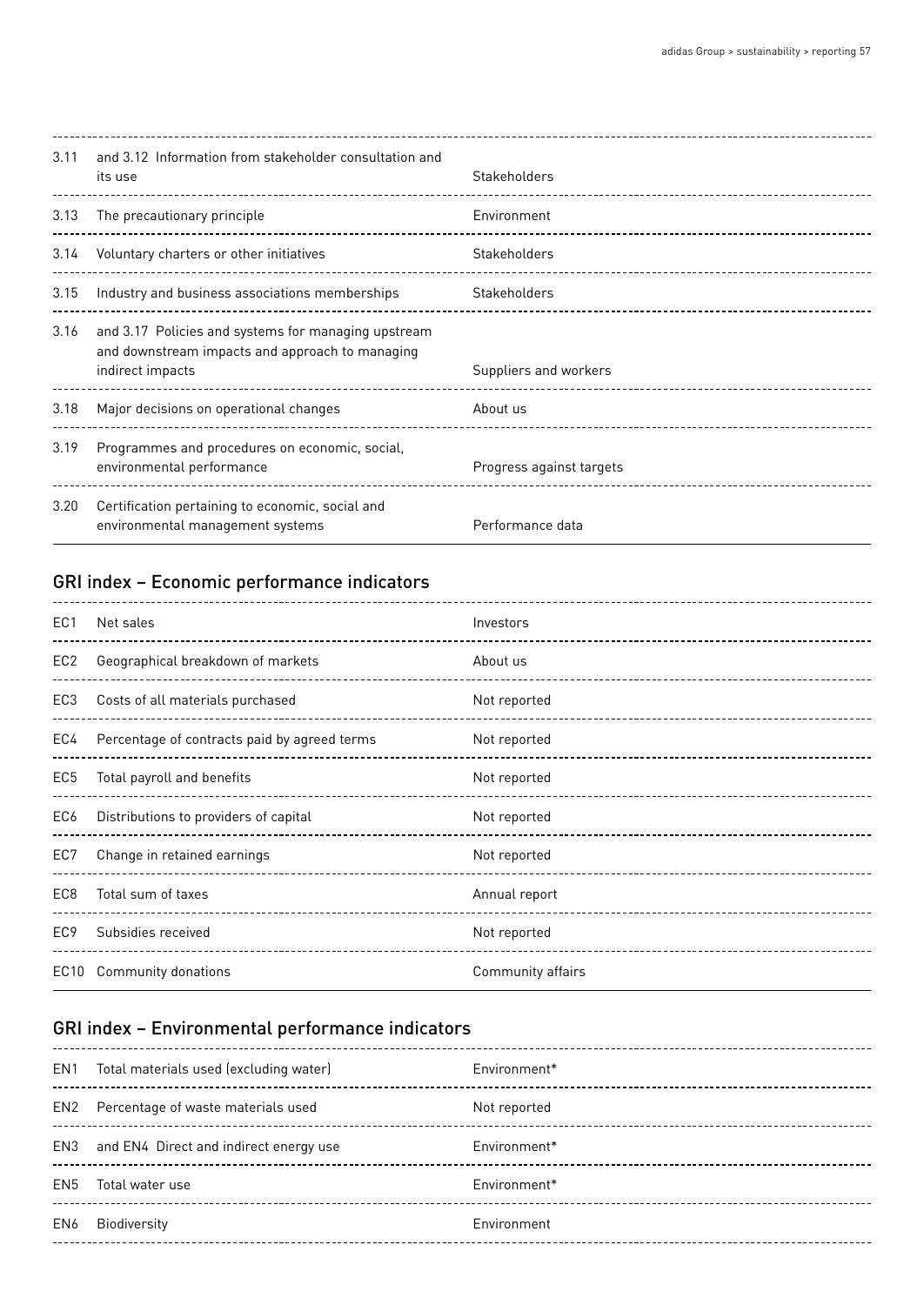| | | |
|---|---|---|
| 3.11 | and 3.12 Information from stakeholder consultation and its use | Stakeholders |
| 3.13 | The precautionary principle | Environment |
| 3.14 | Voluntary charters or other initiatives | Stakeholders |
| 3.15 | Industry and business associations memberships | Stakeholders |
| 3.16 | and 3.17 Policies and systems for managing upstream and downstream impacts and approach to managing indirect impacts | Suppliers and workers |
| 3.18 | Major decisions on operational changes | About us |
| 3.19 | Programmes and procedures on economic, social, environmental performance | Progress against targets |
| 3.20 | Certification pertaining to economic, social and environmental management systems | Performance data |

## GRI index – Economic performance indicators

| | | |
|---|---|---|
| EC1 | Net sales | Investors |
| EC2 | Geographical breakdown of markets | About us |
| EC3 | Costs of all materials purchased | Not reported |
| EC4 | Percentage of contracts paid by agreed terms | Not reported |
| EC5 | Total payroll and benefits | Not reported |
| EC6 | Distributions to providers of capital | Not reported |
| EC7 | Change in retained earnings | Not reported |
| EC8 | Total sum of taxes | Annual report |
| EC9 | Subsidies received | Not reported |
| EC10 | Community donations | Community affairs |

## GRI index – Environmental performance indicators

| | | |
|---|---|---|
| EN1 | Total materials used (excluding water) | Environment* |
| EN2 | Percentage of waste materials used | Not reported |
| EN3 | and EN4 Direct and indirect energy use | Environment* |
| EN5 | Total water use | Environment* |
| EN6 | Biodiversity | Environment |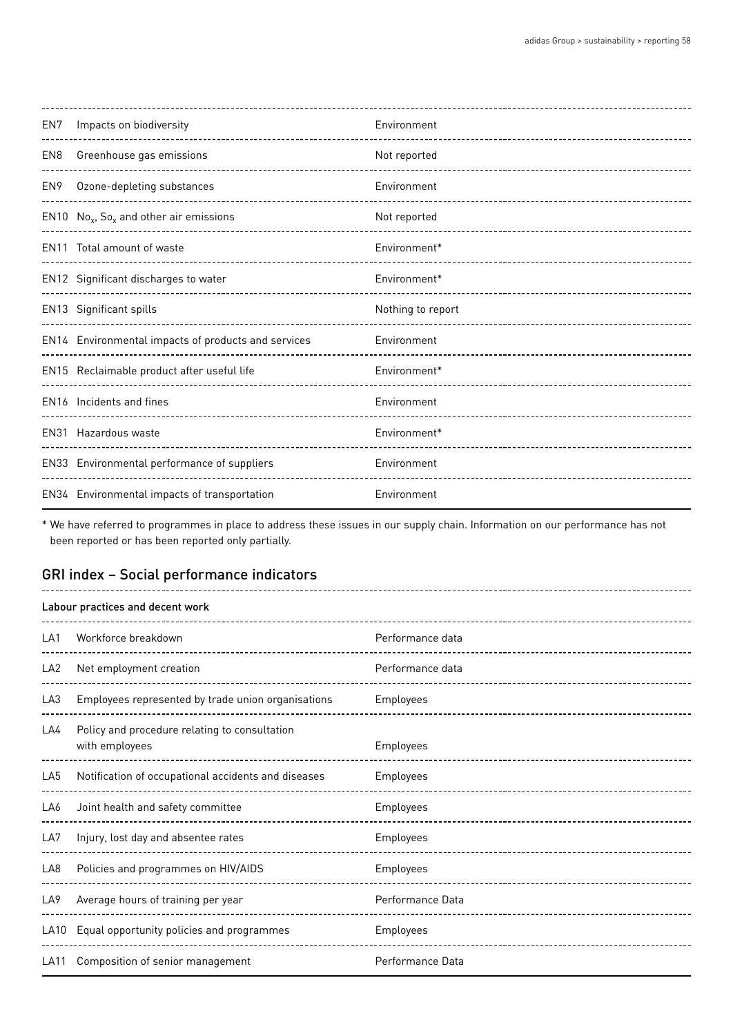| | | |
|---|---|---|
| EN7 | Impacts on biodiversity | Environment |
| EN8 | Greenhouse gas emissions | Not reported |
| EN9 | Ozone-depleting substances | Environment |
| EN10 | $No_x$, $So_x$ and other air emissions | Not reported |
| EN11 | Total amount of waste | Environment* |
| EN12 | Significant discharges to water | Environment* |
| EN13 | Significant spills | Nothing to report |
| EN14 | Environmental impacts of products and services | Environment |
| EN15 | Reclaimable product after useful life | Environment* |
| EN16 | Incidents and fines | Environment |
| EN31 | Hazardous waste | Environment* |
| EN33 | Environmental performance of suppliers | Environment |
| EN34 | Environmental impacts of transportation | Environment |

* We have referred to programmes in place to address these issues in our supply chain. Information on our performance has not been reported or has been reported only partially.

## GRI index – Social performance indicators

| Labour practices and decent work | | |
|---|---|---|
| LA1 | Workforce breakdown | Performance data |
| LA2 | Net employment creation | Performance data |
| LA3 | Employees represented by trade union organisations | Employees |
| LA4 | Policy and procedure relating to consultation with employees | Employees |
| LA5 | Notification of occupational accidents and diseases | Employees |
| LA6 | Joint health and safety committee | Employees |
| LA7 | Injury, lost day and absentee rates | Employees |
| LA8 | Policies and programmes on HIV/AIDS | Employees |
| LA9 | Average hours of training per year | Performance Data |
| LA10 | Equal opportunity policies and programmes | Employees |
| LA11 | Composition of senior management | Performance Data |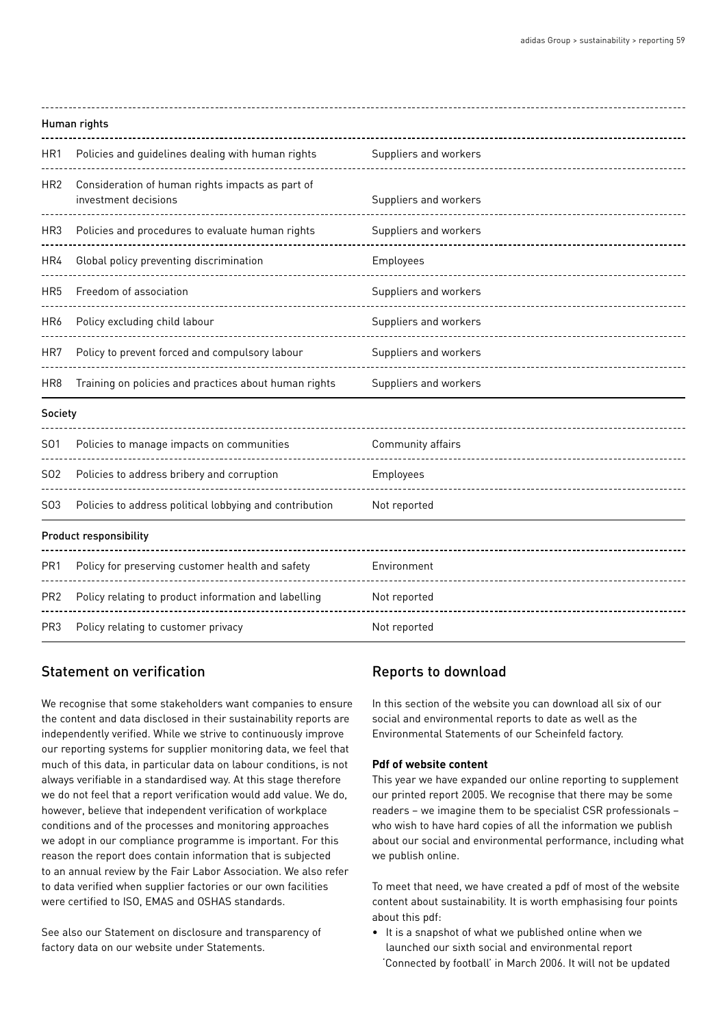| | Human rights | |
|---|---|---|
| HR1 | Policies and guidelines dealing with human rights | Suppliers and workers |
| HR2 | Consideration of human rights impacts as part of investment decisions | Suppliers and workers |
| HR3 | Policies and procedures to evaluate human rights | Suppliers and workers |
| HR4 | Global policy preventing discrimination | Employees |
| HR5 | Freedom of association | Suppliers and workers |
| HR6 | Policy excluding child labour | Suppliers and workers |
| HR7 | Policy to prevent forced and compulsory labour | Suppliers and workers |
| HR8 | Training on policies and practices about human rights | Suppliers and workers |
| | **Society** | |
| SO1 | Policies to manage impacts on communities | Community affairs |
| SO2 | Policies to address bribery and corruption | Employees |
| SO3 | Policies to address political lobbying and contribution | Not reported |
| | **Product responsibility** | |
| PR1 | Policy for preserving customer health and safety | Environment |
| PR2 | Policy relating to product information and labelling | Not reported |
| PR3 | Policy relating to customer privacy | Not reported |

## Statement on verification

We recognise that some stakeholders want companies to ensure the content and data disclosed in their sustainability reports are independently verified. While we strive to continuously improve our reporting systems for supplier monitoring data, we feel that much of this data, in particular data on labour conditions, is not always verifiable in a standardised way. At this stage therefore we do not feel that a report verification would add value. We do, however, believe that independent verification of workplace conditions and of the processes and monitoring approaches we adopt in our compliance programme is important. For this reason the report does contain information that is subjected to an annual review by the Fair Labor Association. We also refer to data verified when supplier factories or our own facilities were certified to ISO, EMAS and OSHAS standards.

See also our Statement on disclosure and transparency of factory data on our website under Statements.

## Reports to download

In this section of the website you can download all six of our social and environmental reports to date as well as the Environmental Statements of our Scheinfeld factory.

**Pdf of website content**

This year we have expanded our online reporting to supplement our printed report 2005. We recognise that there may be some readers – we imagine them to be specialist CSR professionals – who wish to have hard copies of all the information we publish about our social and environmental performance, including what we publish online.

To meet that need, we have created a pdf of most of the website content about sustainability. It is worth emphasising four points about this pdf:

- It is a snapshot of what we published online when we launched our sixth social and environmental report 'Connected by football' in March 2006. It will not be updated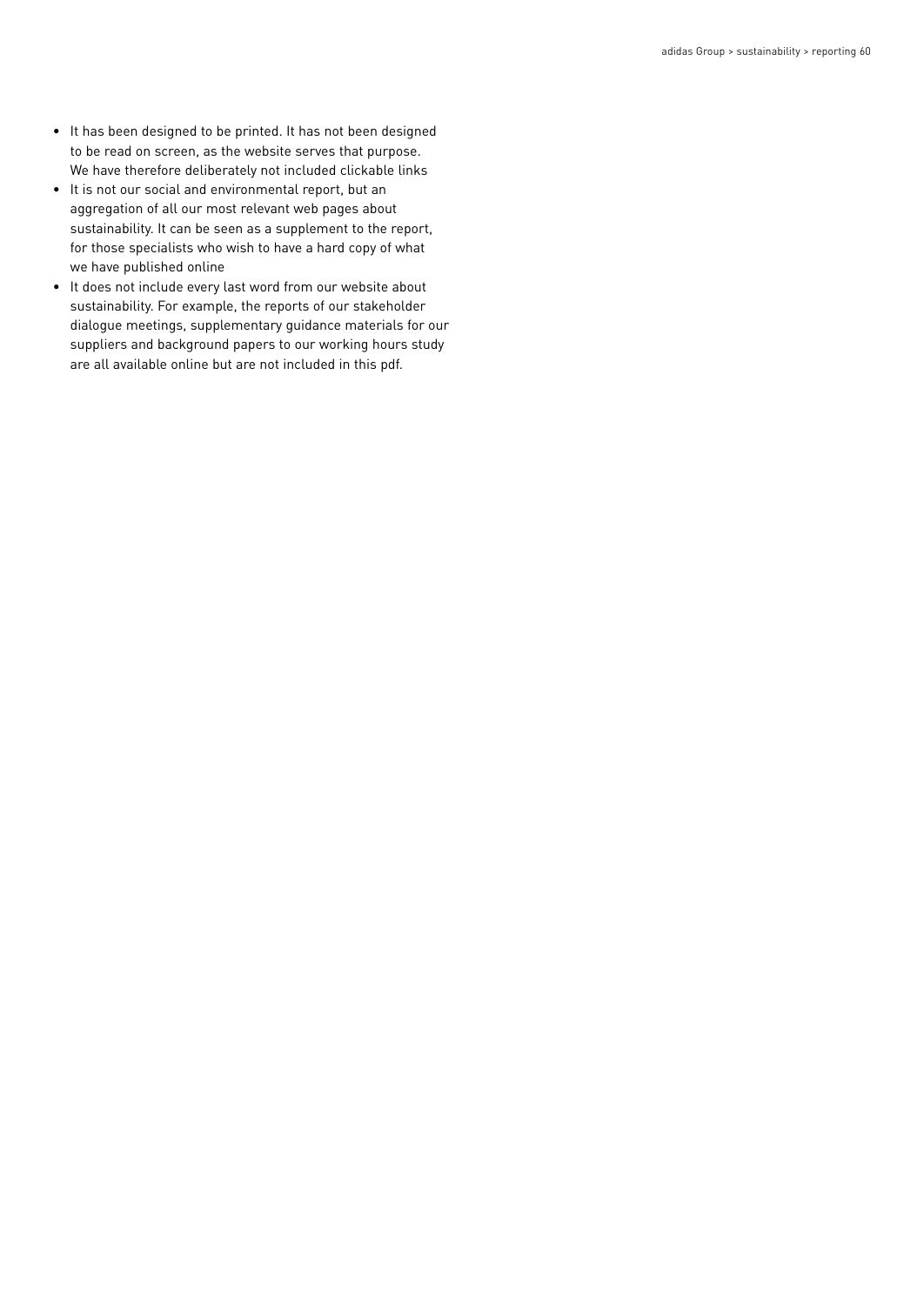- It has been designed to be printed. It has not been designed to be read on screen, as the website serves that purpose. We have therefore deliberately not included clickable links
- It is not our social and environmental report, but an aggregation of all our most relevant web pages about sustainability. It can be seen as a supplement to the report, for those specialists who wish to have a hard copy of what we have published online
- It does not include every last word from our website about sustainability. For example, the reports of our stakeholder dialogue meetings, supplementary guidance materials for our suppliers and background papers to our working hours study are all available online but are not included in this pdf.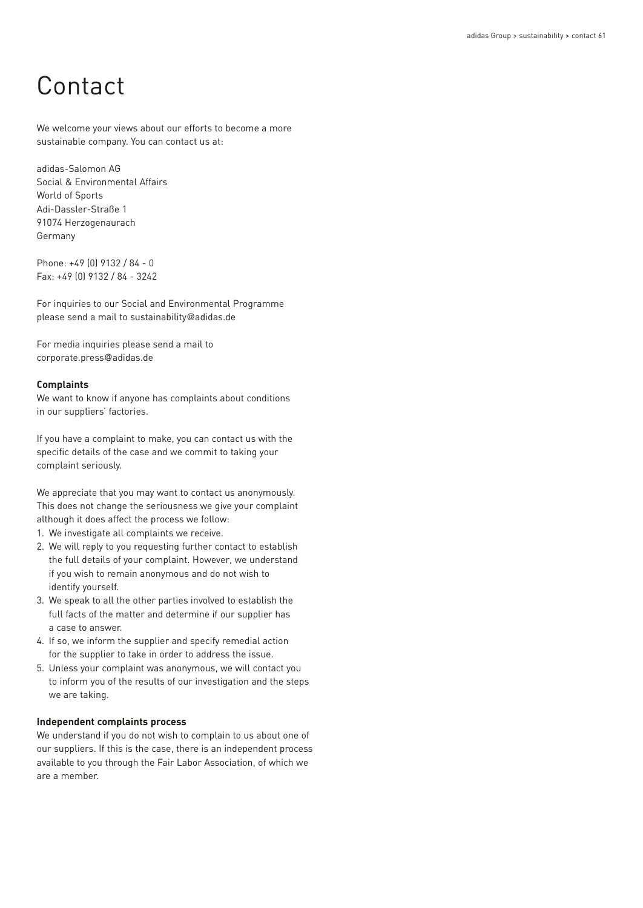# Contact

We welcome your views about our efforts to become a more sustainable company. You can contact us at:

adidas-Salomon AG
Social & Environmental Affairs
World of Sports
Adi-Dassler-Straße 1
91074 Herzogenaurach
Germany

Phone: +49 (0) 9132 / 84 - 0
Fax: +49 (0) 9132 / 84 - 3242

For inquiries to our Social and Environmental Programme please send a mail to sustainability@adidas.de

For media inquiries please send a mail to corporate.press@adidas.de

**Complaints**
We want to know if anyone has complaints about conditions in our suppliers' factories.

If you have a complaint to make, you can contact us with the specific details of the case and we commit to taking your complaint seriously.

We appreciate that you may want to contact us anonymously. This does not change the seriousness we give your complaint although it does affect the process we follow:

1. We investigate all complaints we receive.
2. We will reply to you requesting further contact to establish the full details of your complaint. However, we understand if you wish to remain anonymous and do not wish to identify yourself.
3. We speak to all the other parties involved to establish the full facts of the matter and determine if our supplier has a case to answer.
4. If so, we inform the supplier and specify remedial action for the supplier to take in order to address the issue.
5. Unless your complaint was anonymous, we will contact you to inform you of the results of our investigation and the steps we are taking.

**Independent complaints process**
We understand if you do not wish to complain to us about one of our suppliers. If this is the case, there is an independent process available to you through the Fair Labor Association, of which we are a member.